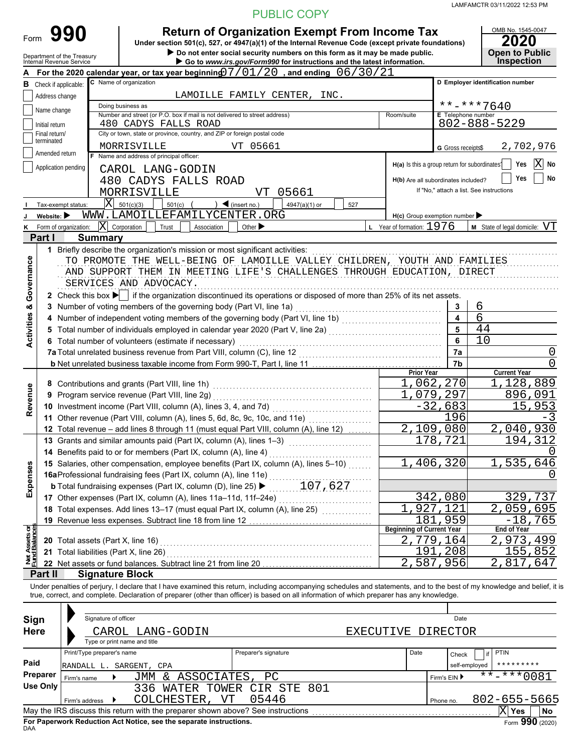PUBLIC COPY

LAMFAMCTR 03/11/2022 12:53 PM

# Form 990 — Return of Organization Exempt From Income Tax

Under section 501(c), 527, or 4947(a)(1) of the Internal Revenue Code (except private foundations)

▶ Do not enter social security numbers on this form as it may be made public.

▶ Go to www.irs.gov/Form990 for instructions and the latest information.

Department of the Treasury
Internal Revenue Service

OMB No. 1545-0047

**2020**

**Open to Public Inspection**

**A** For the 2020 calendar year, or tax year beginning 07/01/20, and ending 06/30/21

**B** Check if applicable:
- [ ] Address change
- [ ] Name change
- [ ] Initial return
- [ ] Final return/terminated
- [ ] Amended return
- [ ] Application pending

**C** Name of organization: LAMOILLE FAMILY CENTER, INC.

Doing business as:

Number and street (or P.O. box if mail is not delivered to street address): 480 CADYS FALLS ROAD | Room/suite:

City or town, state or province, country, and ZIP or foreign postal code: MORRISVILLE VT 05661

**D** Employer identification number: **-***7640

**E** Telephone number: 802-888-5229

**G** Gross receipts $ 2,702,976

**F** Name and address of principal officer:
CAROL LANG-GODIN
480 CADYS FALLS ROAD
MORRISVILLE VT 05661

H(a) Is this a group return for subordinates? [ ] Yes [X] No

H(b) Are all subordinates included? [ ] Yes [ ] No
If "No," attach a list. See instructions

**I** Tax-exempt status: [X] 501(c)(3) [ ] 501(c) ( ) ◀ (insert no.) [ ] 4947(a)(1) or [ ] 527

**J** Website: ▶ WWW.LAMOILLEFAMILYCENTER.ORG

H(c) Group exemption number ▶

**K** Form of organization: [X] Corporation [ ] Trust [ ] Association [ ] Other ▶

**L** Year of formation: 1976

**M** State of legal domicile: VT

## Part I Summary

**Activities & Governance**

1 Briefly describe the organization's mission or most significant activities:
TO PROMOTE THE WELL-BEING OF LAMOILLE VALLEY CHILDREN, YOUTH AND FAMILIES AND SUPPORT THEM IN MEETING LIFE'S CHALLENGES THROUGH EDUCATION, DIRECT SERVICES AND ADVOCACY.

2 Check this box ▶ [ ] if the organization discontinued its operations or disposed of more than 25% of its net assets.

| | | Line | Value |
|---|---|---|---|
| 3 | Number of voting members of the governing body (Part VI, line 1a) | 3 | 6 |
| 4 | Number of independent voting members of the governing body (Part VI, line 1b) | 4 | 6 |
| 5 | Total number of individuals employed in calendar year 2020 (Part V, line 2a) | 5 | 44 |
| 6 | Total number of volunteers (estimate if necessary) | 6 | 10 |
| 7a | Total unrelated business revenue from Part VIII, column (C), line 12 | 7a | 0 |
| b | Net unrelated business taxable income from Form 990-T, Part I, line 11 | 7b | 0 |

**Revenue / Expenses**

| | | Prior Year | Current Year |
|---|---|---|---|
| 8 | Contributions and grants (Part VIII, line 1h) | 1,062,270 | 1,128,889 |
| 9 | Program service revenue (Part VIII, line 2g) | 1,079,297 | 896,091 |
| 10 | Investment income (Part VIII, column (A), lines 3, 4, and 7d) | -32,683 | 15,953 |
| 11 | Other revenue (Part VIII, column (A), lines 5, 6d, 8c, 9c, 10c, and 11e) | 196 | -3 |
| 12 | Total revenue – add lines 8 through 11 (must equal Part VIII, column (A), line 12) | 2,109,080 | 2,040,930 |
| 13 | Grants and similar amounts paid (Part IX, column (A), lines 1–3) | 178,721 | 194,312 |
| 14 | Benefits paid to or for members (Part IX, column (A), line 4) | | 0 |
| 15 | Salaries, other compensation, employee benefits (Part IX, column (A), lines 5–10) | 1,406,320 | 1,535,646 |
| 16a | Professional fundraising fees (Part IX, column (A), line 11e) | | 0 |
| b | Total fundraising expenses (Part IX, column (D), line 25) ▶ 107,627 | | |
| 17 | Other expenses (Part IX, column (A), lines 11a–11d, 11f–24e) | 342,080 | 329,737 |
| 18 | Total expenses. Add lines 13–17 (must equal Part IX, column (A), line 25) | 1,927,121 | 2,059,695 |
| 19 | Revenue less expenses. Subtract line 18 from line 12 | 181,959 | -18,765 |

**Net Assets or Fund Balances**

| | | Beginning of Current Year | End of Year |
|---|---|---|---|
| 20 | Total assets (Part X, line 16) | 2,779,164 | 2,973,499 |
| 21 | Total liabilities (Part X, line 26) | 191,208 | 155,852 |
| 22 | Net assets or fund balances. Subtract line 21 from line 20 | 2,587,956 | 2,817,647 |

## Part II Signature Block

Under penalties of perjury, I declare that I have examined this return, including accompanying schedules and statements, and to the best of my knowledge and belief, it is true, correct, and complete. Declaration of preparer (other than officer) is based on all information of which preparer has any knowledge.

**Sign Here**

Signature of officer | Date

CAROL LANG-GODIN EXECUTIVE DIRECTOR
Type or print name and title

**Paid Preparer Use Only**

| Print/Type preparer's name | Preparer's signature | Date | Check [ ] if self-employed | PTIN |
|---|---|---|---|---|
| RANDALL L. SARGENT, CPA | | | | ********* |

Firm's name ▶ JMM & ASSOCIATES, PC | Firm's EIN ▶ **-***0081

Firm's address ▶ 336 WATER TOWER CIR STE 801, COLCHESTER, VT 05446 | Phone no. 802-655-5665

May the IRS discuss this return with the preparer shown above? See instructions [X] Yes [ ] No

For Paperwork Reduction Act Notice, see the separate instructions.

DAA

Form **990** (2020)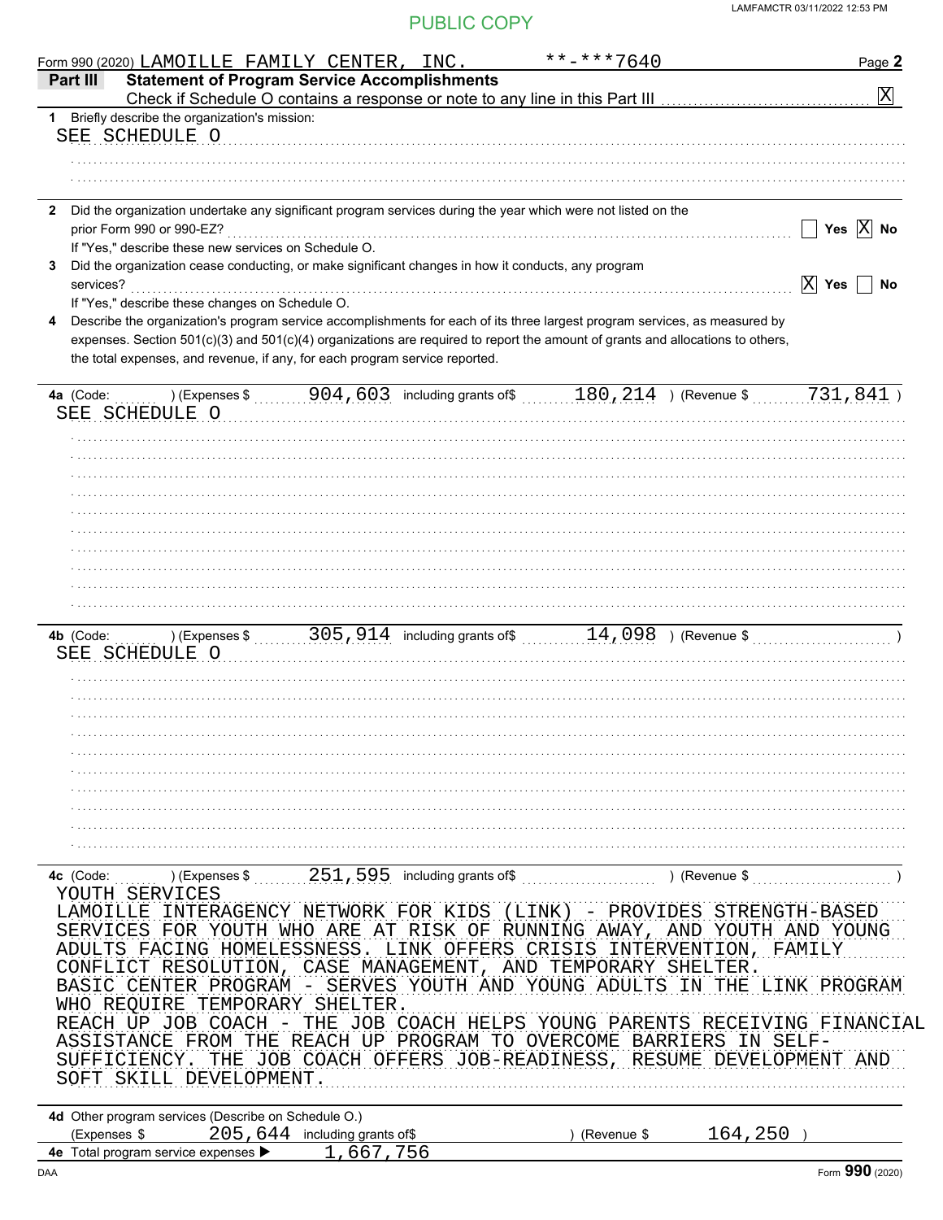PUBLIC COPY

Form 990 (2020) LAMOILLE FAMILY CENTER, INC. **-***7640

## Part III Statement of Program Service Accomplishments

Check if Schedule O contains a response or note to any line in this Part III [X]

**1** Briefly describe the organization's mission:

SEE SCHEDULE O

**2** Did the organization undertake any significant program services during the year which were not listed on the prior Form 990 or 990-EZ? [ ] Yes [X] No

If "Yes," describe these new services on Schedule O.

**3** Did the organization cease conducting, or make significant changes in how it conducts, any program services? [X] Yes [ ] No

If "Yes," describe these changes on Schedule O.

**4** Describe the organization's program service accomplishments for each of its three largest program services, as measured by expenses. Section 501(c)(3) and 501(c)(4) organizations are required to report the amount of grants and allocations to others, the total expenses, and revenue, if any, for each program service reported.

**4a** (Code: ) (Expenses $ 904,603 including grants of$ 180,214 ) (Revenue $ 731,841 )

SEE SCHEDULE O

**4b** (Code: ) (Expenses $ 305,914 including grants of$ 14,098 ) (Revenue $ )

SEE SCHEDULE O

**4c** (Code: ) (Expenses $ 251,595 including grants of$ ) (Revenue $ )

YOUTH SERVICES

LAMOILLE INTERAGENCY NETWORK FOR KIDS (LINK) - PROVIDES STRENGTH-BASED SERVICES FOR YOUTH WHO ARE AT RISK OF RUNNING AWAY, AND YOUTH AND YOUNG ADULTS FACING HOMELESSNESS. LINK OFFERS CRISIS INTERVENTION, FAMILY CONFLICT RESOLUTION, CASE MANAGEMENT, AND TEMPORARY SHELTER.

BASIC CENTER PROGRAM - SERVES YOUTH AND YOUNG ADULTS IN THE LINK PROGRAM WHO REQUIRE TEMPORARY SHELTER.

REACH UP JOB COACH - THE JOB COACH HELPS YOUNG PARENTS RECEIVING FINANCIAL ASSISTANCE FROM THE REACH UP PROGRAM TO OVERCOME BARRIERS IN SELF-SUFFICIENCY. THE JOB COACH OFFERS JOB-READINESS, RESUME DEVELOPMENT AND SOFT SKILL DEVELOPMENT.

**4d** Other program services (Describe on Schedule O.)

(Expenses $ 205,644 including grants of$ ) (Revenue $ 164,250 )

**4e** Total program service expenses ▶ 1,667,756

Form **990** (2020)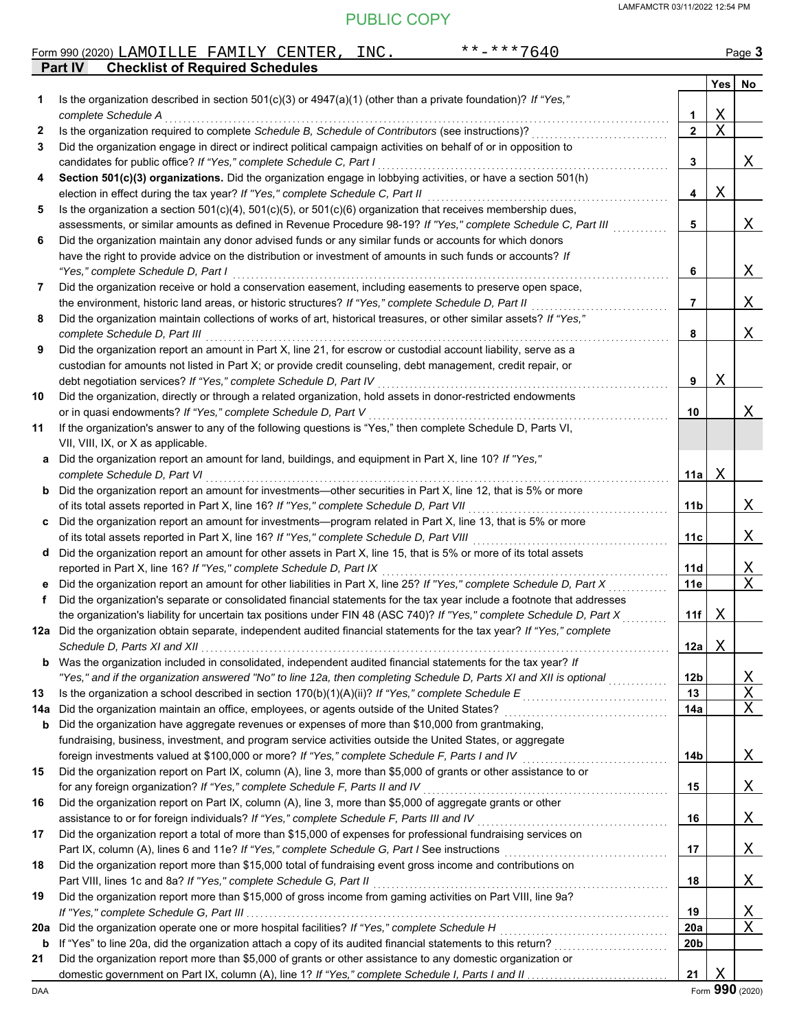PUBLIC COPY

Form 990 (2020) LAMOILLE FAMILY CENTER, INC. **-***7640

## Part IV Checklist of Required Schedules

| | | | Yes | No |
|---|---|---|---|---|
| 1 | Is the organization described in section 501(c)(3) or 4947(a)(1) (other than a private foundation)? *If "Yes," complete Schedule A* | 1 | X | |
| 2 | Is the organization required to complete *Schedule B, Schedule of Contributors* (see instructions)? | 2 | X | |
| 3 | Did the organization engage in direct or indirect political campaign activities on behalf of or in opposition to candidates for public office? *If "Yes," complete Schedule C, Part I* | 3 | | X |
| 4 | **Section 501(c)(3) organizations.** Did the organization engage in lobbying activities, or have a section 501(h) election in effect during the tax year? *If "Yes," complete Schedule C, Part II* | 4 | X | |
| 5 | Is the organization a section 501(c)(4), 501(c)(5), or 501(c)(6) organization that receives membership dues, assessments, or similar amounts as defined in Revenue Procedure 98-19? *If "Yes," complete Schedule C, Part III* | 5 | | X |
| 6 | Did the organization maintain any donor advised funds or any similar funds or accounts for which donors have the right to provide advice on the distribution or investment of amounts in such funds or accounts? *If "Yes," complete Schedule D, Part I* | 6 | | X |
| 7 | Did the organization receive or hold a conservation easement, including easements to preserve open space, the environment, historic land areas, or historic structures? *If "Yes," complete Schedule D, Part II* | 7 | | X |
| 8 | Did the organization maintain collections of works of art, historical treasures, or other similar assets? *If "Yes," complete Schedule D, Part III* | 8 | | X |
| 9 | Did the organization report an amount in Part X, line 21, for escrow or custodial account liability, serve as a custodian for amounts not listed in Part X; or provide credit counseling, debt management, credit repair, or debt negotiation services? *If "Yes," complete Schedule D, Part IV* | 9 | X | |
| 10 | Did the organization, directly or through a related organization, hold assets in donor-restricted endowments or in quasi endowments? *If "Yes," complete Schedule D, Part V* | 10 | | X |
| 11 | If the organization's answer to any of the following questions is "Yes," then complete Schedule D, Parts VI, VII, VIII, IX, or X as applicable. | | | |
| a | Did the organization report an amount for land, buildings, and equipment in Part X, line 10? *If "Yes," complete Schedule D, Part VI* | 11a | X | |
| b | Did the organization report an amount for investments—other securities in Part X, line 12, that is 5% or more of its total assets reported in Part X, line 16? *If "Yes," complete Schedule D, Part VII* | 11b | | X |
| c | Did the organization report an amount for investments—program related in Part X, line 13, that is 5% or more of its total assets reported in Part X, line 16? *If "Yes," complete Schedule D, Part VIII* | 11c | | X |
| d | Did the organization report an amount for other assets in Part X, line 15, that is 5% or more of its total assets reported in Part X, line 16? *If "Yes," complete Schedule D, Part IX* | 11d | | X |
| e | Did the organization report an amount for other liabilities in Part X, line 25? *If "Yes," complete Schedule D, Part X* | 11e | | X |
| f | Did the organization's separate or consolidated financial statements for the tax year include a footnote that addresses the organization's liability for uncertain tax positions under FIN 48 (ASC 740)? *If "Yes," complete Schedule D, Part X* | 11f | X | |
| 12a | Did the organization obtain separate, independent audited financial statements for the tax year? *If "Yes," complete Schedule D, Parts XI and XII* | 12a | X | |
| b | Was the organization included in consolidated, independent audited financial statements for the tax year? *If "Yes," and if the organization answered "No" to line 12a, then completing Schedule D, Parts XI and XII is optional* | 12b | | X |
| 13 | Is the organization a school described in section 170(b)(1)(A)(ii)? *If "Yes," complete Schedule E* | 13 | | X |
| 14a | Did the organization maintain an office, employees, or agents outside of the United States? | 14a | | X |
| b | Did the organization have aggregate revenues or expenses of more than $10,000 from grantmaking, fundraising, business, investment, and program service activities outside the United States, or aggregate foreign investments valued at $100,000 or more? *If "Yes," complete Schedule F, Parts I and IV* | 14b | | X |
| 15 | Did the organization report on Part IX, column (A), line 3, more than $5,000 of grants or other assistance to or for any foreign organization? *If "Yes," complete Schedule F, Parts II and IV* | 15 | | X |
| 16 | Did the organization report on Part IX, column (A), line 3, more than $5,000 of aggregate grants or other assistance to or for foreign individuals? *If "Yes," complete Schedule F, Parts III and IV* | 16 | | X |
| 17 | Did the organization report a total of more than $15,000 of expenses for professional fundraising services on Part IX, column (A), lines 6 and 11e? *If "Yes," complete Schedule G, Part I* See instructions | 17 | | X |
| 18 | Did the organization report more than $15,000 total of fundraising event gross income and contributions on Part VIII, lines 1c and 8a? *If "Yes," complete Schedule G, Part II* | 18 | | X |
| 19 | Did the organization report more than $15,000 of gross income from gaming activities on Part VIII, line 9a? *If "Yes," complete Schedule G, Part III* | 19 | | X |
| 20a | Did the organization operate one or more hospital facilities? *If "Yes," complete Schedule H* | 20a | | X |
| b | If "Yes" to line 20a, did the organization attach a copy of its audited financial statements to this return? | 20b | | |
| 21 | Did the organization report more than $5,000 of grants or other assistance to any domestic organization or domestic government on Part IX, column (A), line 1? *If "Yes," complete Schedule I, Parts I and II* | 21 | X | |

Form **990** (2020)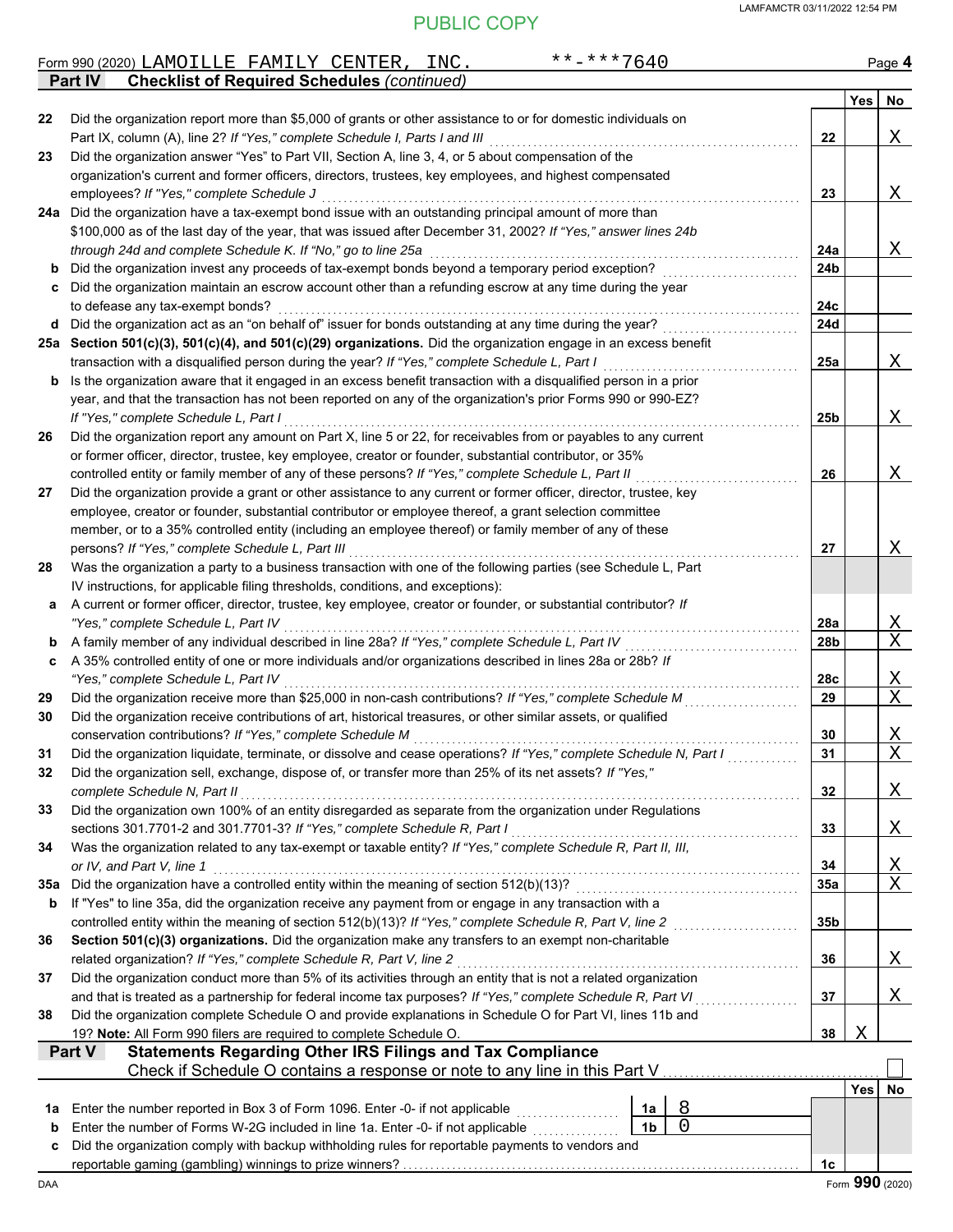PUBLIC COPY

Form 990 (2020) LAMOILLE FAMILY CENTER, INC. **-***7640 Page 4

**Part IV Checklist of Required Schedules** *(continued)*

| | | | Yes | No |
|---|---|---|---|---|
| 22 | Did the organization report more than $5,000 of grants or other assistance to or for domestic individuals on Part IX, column (A), line 2? *If "Yes," complete Schedule I, Parts I and III* | 22 | | X |
| 23 | Did the organization answer "Yes" to Part VII, Section A, line 3, 4, or 5 about compensation of the organization's current and former officers, directors, trustees, key employees, and highest compensated employees? *If "Yes," complete Schedule J* | 23 | | X |
| 24a | Did the organization have a tax-exempt bond issue with an outstanding principal amount of more than $100,000 as of the last day of the year, that was issued after December 31, 2002? *If "Yes," answer lines 24b through 24d and complete Schedule K. If "No," go to line 25a* | 24a | | X |
| b | Did the organization invest any proceeds of tax-exempt bonds beyond a temporary period exception? | 24b | | |
| c | Did the organization maintain an escrow account other than a refunding escrow at any time during the year to defease any tax-exempt bonds? | 24c | | |
| d | Did the organization act as an "on behalf of" issuer for bonds outstanding at any time during the year? | 24d | | |
| 25a | **Section 501(c)(3), 501(c)(4), and 501(c)(29) organizations.** Did the organization engage in an excess benefit transaction with a disqualified person during the year? *If "Yes," complete Schedule L, Part I* | 25a | | X |
| b | Is the organization aware that it engaged in an excess benefit transaction with a disqualified person in a prior year, and that the transaction has not been reported on any of the organization's prior Forms 990 or 990-EZ? *If "Yes," complete Schedule L, Part I* | 25b | | X |
| 26 | Did the organization report any amount on Part X, line 5 or 22, for receivables from or payables to any current or former officer, director, trustee, key employee, creator or founder, substantial contributor, or 35% controlled entity or family member of any of these persons? *If "Yes," complete Schedule L, Part II* | 26 | | X |
| 27 | Did the organization provide a grant or other assistance to any current or former officer, director, trustee, key employee, creator or founder, substantial contributor or employee thereof, a grant selection committee member, or to a 35% controlled entity (including an employee thereof) or family member of any of these persons? *If "Yes," complete Schedule L, Part III* | 27 | | X |
| 28 | Was the organization a party to a business transaction with one of the following parties (see Schedule L, Part IV instructions, for applicable filing thresholds, conditions, and exceptions): | | | |
| a | A current or former officer, director, trustee, key employee, creator or founder, or substantial contributor? *If "Yes," complete Schedule L, Part IV* | 28a | | X |
| b | A family member of any individual described in line 28a? *If "Yes," complete Schedule L, Part IV* | 28b | | X |
| c | A 35% controlled entity of one or more individuals and/or organizations described in lines 28a or 28b? *If "Yes," complete Schedule L, Part IV* | 28c | | X |
| 29 | Did the organization receive more than $25,000 in non-cash contributions? *If "Yes," complete Schedule M* | 29 | | X |
| 30 | Did the organization receive contributions of art, historical treasures, or other similar assets, or qualified conservation contributions? *If "Yes," complete Schedule M* | 30 | | X |
| 31 | Did the organization liquidate, terminate, or dissolve and cease operations? *If "Yes," complete Schedule N, Part I* | 31 | | X |
| 32 | Did the organization sell, exchange, dispose of, or transfer more than 25% of its net assets? *If "Yes," complete Schedule N, Part II* | 32 | | X |
| 33 | Did the organization own 100% of an entity disregarded as separate from the organization under Regulations sections 301.7701-2 and 301.7701-3? *If "Yes," complete Schedule R, Part I* | 33 | | X |
| 34 | Was the organization related to any tax-exempt or taxable entity? *If "Yes," complete Schedule R, Part II, III, or IV, and Part V, line 1* | 34 | | X |
| 35a | Did the organization have a controlled entity within the meaning of section 512(b)(13)? | 35a | | X |
| b | If "Yes" to line 35a, did the organization receive any payment from or engage in any transaction with a controlled entity within the meaning of section 512(b)(13)? *If "Yes," complete Schedule R, Part V, line 2* | 35b | | |
| 36 | **Section 501(c)(3) organizations.** Did the organization make any transfers to an exempt non-charitable related organization? *If "Yes," complete Schedule R, Part V, line 2* | 36 | | X |
| 37 | Did the organization conduct more than 5% of its activities through an entity that is not a related organization and that is treated as a partnership for federal income tax purposes? *If "Yes," complete Schedule R, Part VI* | 37 | | X |
| 38 | Did the organization complete Schedule O and provide explanations in Schedule O for Part VI, lines 11b and 19? **Note:** All Form 990 filers are required to complete Schedule O. | 38 | X | |

**Part V Statements Regarding Other IRS Filings and Tax Compliance**

Check if Schedule O contains a response or note to any line in this Part V ☐

| | | | | | Yes | No |
|---|---|---|---|---|---|---|
| 1a | Enter the number reported in Box 3 of Form 1096. Enter -0- if not applicable | 1a | 8 | | | |
| b | Enter the number of Forms W-2G included in line 1a. Enter -0- if not applicable | 1b | 0 | | | |
| c | Did the organization comply with backup withholding rules for reportable payments to vendors and reportable gaming (gambling) winnings to prize winners? | | | 1c | | |

Form **990** (2020)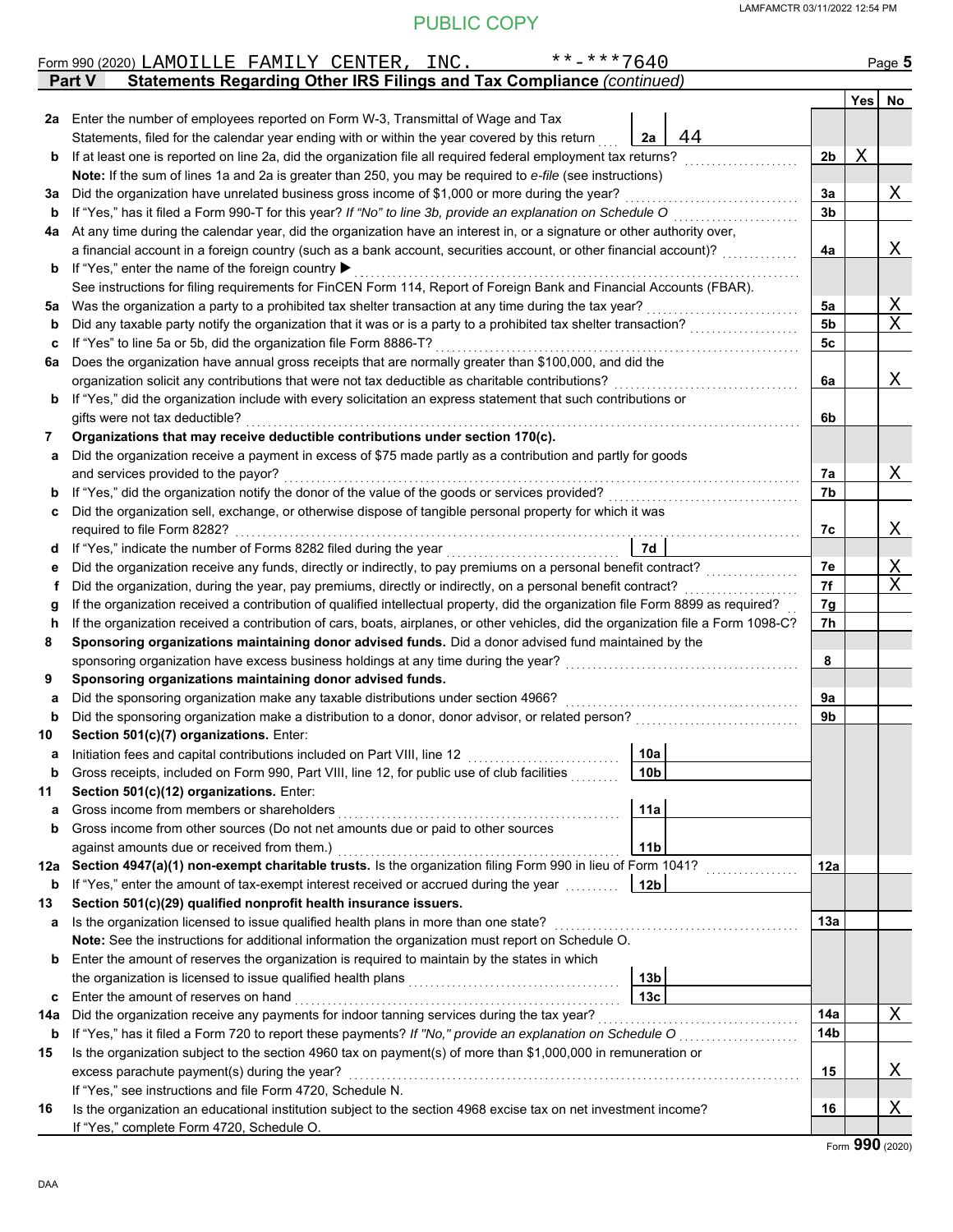PUBLIC COPY

Form 990 (2020) LAMOILLE FAMILY CENTER, INC. **-***7640

## Part V Statements Regarding Other IRS Filings and Tax Compliance *(continued)*

| | | | | | Yes | No |
|---|---|---|---|---|---|---|
| **2a** | Enter the number of employees reported on Form W-3, Transmittal of Wage and Tax Statements, filed for the calendar year ending with or within the year covered by this return | 2a | 44 | | | |
| **b** | If at least one is reported on line 2a, did the organization file all required federal employment tax returns? | | | 2b | X | |
| | **Note:** If the sum of lines 1a and 2a is greater than 250, you may be required to *e-file* (see instructions) | | | | | |
| **3a** | Did the organization have unrelated business gross income of $1,000 or more during the year? | | | 3a | | X |
| **b** | If "Yes," has it filed a Form 990-T for this year? *If "No" to line 3b, provide an explanation on Schedule O* | | | 3b | | |
| **4a** | At any time during the calendar year, did the organization have an interest in, or a signature or other authority over, a financial account in a foreign country (such as a bank account, securities account, or other financial account)? | | | 4a | | X |
| **b** | If "Yes," enter the name of the foreign country ▶ | | | | | |
| | See instructions for filing requirements for FinCEN Form 114, Report of Foreign Bank and Financial Accounts (FBAR). | | | | | |
| **5a** | Was the organization a party to a prohibited tax shelter transaction at any time during the tax year? | | | 5a | | X |
| **b** | Did any taxable party notify the organization that it was or is a party to a prohibited tax shelter transaction? | | | 5b | | X |
| **c** | If "Yes" to line 5a or 5b, did the organization file Form 8886-T? | | | 5c | | |
| **6a** | Does the organization have annual gross receipts that are normally greater than $100,000, and did the organization solicit any contributions that were not tax deductible as charitable contributions? | | | 6a | | X |
| **b** | If "Yes," did the organization include with every solicitation an express statement that such contributions or gifts were not tax deductible? | | | 6b | | |
| **7** | **Organizations that may receive deductible contributions under section 170(c).** | | | | | |
| **a** | Did the organization receive a payment in excess of $75 made partly as a contribution and partly for goods and services provided to the payor? | | | 7a | | X |
| **b** | If "Yes," did the organization notify the donor of the value of the goods or services provided? | | | 7b | | |
| **c** | Did the organization sell, exchange, or otherwise dispose of tangible personal property for which it was required to file Form 8282? | | | 7c | | X |
| **d** | If "Yes," indicate the number of Forms 8282 filed during the year | 7d | | | | |
| **e** | Did the organization receive any funds, directly or indirectly, to pay premiums on a personal benefit contract? | | | 7e | | X |
| **f** | Did the organization, during the year, pay premiums, directly or indirectly, on a personal benefit contract? | | | 7f | | X |
| **g** | If the organization received a contribution of qualified intellectual property, did the organization file Form 8899 as required? | | | 7g | | |
| **h** | If the organization received a contribution of cars, boats, airplanes, or other vehicles, did the organization file a Form 1098-C? | | | 7h | | |
| **8** | **Sponsoring organizations maintaining donor advised funds.** Did a donor advised fund maintained by the sponsoring organization have excess business holdings at any time during the year? | | | 8 | | |
| **9** | **Sponsoring organizations maintaining donor advised funds.** | | | | | |
| **a** | Did the sponsoring organization make any taxable distributions under section 4966? | | | 9a | | |
| **b** | Did the sponsoring organization make a distribution to a donor, donor advisor, or related person? | | | 9b | | |
| **10** | **Section 501(c)(7) organizations.** Enter: | | | | | |
| **a** | Initiation fees and capital contributions included on Part VIII, line 12 | 10a | | | | |
| **b** | Gross receipts, included on Form 990, Part VIII, line 12, for public use of club facilities | 10b | | | | |
| **11** | **Section 501(c)(12) organizations.** Enter: | | | | | |
| **a** | Gross income from members or shareholders | 11a | | | | |
| **b** | Gross income from other sources (Do not net amounts due or paid to other sources against amounts due or received from them.) | 11b | | | | |
| **12a** | **Section 4947(a)(1) non-exempt charitable trusts.** Is the organization filing Form 990 in lieu of Form 1041? | | | 12a | | |
| **b** | If "Yes," enter the amount of tax-exempt interest received or accrued during the year | 12b | | | | |
| **13** | **Section 501(c)(29) qualified nonprofit health insurance issuers.** | | | | | |
| **a** | Is the organization licensed to issue qualified health plans in more than one state? | | | 13a | | |
| | **Note:** See the instructions for additional information the organization must report on Schedule O. | | | | | |
| **b** | Enter the amount of reserves the organization is required to maintain by the states in which the organization is licensed to issue qualified health plans | 13b | | | | |
| **c** | Enter the amount of reserves on hand | 13c | | | | |
| **14a** | Did the organization receive any payments for indoor tanning services during the tax year? | | | 14a | | X |
| **b** | If "Yes," has it filed a Form 720 to report these payments? *If "No," provide an explanation on Schedule O* | | | 14b | | |
| **15** | Is the organization subject to the section 4960 tax on payment(s) of more than $1,000,000 in remuneration or excess parachute payment(s) during the year? | | | 15 | | X |
| | If "Yes," see instructions and file Form 4720, Schedule N. | | | | | |
| **16** | Is the organization an educational institution subject to the section 4968 excise tax on net investment income? | | | 16 | | X |
| | If "Yes," complete Form 4720, Schedule O. | | | | | |

Form **990** (2020)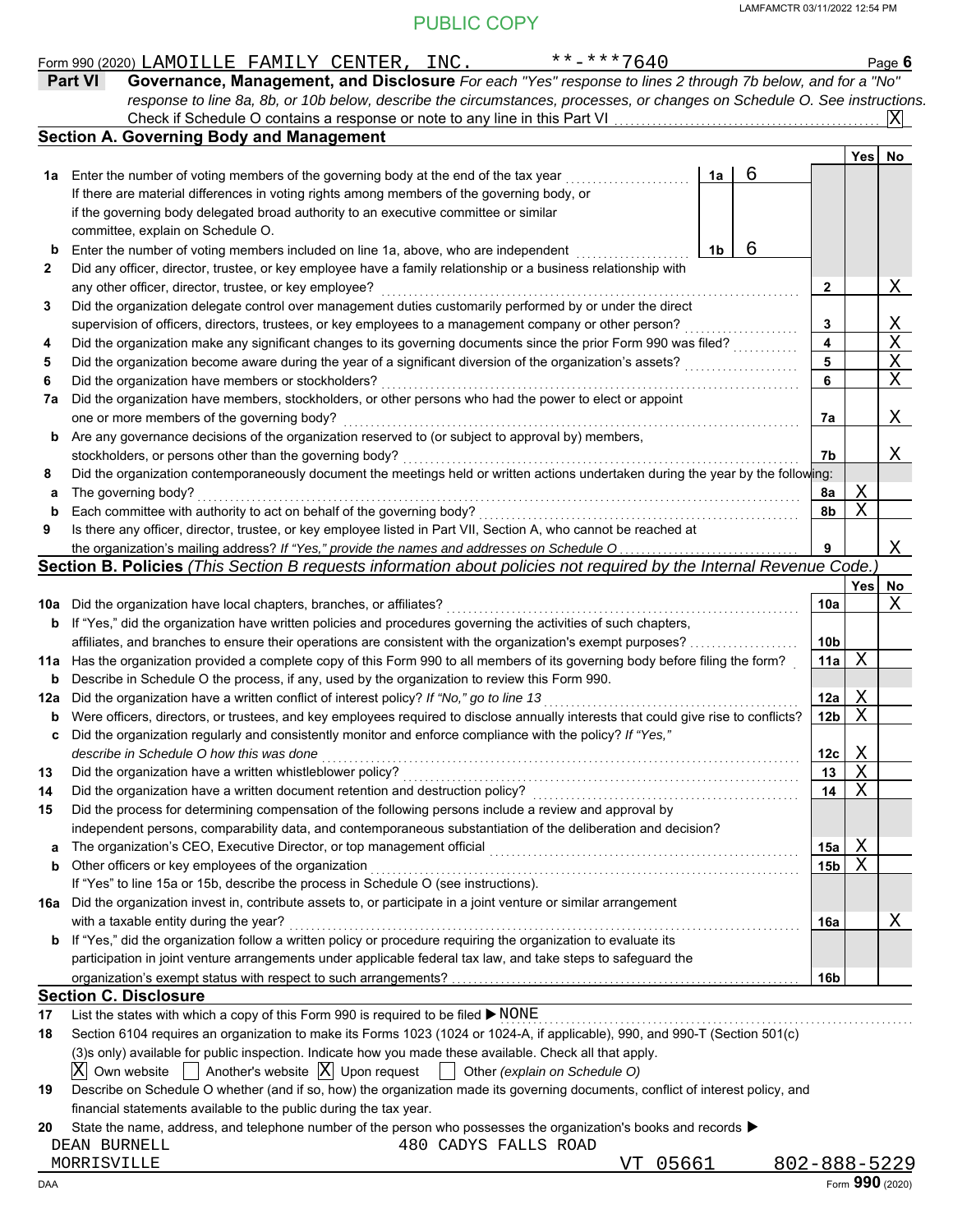PUBLIC COPY

Form 990 (2020) LAMOILLE FAMILY CENTER, INC. **-***7640

## Part VI Governance, Management, and Disclosure

*For each "Yes" response to lines 2 through 7b below, and for a "No" response to line 8a, 8b, or 10b below, describe the circumstances, processes, or changes on Schedule O. See instructions.*

Check if Schedule O contains a response or note to any line in this Part VI [X]

### Section A. Governing Body and Management

| | | | Yes | No |
|---|---|---|---|---|
| 1a | Enter the number of voting members of the governing body at the end of the tax year — **1a: 6**. If there are material differences in voting rights among members of the governing body, or if the governing body delegated broad authority to an executive committee or similar committee, explain on Schedule O. | | | |
| b | Enter the number of voting members included on line 1a, above, who are independent — **1b: 6** | | | |
| 2 | Did any officer, director, trustee, or key employee have a family relationship or a business relationship with any other officer, director, trustee, or key employee? | 2 | | X |
| 3 | Did the organization delegate control over management duties customarily performed by or under the direct supervision of officers, directors, trustees, or key employees to a management company or other person? | 3 | | X |
| 4 | Did the organization make any significant changes to its governing documents since the prior Form 990 was filed? | 4 | | X |
| 5 | Did the organization become aware during the year of a significant diversion of the organization's assets? | 5 | | X |
| 6 | Did the organization have members or stockholders? | 6 | | X |
| 7a | Did the organization have members, stockholders, or other persons who had the power to elect or appoint one or more members of the governing body? | 7a | | X |
| b | Are any governance decisions of the organization reserved to (or subject to approval by) members, stockholders, or persons other than the governing body? | 7b | | X |
| 8 | Did the organization contemporaneously document the meetings held or written actions undertaken during the year by the following: | | | |
| a | The governing body? | 8a | X | |
| b | Each committee with authority to act on behalf of the governing body? | 8b | X | |
| 9 | Is there any officer, director, trustee, or key employee listed in Part VII, Section A, who cannot be reached at the organization's mailing address? *If "Yes," provide the names and addresses on Schedule O* | 9 | | X |

### Section B. Policies *(This Section B requests information about policies not required by the Internal Revenue Code.)*

| | | | Yes | No |
|---|---|---|---|---|
| 10a | Did the organization have local chapters, branches, or affiliates? | 10a | | X |
| b | If "Yes," did the organization have written policies and procedures governing the activities of such chapters, affiliates, and branches to ensure their operations are consistent with the organization's exempt purposes? | 10b | | |
| 11a | Has the organization provided a complete copy of this Form 990 to all members of its governing body before filing the form? | 11a | X | |
| b | Describe in Schedule O the process, if any, used by the organization to review this Form 990. | | | |
| 12a | Did the organization have a written conflict of interest policy? *If "No," go to line 13* | 12a | X | |
| b | Were officers, directors, or trustees, and key employees required to disclose annually interests that could give rise to conflicts? | 12b | X | |
| c | Did the organization regularly and consistently monitor and enforce compliance with the policy? *If "Yes," describe in Schedule O how this was done* | 12c | X | |
| 13 | Did the organization have a written whistleblower policy? | 13 | X | |
| 14 | Did the organization have a written document retention and destruction policy? | 14 | X | |
| 15 | Did the process for determining compensation of the following persons include a review and approval by independent persons, comparability data, and contemporaneous substantiation of the deliberation and decision? | | | |
| a | The organization's CEO, Executive Director, or top management official | 15a | X | |
| b | Other officers or key employees of the organization | 15b | X | |
| | If "Yes" to line 15a or 15b, describe the process in Schedule O (see instructions). | | | |
| 16a | Did the organization invest in, contribute assets to, or participate in a joint venture or similar arrangement with a taxable entity during the year? | 16a | | X |
| b | If "Yes," did the organization follow a written policy or procedure requiring the organization to evaluate its participation in joint venture arrangements under applicable federal tax law, and take steps to safeguard the organization's exempt status with respect to such arrangements? | 16b | | |

### Section C. Disclosure

17 List the states with which a copy of this Form 990 is required to be filed ▶ NONE

18 Section 6104 requires an organization to make its Forms 1023 (1024 or 1024-A, if applicable), 990, and 990-T (Section 501(c)(3)s only) available for public inspection. Indicate how you made these available. Check all that apply.

[X] Own website [ ] Another's website [X] Upon request [ ] Other *(explain on Schedule O)*

19 Describe on Schedule O whether (and if so, how) the organization made its governing documents, conflict of interest policy, and financial statements available to the public during the tax year.

20 State the name, address, and telephone number of the person who possesses the organization's books and records ▶

DEAN BURNELL 480 CADYS FALLS ROAD
MORRISVILLE VT 05661 802-888-5229

Form **990** (2020)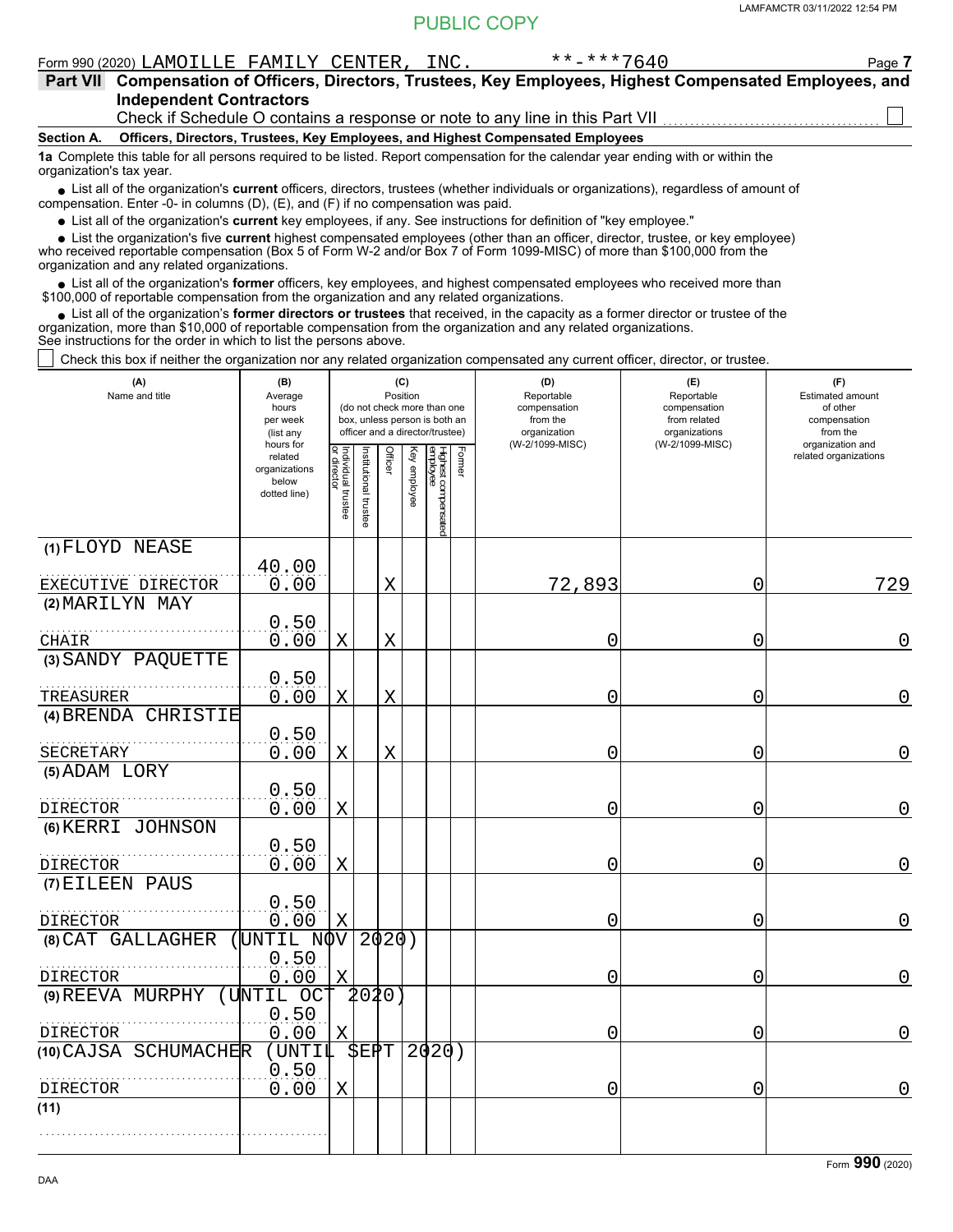PUBLIC COPY

Form 990 (2020) LAMOILLE FAMILY CENTER, INC. **-***7640 Page 7

**Part VII Compensation of Officers, Directors, Trustees, Key Employees, Highest Compensated Employees, and Independent Contractors**

Check if Schedule O contains a response or note to any line in this Part VII ☐

**Section A. Officers, Directors, Trustees, Key Employees, and Highest Compensated Employees**

**1a** Complete this table for all persons required to be listed. Report compensation for the calendar year ending with or within the organization's tax year.

- List all of the organization's **current** officers, directors, trustees (whether individuals or organizations), regardless of amount of compensation. Enter -0- in columns (D), (E), and (F) if no compensation was paid.
- List all of the organization's **current** key employees, if any. See instructions for definition of "key employee."
- List the organization's five **current** highest compensated employees (other than an officer, director, trustee, or key employee) who received reportable compensation (Box 5 of Form W-2 and/or Box 7 of Form 1099-MISC) of more than $100,000 from the organization and any related organizations.
- List all of the organization's **former** officers, key employees, and highest compensated employees who received more than $100,000 of reportable compensation from the organization and any related organizations.
- List all of the organization's **former directors or trustees** that received, in the capacity as a former director or trustee of the organization, more than $10,000 of reportable compensation from the organization and any related organizations.

See instructions for the order in which to list the persons above.

☐ Check this box if neither the organization nor any related organization compensated any current officer, director, or trustee.

| (A) Name and title | (B) Average hours per week (list any hours for related organizations below dotted line) | (C) Position: Individual trustee or director | Institutional trustee | Officer | Key employee | Highest compensated employee | Former | (D) Reportable compensation from the organization (W-2/1099-MISC) | (E) Reportable compensation from related organizations (W-2/1099-MISC) | (F) Estimated amount of other compensation from the organization and related organizations |
|---|---|---|---|---|---|---|---|---|---|---|
| (1) FLOYD NEASE<br>EXECUTIVE DIRECTOR | 40.00<br>0.00 | | | X | | | | 72,893 | 0 | 729 |
| (2) MARILYN MAY<br>CHAIR | 0.50<br>0.00 | X | | X | | | | 0 | 0 | 0 |
| (3) SANDY PAQUETTE<br>TREASURER | 0.50<br>0.00 | X | | X | | | | 0 | 0 | 0 |
| (4) BRENDA CHRISTIE<br>SECRETARY | 0.50<br>0.00 | X | | X | | | | 0 | 0 | 0 |
| (5) ADAM LORY<br>DIRECTOR | 0.50<br>0.00 | X | | | | | | 0 | 0 | 0 |
| (6) KERRI JOHNSON<br>DIRECTOR | 0.50<br>0.00 | X | | | | | | 0 | 0 | 0 |
| (7) EILEEN PAUS<br>DIRECTOR | 0.50<br>0.00 | X | | | | | | 0 | 0 | 0 |
| (8) CAT GALLAGHER (UNTIL NOV 2020)<br>DIRECTOR | 0.50<br>0.00 | X | | | | | | 0 | 0 | 0 |
| (9) REEVA MURPHY (UNTIL OCT 2020)<br>DIRECTOR | 0.50<br>0.00 | X | | | | | | 0 | 0 | 0 |
| (10) CAJSA SCHUMACHER (UNTIL SEPT 2020)<br>DIRECTOR | 0.50<br>0.00 | X | | | | | | 0 | 0 | 0 |
| (11) | | | | | | | | | | |

Form 990 (2020)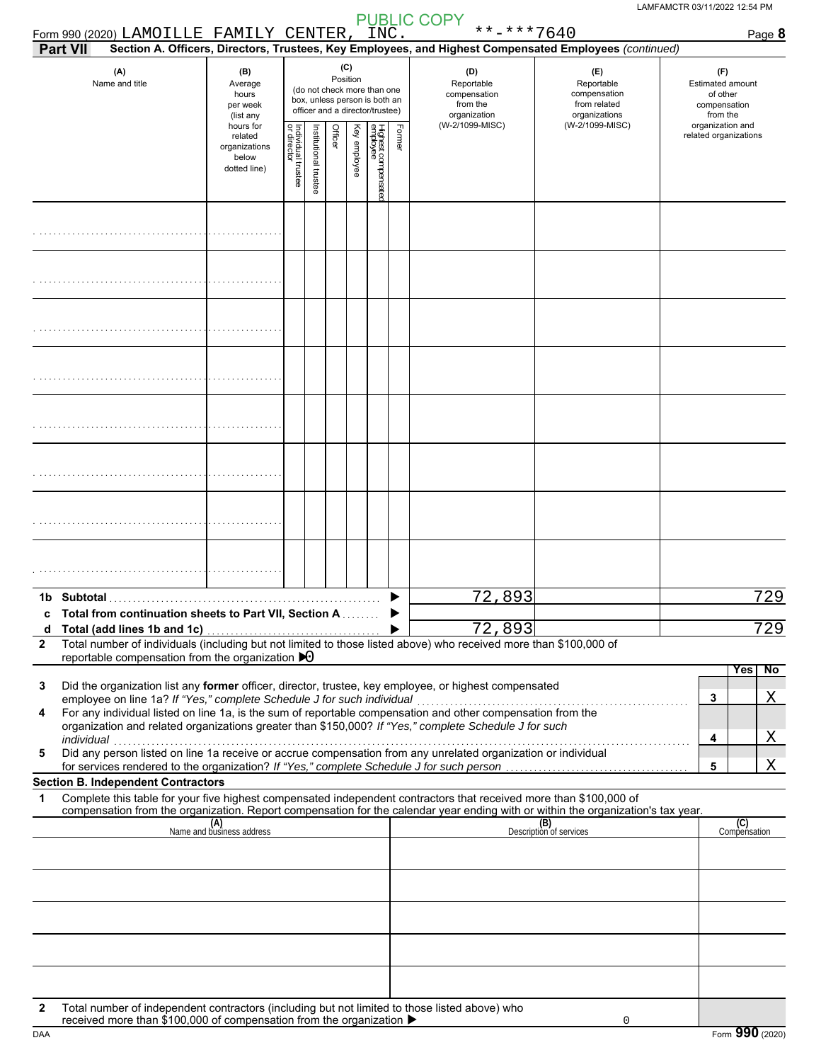PUBLIC COPY

Form 990 (2020) LAMOILLE FAMILY CENTER, INC. **-***7640

**Part VII** Section A. Officers, Directors, Trustees, Key Employees, and Highest Compensated Employees *(continued)*

| (A) Name and title | (B) Average hours per week (list any hours for related organizations below dotted line) | (C) Position (do not check more than one box, unless person is both an officer and a director/trustee): Individual trustee or director | Institutional trustee | Officer | Key employee | Highest compensated employee | Former | (D) Reportable compensation from the organization (W-2/1099-MISC) | (E) Reportable compensation from related organizations (W-2/1099-MISC) | (F) Estimated amount of other compensation from the organization and related organizations |
|---|---|---|---|---|---|---|---|---|---|---|
| | | | | | | | | | | |
| | | | | | | | | | | |
| | | | | | | | | | | |
| | | | | | | | | | | |
| | | | | | | | | | | |
| | | | | | | | | | | |
| | | | | | | | | | | |
| | | | | | | | | | | |

| | | (D) | (E) | (F) |
|---|---|---|---|---|
| 1b | Subtotal | 72,893 | | 729 |
| c | Total from continuation sheets to Part VII, Section A | | | |
| d | Total (add lines 1b and 1c) | 72,893 | | 729 |

2 Total number of individuals (including but not limited to those listed above) who received more than $100,000 of reportable compensation from the organization ▶ 0

| | | | Yes | No |
|---|---|---|---|---|
| 3 | Did the organization list any **former** officer, director, trustee, key employee, or highest compensated employee on line 1a? *If "Yes," complete Schedule J for such individual* | 3 | | X |
| 4 | For any individual listed on line 1a, is the sum of reportable compensation and other compensation from the organization and related organizations greater than $150,000? *If "Yes," complete Schedule J for such individual* | 4 | | X |
| 5 | Did any person listed on line 1a receive or accrue compensation from any unrelated organization or individual for services rendered to the organization? *If "Yes," complete Schedule J for such person* | 5 | | X |

**Section B. Independent Contractors**

1 Complete this table for your five highest compensated independent contractors that received more than $100,000 of compensation from the organization. Report compensation for the calendar year ending with or within the organization's tax year.

| (A) Name and business address | (B) Description of services | (C) Compensation |
|---|---|---|
| | | |
| | | |
| | | |
| | | |
| | | |

2 Total number of independent contractors (including but not limited to those listed above) who received more than $100,000 of compensation from the organization ▶ 0

Form **990** (2020)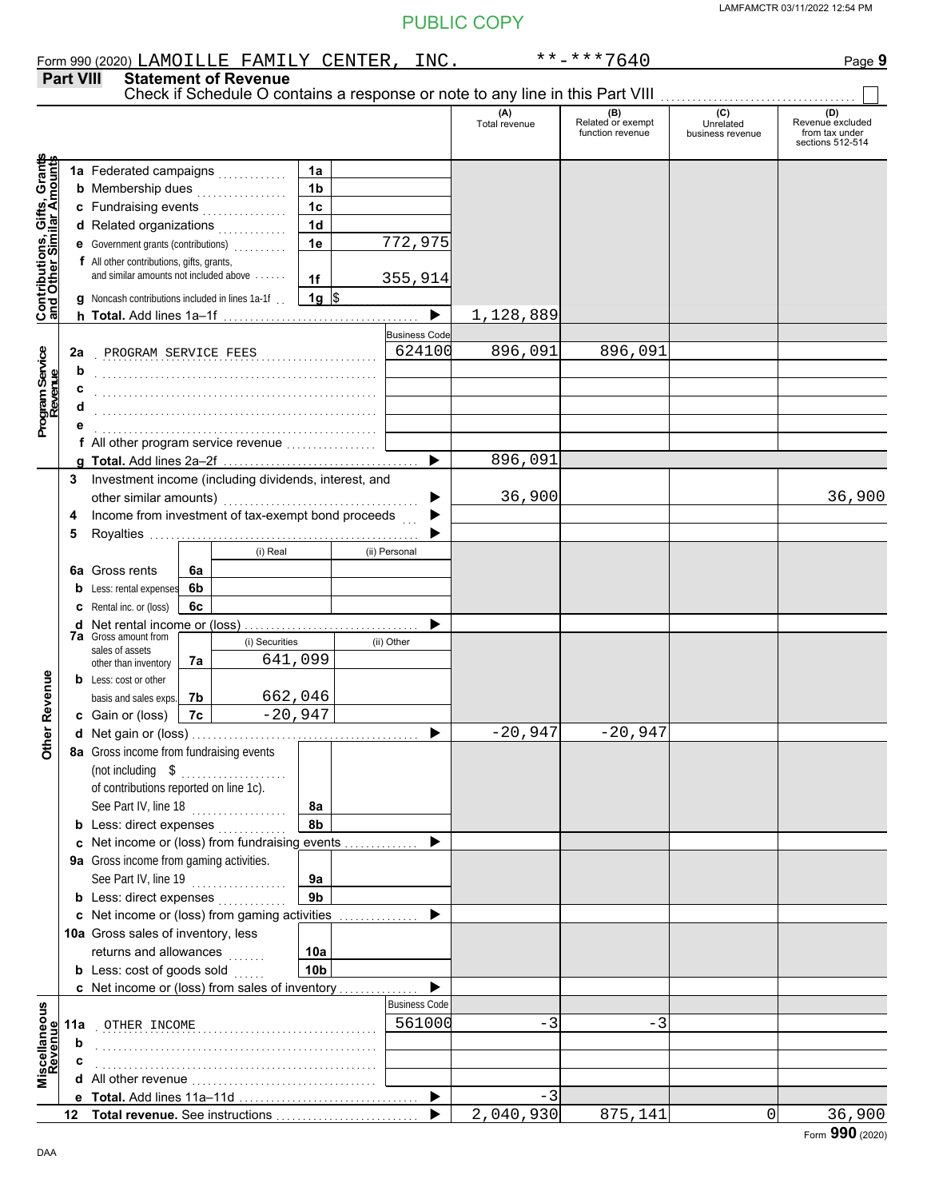PUBLIC COPY

Form 990 (2020) LAMOILLE FAMILY CENTER, INC. **-***7640

## Part VIII Statement of Revenue

Check if Schedule O contains a response or note to any line in this Part VIII ☐

| | | | | (A) Total revenue | (B) Related or exempt function revenue | (C) Unrelated business revenue | (D) Revenue excluded from tax under sections 512-514 |
|---|---|---|---|---|---|---|---|
| **Contributions, Gifts, Grants and Other Similar Amounts** | 1a Federated campaigns | 1a | | | | | |
| | b Membership dues | 1b | | | | | |
| | c Fundraising events | 1c | | | | | |
| | d Related organizations | 1d | | | | | |
| | e Government grants (contributions) | 1e | 772,975 | | | | |
| | f All other contributions, gifts, grants, and similar amounts not included above | 1f | 355,914 | | | | |
| | g Noncash contributions included in lines 1a-1f | 1g | $ | | | | |
| | h **Total.** Add lines 1a–1f | | | 1,128,889 | | | |
| **Program Service Revenue** | | | Business Code | | | | |
| | 2a PROGRAM SERVICE FEES | | 624100 | 896,091 | 896,091 | | |
| | b | | | | | | |
| | c | | | | | | |
| | d | | | | | | |
| | e | | | | | | |
| | f All other program service revenue | | | | | | |
| | g **Total.** Add lines 2a–2f | | | 896,091 | | | |
| **Other Revenue** | 3 Investment income (including dividends, interest, and other similar amounts) | | | 36,900 | | | 36,900 |
| | 4 Income from investment of tax-exempt bond proceeds | | | | | | |
| | 5 Royalties | | | | | | |
| | | | (i) Real / (ii) Personal | | | | |
| | 6a Gross rents | 6a | | | | | |
| | b Less: rental expenses | 6b | | | | | |
| | c Rental inc. or (loss) | 6c | | | | | |
| | d Net rental income or (loss) | | | | | | |
| | 7a Gross amount from sales of assets other than inventory | 7a | (i) Securities: 641,099 / (ii) Other: | | | | |
| | b Less: cost or other basis and sales exps. | 7b | (i) Securities: 662,046 / (ii) Other: | | | | |
| | c Gain or (loss) | 7c | (i) Securities: -20,947 / (ii) Other: | | | | |
| | d Net gain or (loss) | | | -20,947 | -20,947 | | |
| | 8a Gross income from fundraising events (not including $ ........ of contributions reported on line 1c). See Part IV, line 18 | 8a | | | | | |
| | b Less: direct expenses | 8b | | | | | |
| | c Net income or (loss) from fundraising events | | | | | | |
| | 9a Gross income from gaming activities. See Part IV, line 19 | 9a | | | | | |
| | b Less: direct expenses | 9b | | | | | |
| | c Net income or (loss) from gaming activities | | | | | | |
| | 10a Gross sales of inventory, less returns and allowances | 10a | | | | | |
| | b Less: cost of goods sold | 10b | | | | | |
| | c Net income or (loss) from sales of inventory | | | | | | |
| **Miscellaneous Revenue** | | | Business Code | | | | |
| | 11a OTHER INCOME | | 561000 | -3 | -3 | | |
| | b | | | | | | |
| | c | | | | | | |
| | d All other revenue | | | | | | |
| | e **Total.** Add lines 11a–11d | | | -3 | | | |
| | 12 **Total revenue.** See instructions | | | 2,040,930 | 875,141 | 0 | 36,900 |

Form **990** (2020)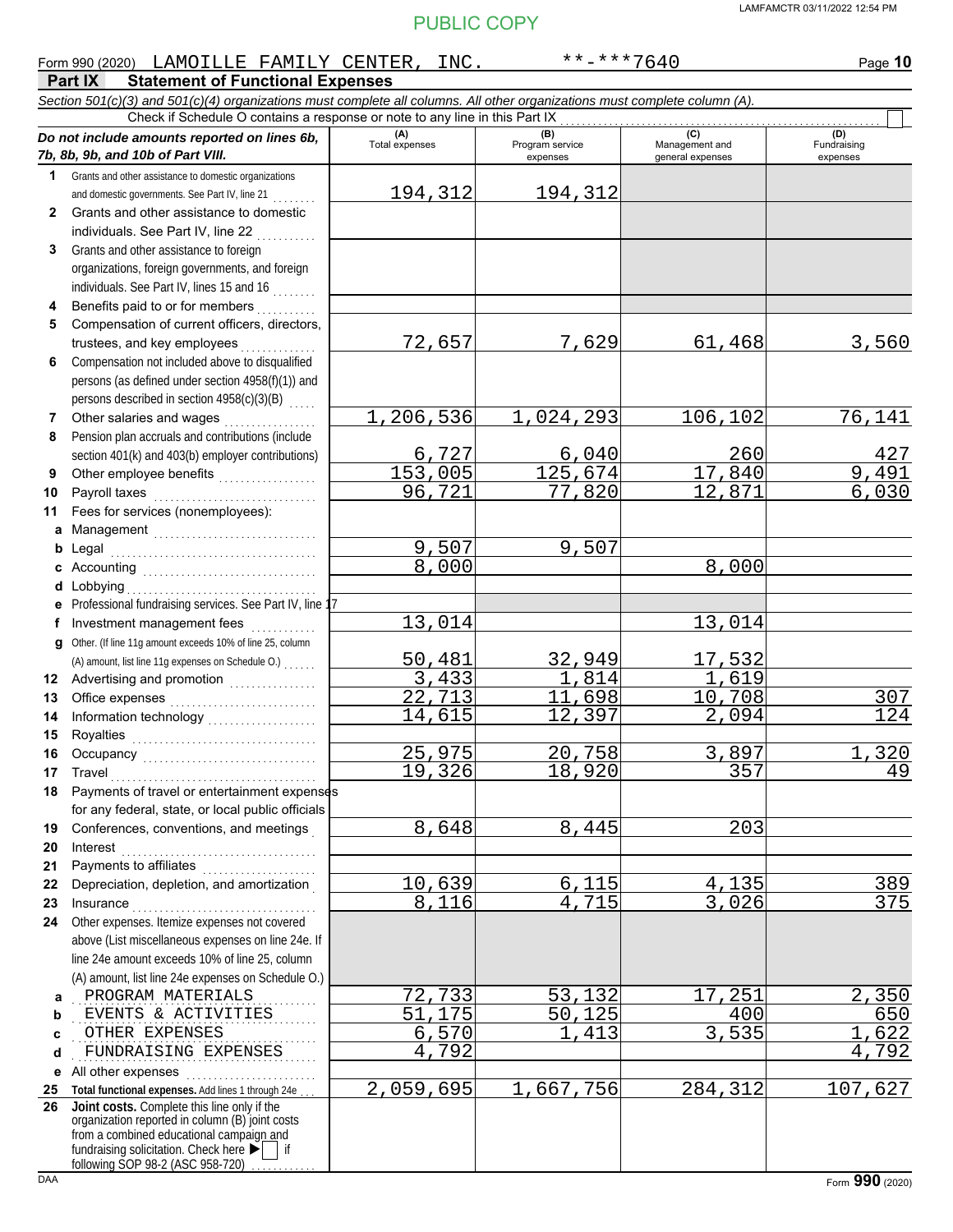PUBLIC COPY

Form 990 (2020) LAMOILLE FAMILY CENTER, INC. **-***7640

## Part IX Statement of Functional Expenses

*Section 501(c)(3) and 501(c)(4) organizations must complete all columns. All other organizations must complete column (A).*

Check if Schedule O contains a response or note to any line in this Part IX ☐

| *Do not include amounts reported on lines 6b, 7b, 8b, 9b, and 10b of Part VIII.* | (A) Total expenses | (B) Program service expenses | (C) Management and general expenses | (D) Fundraising expenses |
|---|---|---|---|---|
| **1** Grants and other assistance to domestic organizations and domestic governments. See Part IV, line 21 | 194,312 | 194,312 | | |
| **2** Grants and other assistance to domestic individuals. See Part IV, line 22 | | | | |
| **3** Grants and other assistance to foreign organizations, foreign governments, and foreign individuals. See Part IV, lines 15 and 16 | | | | |
| **4** Benefits paid to or for members | | | | |
| **5** Compensation of current officers, directors, trustees, and key employees | 72,657 | 7,629 | 61,468 | 3,560 |
| **6** Compensation not included above to disqualified persons (as defined under section 4958(f)(1)) and persons described in section 4958(c)(3)(B) | | | | |
| **7** Other salaries and wages | 1,206,536 | 1,024,293 | 106,102 | 76,141 |
| **8** Pension plan accruals and contributions (include section 401(k) and 403(b) employer contributions) | 6,727 | 6,040 | 260 | 427 |
| **9** Other employee benefits | 153,005 | 125,674 | 17,840 | 9,491 |
| **10** Payroll taxes | 96,721 | 77,820 | 12,871 | 6,030 |
| **11** Fees for services (nonemployees): | | | | |
| **a** Management | | | | |
| **b** Legal | 9,507 | 9,507 | | |
| **c** Accounting | 8,000 | | 8,000 | |
| **d** Lobbying | | | | |
| **e** Professional fundraising services. See Part IV, line 17 | | | | |
| **f** Investment management fees | 13,014 | | 13,014 | |
| **g** Other. (If line 11g amount exceeds 10% of line 25, column (A) amount, list line 11g expenses on Schedule O.) | 50,481 | 32,949 | 17,532 | |
| **12** Advertising and promotion | 3,433 | 1,814 | 1,619 | |
| **13** Office expenses | 22,713 | 11,698 | 10,708 | 307 |
| **14** Information technology | 14,615 | 12,397 | 2,094 | 124 |
| **15** Royalties | | | | |
| **16** Occupancy | 25,975 | 20,758 | 3,897 | 1,320 |
| **17** Travel | 19,326 | 18,920 | 357 | 49 |
| **18** Payments of travel or entertainment expenses for any federal, state, or local public officials | | | | |
| **19** Conferences, conventions, and meetings | 8,648 | 8,445 | 203 | |
| **20** Interest | | | | |
| **21** Payments to affiliates | | | | |
| **22** Depreciation, depletion, and amortization | 10,639 | 6,115 | 4,135 | 389 |
| **23** Insurance | 8,116 | 4,715 | 3,026 | 375 |
| **24** Other expenses. Itemize expenses not covered above (List miscellaneous expenses on line 24e. If line 24e amount exceeds 10% of line 25, column (A) amount, list line 24e expenses on Schedule O.) | | | | |
| **a** PROGRAM MATERIALS | 72,733 | 53,132 | 17,251 | 2,350 |
| **b** EVENTS & ACTIVITIES | 51,175 | 50,125 | 400 | 650 |
| **c** OTHER EXPENSES | 6,570 | 1,413 | 3,535 | 1,622 |
| **d** FUNDRAISING EXPENSES | 4,792 | | | 4,792 |
| **e** All other expenses | | | | |
| **25 Total functional expenses.** Add lines 1 through 24e | 2,059,695 | 1,667,756 | 284,312 | 107,627 |
| **26 Joint costs.** Complete this line only if the organization reported in column (B) joint costs from a combined educational campaign and fundraising solicitation. Check here ▶ ☐ if following SOP 98-2 (ASC 958-720) | | | | |

Form **990** (2020)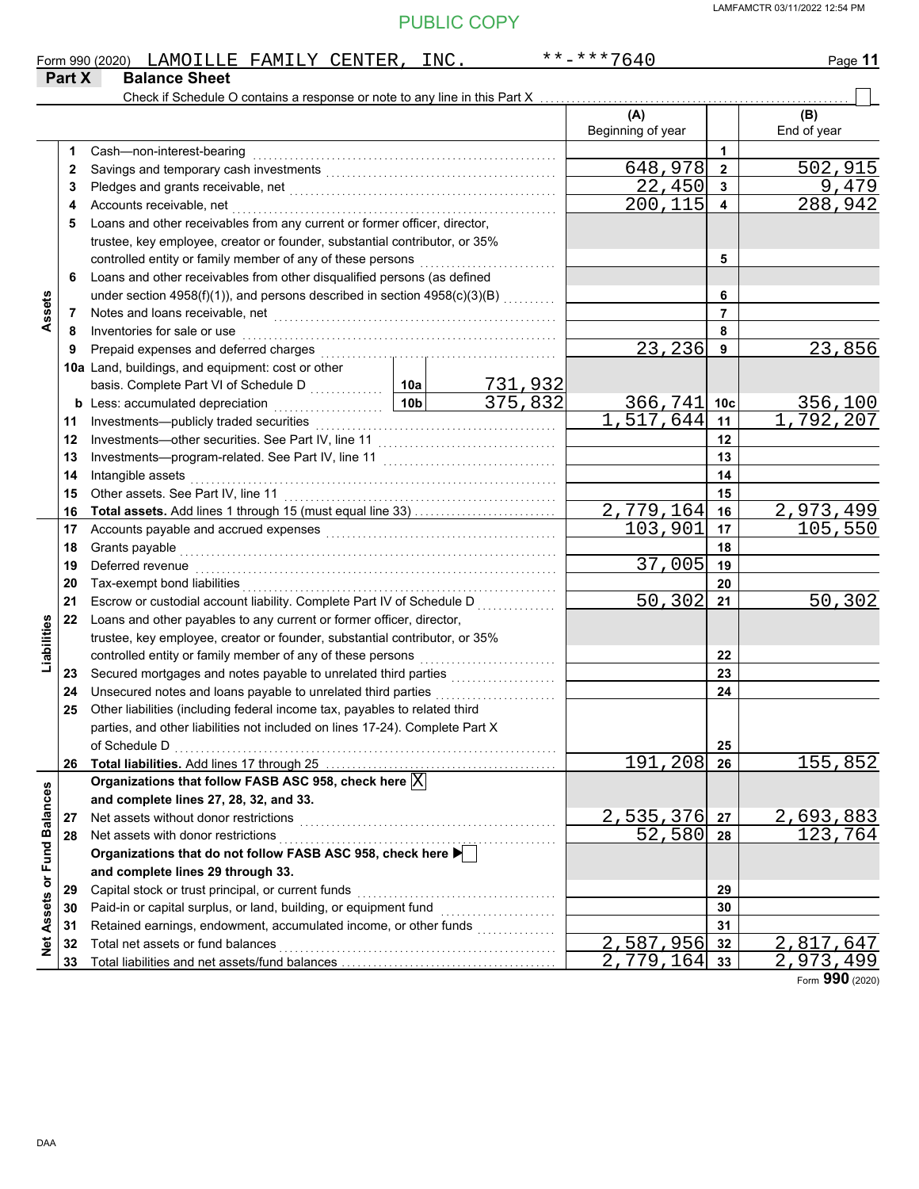PUBLIC COPY

Form 990 (2020) LAMOILLE FAMILY CENTER, INC. **-***7640

## Part X Balance Sheet

Check if Schedule O contains a response or note to any line in this Part X ☐

| | | | | (A) Beginning of year | | (B) End of year |
|---|---|---|---|---|---|---|
| **Assets** | 1 | Cash—non-interest-bearing | | | 1 | |
| | 2 | Savings and temporary cash investments | | 648,978 | 2 | 502,915 |
| | 3 | Pledges and grants receivable, net | | 22,450 | 3 | 9,479 |
| | 4 | Accounts receivable, net | | 200,115 | 4 | 288,942 |
| | 5 | Loans and other receivables from any current or former officer, director, trustee, key employee, creator or founder, substantial contributor, or 35% controlled entity or family member of any of these persons | | | 5 | |
| | 6 | Loans and other receivables from other disqualified persons (as defined under section 4958(f)(1)), and persons described in section 4958(c)(3)(B) | | | 6 | |
| | 7 | Notes and loans receivable, net | | | 7 | |
| | 8 | Inventories for sale or use | | | 8 | |
| | 9 | Prepaid expenses and deferred charges | | 23,236 | 9 | 23,856 |
| | 10a | Land, buildings, and equipment: cost or other basis. Complete Part VI of Schedule D | 10a 731,932 | | | |
| | b | Less: accumulated depreciation | 10b 375,832 | 366,741 | 10c | 356,100 |
| | 11 | Investments—publicly traded securities | | 1,517,644 | 11 | 1,792,207 |
| | 12 | Investments—other securities. See Part IV, line 11 | | | 12 | |
| | 13 | Investments—program-related. See Part IV, line 11 | | | 13 | |
| | 14 | Intangible assets | | | 14 | |
| | 15 | Other assets. See Part IV, line 11 | | | 15 | |
| | 16 | **Total assets.** Add lines 1 through 15 (must equal line 33) | | 2,779,164 | 16 | 2,973,499 |
| **Liabilities** | 17 | Accounts payable and accrued expenses | | 103,901 | 17 | 105,550 |
| | 18 | Grants payable | | | 18 | |
| | 19 | Deferred revenue | | 37,005 | 19 | |
| | 20 | Tax-exempt bond liabilities | | | 20 | |
| | 21 | Escrow or custodial account liability. Complete Part IV of Schedule D | | 50,302 | 21 | 50,302 |
| | 22 | Loans and other payables to any current or former officer, director, trustee, key employee, creator or founder, substantial contributor, or 35% controlled entity or family member of any of these persons | | | 22 | |
| | 23 | Secured mortgages and notes payable to unrelated third parties | | | 23 | |
| | 24 | Unsecured notes and loans payable to unrelated third parties | | | 24 | |
| | 25 | Other liabilities (including federal income tax, payables to related third parties, and other liabilities not included on lines 17-24). Complete Part X of Schedule D | | | 25 | |
| | 26 | **Total liabilities.** Add lines 17 through 25 | | 191,208 | 26 | 155,852 |
| **Net Assets or Fund Balances** | | **Organizations that follow FASB ASC 958, check here** ☒ **and complete lines 27, 28, 32, and 33.** | | | | |
| | 27 | Net assets without donor restrictions | | 2,535,376 | 27 | 2,693,883 |
| | 28 | Net assets with donor restrictions | | 52,580 | 28 | 123,764 |
| | | **Organizations that do not follow FASB ASC 958, check here** ▶ ☐ **and complete lines 29 through 33.** | | | | |
| | 29 | Capital stock or trust principal, or current funds | | | 29 | |
| | 30 | Paid-in or capital surplus, or land, building, or equipment fund | | | 30 | |
| | 31 | Retained earnings, endowment, accumulated income, or other funds | | | 31 | |
| | 32 | Total net assets or fund balances | | 2,587,956 | 32 | 2,817,647 |
| | 33 | Total liabilities and net assets/fund balances | | 2,779,164 | 33 | 2,973,499 |

Form **990** (2020)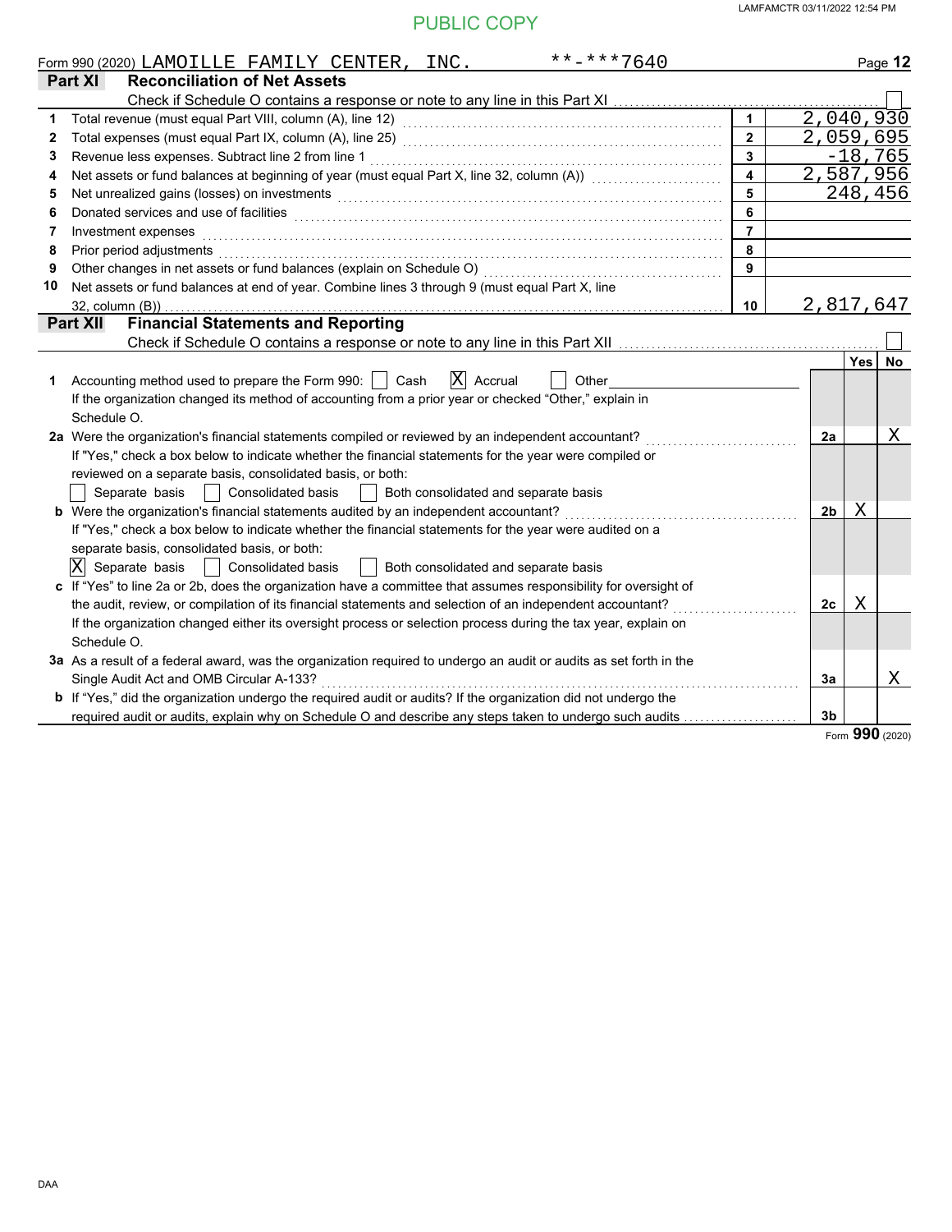Form 990 (2020) LAMOILLE FAMILY CENTER, INC. **-***7640

## Part XI Reconciliation of Net Assets

Check if Schedule O contains a response or note to any line in this Part XI ☐

| | | | |
|---|---|---|---|
| 1 | Total revenue (must equal Part VIII, column (A), line 12) | 1 | 2,040,930 |
| 2 | Total expenses (must equal Part IX, column (A), line 25) | 2 | 2,059,695 |
| 3 | Revenue less expenses. Subtract line 2 from line 1 | 3 | -18,765 |
| 4 | Net assets or fund balances at beginning of year (must equal Part X, line 32, column (A)) | 4 | 2,587,956 |
| 5 | Net unrealized gains (losses) on investments | 5 | 248,456 |
| 6 | Donated services and use of facilities | 6 | |
| 7 | Investment expenses | 7 | |
| 8 | Prior period adjustments | 8 | |
| 9 | Other changes in net assets or fund balances (explain on Schedule O) | 9 | |
| 10 | Net assets or fund balances at end of year. Combine lines 3 through 9 (must equal Part X, line 32, column (B)) | 10 | 2,817,647 |

## Part XII Financial Statements and Reporting

Check if Schedule O contains a response or note to any line in this Part XII ☐

| | | | Yes | No |
|---|---|---|---|---|
| 1 | Accounting method used to prepare the Form 990: ☐ Cash ☒ Accrual ☐ Other<br>If the organization changed its method of accounting from a prior year or checked "Other," explain in Schedule O. | | | |
| 2a | Were the organization's financial statements compiled or reviewed by an independent accountant?<br>If "Yes," check a box below to indicate whether the financial statements for the year were compiled or reviewed on a separate basis, consolidated basis, or both:<br>☐ Separate basis ☐ Consolidated basis ☐ Both consolidated and separate basis | 2a | | X |
| b | Were the organization's financial statements audited by an independent accountant?<br>If "Yes," check a box below to indicate whether the financial statements for the year were audited on a separate basis, consolidated basis, or both:<br>☒ Separate basis ☐ Consolidated basis ☐ Both consolidated and separate basis | 2b | X | |
| c | If "Yes" to line 2a or 2b, does the organization have a committee that assumes responsibility for oversight of the audit, review, or compilation of its financial statements and selection of an independent accountant?<br>If the organization changed either its oversight process or selection process during the tax year, explain on Schedule O. | 2c | X | |
| 3a | As a result of a federal award, was the organization required to undergo an audit or audits as set forth in the Single Audit Act and OMB Circular A-133? | 3a | | X |
| b | If "Yes," did the organization undergo the required audit or audits? If the organization did not undergo the required audit or audits, explain why on Schedule O and describe any steps taken to undergo such audits | 3b | | |

Form **990** (2020)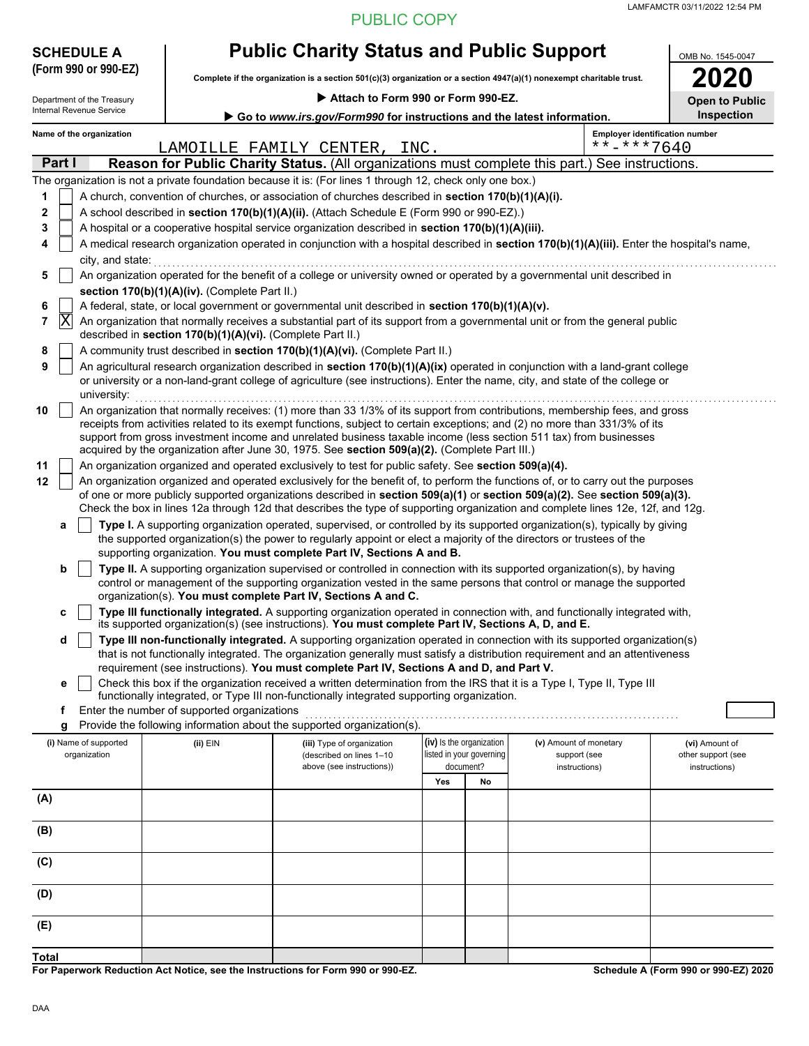PUBLIC COPY

**SCHEDULE A (Form 990 or 990-EZ)**

Department of the Treasury
Internal Revenue Service

# Public Charity Status and Public Support

**Complete if the organization is a section 501(c)(3) organization or a section 4947(a)(1) nonexempt charitable trust.**

▶ **Attach to Form 990 or Form 990-EZ.**

▶ **Go to *www.irs.gov/Form990* for instructions and the latest information.**

OMB No. 1545-0047

**2020**

**Open to Public Inspection**

Name of the organization: LAMOILLE FAMILY CENTER, INC.

Employer identification number: **-***7640

## Part I Reason for Public Charity Status. (All organizations must complete this part.) See instructions.

The organization is not a private foundation because it is: (For lines 1 through 12, check only one box.)

1. ☐ A church, convention of churches, or association of churches described in **section 170(b)(1)(A)(i).**
2. ☐ A school described in **section 170(b)(1)(A)(ii).** (Attach Schedule E (Form 990 or 990-EZ).)
3. ☐ A hospital or a cooperative hospital service organization described in **section 170(b)(1)(A)(iii).**
4. ☐ A medical research organization operated in conjunction with a hospital described in **section 170(b)(1)(A)(iii).** Enter the hospital's name, city, and state:
5. ☐ An organization operated for the benefit of a college or university owned or operated by a governmental unit described in **section 170(b)(1)(A)(iv).** (Complete Part II.)
6. ☐ A federal, state, or local government or governmental unit described in **section 170(b)(1)(A)(v).**
7. ☒ An organization that normally receives a substantial part of its support from a governmental unit or from the general public described in **section 170(b)(1)(A)(vi).** (Complete Part II.)
8. ☐ A community trust described in **section 170(b)(1)(A)(vi).** (Complete Part II.)
9. ☐ An agricultural research organization described in **section 170(b)(1)(A)(ix)** operated in conjunction with a land-grant college or university or a non-land-grant college of agriculture (see instructions). Enter the name, city, and state of the college or university:
10. ☐ An organization that normally receives: (1) more than 33 1/3% of its support from contributions, membership fees, and gross receipts from activities related to its exempt functions, subject to certain exceptions; and (2) no more than 331/3% of its support from gross investment income and unrelated business taxable income (less section 511 tax) from businesses acquired by the organization after June 30, 1975. See **section 509(a)(2).** (Complete Part III.)
11. ☐ An organization organized and operated exclusively to test for public safety. See **section 509(a)(4).**
12. ☐ An organization organized and operated exclusively for the benefit of, to perform the functions of, or to carry out the purposes of one or more publicly supported organizations described in **section 509(a)(1)** or **section 509(a)(2).** See **section 509(a)(3).** Check the box in lines 12a through 12d that describes the type of supporting organization and complete lines 12e, 12f, and 12g.
   - **a** ☐ **Type I.** A supporting organization operated, supervised, or controlled by its supported organization(s), typically by giving the supported organization(s) the power to regularly appoint or elect a majority of the directors or trustees of the supporting organization. **You must complete Part IV, Sections A and B.**
   - **b** ☐ **Type II.** A supporting organization supervised or controlled in connection with its supported organization(s), by having control or management of the supporting organization vested in the same persons that control or manage the supported organization(s). **You must complete Part IV, Sections A and C.**
   - **c** ☐ **Type III functionally integrated.** A supporting organization operated in connection with, and functionally integrated with, its supported organization(s) (see instructions). **You must complete Part IV, Sections A, D, and E.**
   - **d** ☐ **Type III non-functionally integrated.** A supporting organization operated in connection with its supported organization(s) that is not functionally integrated. The organization generally must satisfy a distribution requirement and an attentiveness requirement (see instructions). **You must complete Part IV, Sections A and D, and Part V.**
   - **e** ☐ Check this box if the organization received a written determination from the IRS that it is a Type I, Type II, Type III functionally integrated, or Type III non-functionally integrated supporting organization.
   - **f** Enter the number of supported organizations
   - **g** Provide the following information about the supported organization(s).

| (i) Name of supported organization | (ii) EIN | (iii) Type of organization (described on lines 1–10 above (see instructions)) | (iv) Is the organization listed in your governing document? Yes | No | (v) Amount of monetary support (see instructions) | (vi) Amount of other support (see instructions) |
|---|---|---|---|---|---|---|
| (A) | | | | | | |
| (B) | | | | | | |
| (C) | | | | | | |
| (D) | | | | | | |
| (E) | | | | | | |
| Total | | | | | | |

**For Paperwork Reduction Act Notice, see the Instructions for Form 990 or 990-EZ.** **Schedule A (Form 990 or 990-EZ) 2020**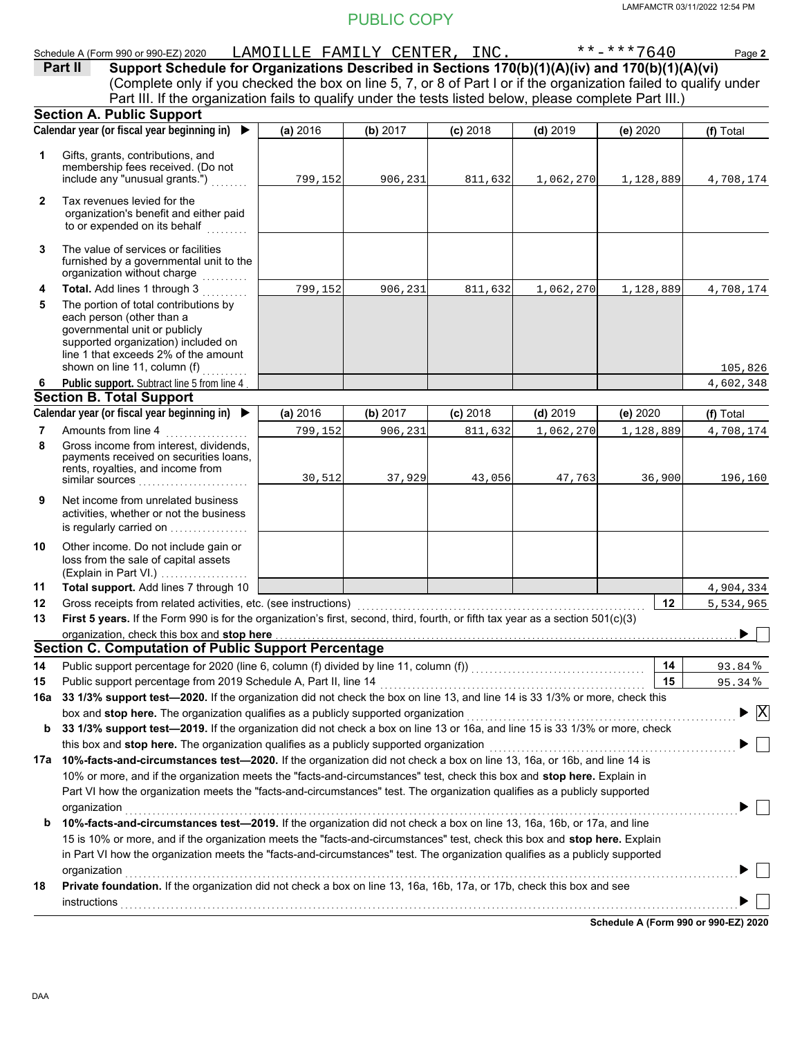PUBLIC COPY

Schedule A (Form 990 or 990-EZ) 2020 LAMOILLE FAMILY CENTER, INC. **-***7640 Page **2**

## Part II Support Schedule for Organizations Described in Sections 170(b)(1)(A)(iv) and 170(b)(1)(A)(vi)

(Complete only if you checked the box on line 5, 7, or 8 of Part I or if the organization failed to qualify under Part III. If the organization fails to qualify under the tests listed below, please complete Part III.)

### Section A. Public Support

| Calendar year (or fiscal year beginning in) ▶ | (a) 2016 | (b) 2017 | (c) 2018 | (d) 2019 | (e) 2020 | (f) Total |
|---|---|---|---|---|---|---|
| **1** Gifts, grants, contributions, and membership fees received. (Do not include any "unusual grants.") | 799,152 | 906,231 | 811,632 | 1,062,270 | 1,128,889 | 4,708,174 |
| **2** Tax revenues levied for the organization's benefit and either paid to or expended on its behalf | | | | | | |
| **3** The value of services or facilities furnished by a governmental unit to the organization without charge | | | | | | |
| **4** **Total.** Add lines 1 through 3 | 799,152 | 906,231 | 811,632 | 1,062,270 | 1,128,889 | 4,708,174 |
| **5** The portion of total contributions by each person (other than a governmental unit or publicly supported organization) included on line 1 that exceeds 2% of the amount shown on line 11, column (f) | | | | | | 105,826 |
| **6** **Public support.** Subtract line 5 from line 4 | | | | | | 4,602,348 |

### Section B. Total Support

| Calendar year (or fiscal year beginning in) ▶ | (a) 2016 | (b) 2017 | (c) 2018 | (d) 2019 | (e) 2020 | (f) Total |
|---|---|---|---|---|---|---|
| **7** Amounts from line 4 | 799,152 | 906,231 | 811,632 | 1,062,270 | 1,128,889 | 4,708,174 |
| **8** Gross income from interest, dividends, payments received on securities loans, rents, royalties, and income from similar sources | 30,512 | 37,929 | 43,056 | 47,763 | 36,900 | 196,160 |
| **9** Net income from unrelated business activities, whether or not the business is regularly carried on | | | | | | |
| **10** Other income. Do not include gain or loss from the sale of capital assets (Explain in Part VI.) | | | | | | |
| **11** **Total support.** Add lines 7 through 10 | | | | | | 4,904,334 |

**12** Gross receipts from related activities, etc. (see instructions) **12** 5,534,965

**13** **First 5 years.** If the Form 990 is for the organization's first, second, third, fourth, or fifth tax year as a section 501(c)(3) organization, check this box and **stop here** ▶ ☐

### Section C. Computation of Public Support Percentage

**14** Public support percentage for 2020 (line 6, column (f) divided by line 11, column (f)) **14** 93.84 %

**15** Public support percentage from 2019 Schedule A, Part II, line 14 **15** 95.34 %

**16a** **33 1/3% support test—2020.** If the organization did not check the box on line 13, and line 14 is 33 1/3% or more, check this box and **stop here.** The organization qualifies as a publicly supported organization ▶ ☒

**b** **33 1/3% support test—2019.** If the organization did not check a box on line 13 or 16a, and line 15 is 33 1/3% or more, check this box and **stop here.** The organization qualifies as a publicly supported organization ▶ ☐

**17a** **10%-facts-and-circumstances test—2020.** If the organization did not check a box on line 13, 16a, or 16b, and line 14 is 10% or more, and if the organization meets the "facts-and-circumstances" test, check this box and **stop here.** Explain in Part VI how the organization meets the "facts-and-circumstances" test. The organization qualifies as a publicly supported organization ▶ ☐

**b** **10%-facts-and-circumstances test—2019.** If the organization did not check a box on line 13, 16a, 16b, or 17a, and line 15 is 10% or more, and if the organization meets the "facts-and-circumstances" test, check this box and **stop here.** Explain in Part VI how the organization meets the "facts-and-circumstances" test. The organization qualifies as a publicly supported organization ▶ ☐

**18** **Private foundation.** If the organization did not check a box on line 13, 16a, 16b, 17a, or 17b, check this box and see instructions ▶ ☐

**Schedule A (Form 990 or 990-EZ) 2020**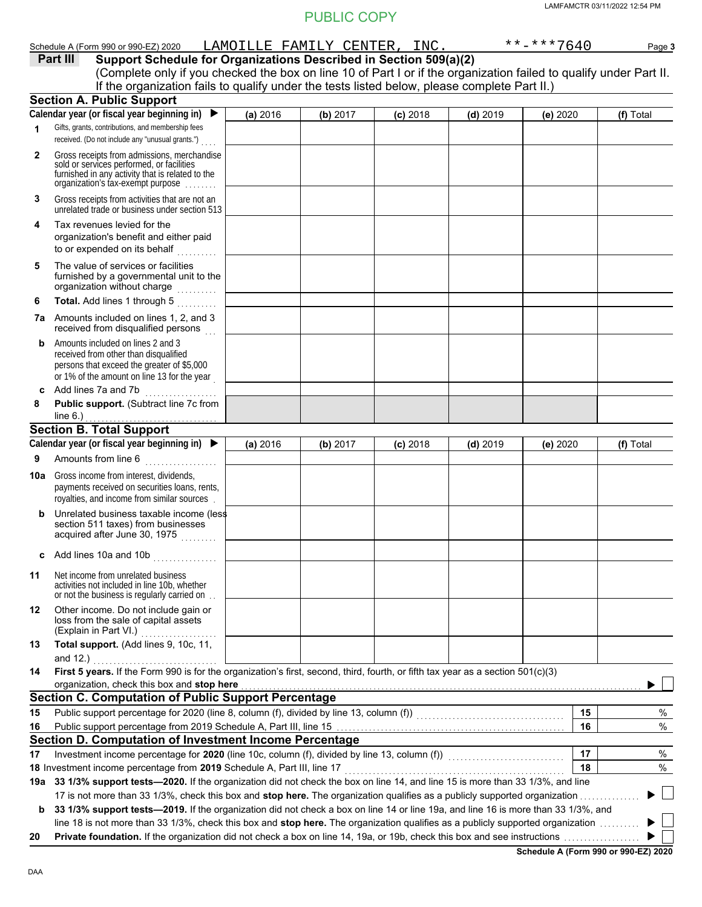PUBLIC COPY

Schedule A (Form 990 or 990-EZ) 2020 LAMOILLE FAMILY CENTER, INC. **-***7640 Page **3**

**Part III** **Support Schedule for Organizations Described in Section 509(a)(2)**

(Complete only if you checked the box on line 10 of Part I or if the organization failed to qualify under Part II. If the organization fails to qualify under the tests listed below, please complete Part II.)

## Section A. Public Support

| Calendar year (or fiscal year beginning in) ▶ | (a) 2016 | (b) 2017 | (c) 2018 | (d) 2019 | (e) 2020 | (f) Total |
|---|---|---|---|---|---|---|
| 1 Gifts, grants, contributions, and membership fees received. (Do not include any "unusual grants.") | | | | | | |
| 2 Gross receipts from admissions, merchandise sold or services performed, or facilities furnished in any activity that is related to the organization's tax-exempt purpose | | | | | | |
| 3 Gross receipts from activities that are not an unrelated trade or business under section 513 | | | | | | |
| 4 Tax revenues levied for the organization's benefit and either paid to or expended on its behalf | | | | | | |
| 5 The value of services or facilities furnished by a governmental unit to the organization without charge | | | | | | |
| 6 **Total.** Add lines 1 through 5 | | | | | | |
| 7a Amounts included on lines 1, 2, and 3 received from disqualified persons | | | | | | |
| b Amounts included on lines 2 and 3 received from other than disqualified persons that exceed the greater of $5,000 or 1% of the amount on line 13 for the year | | | | | | |
| c Add lines 7a and 7b | | | | | | |
| 8 **Public support.** (Subtract line 7c from line 6.) | | | | | | |

## Section B. Total Support

| Calendar year (or fiscal year beginning in) ▶ | (a) 2016 | (b) 2017 | (c) 2018 | (d) 2019 | (e) 2020 | (f) Total |
|---|---|---|---|---|---|---|
| 9 Amounts from line 6 | | | | | | |
| 10a Gross income from interest, dividends, payments received on securities loans, rents, royalties, and income from similar sources | | | | | | |
| b Unrelated business taxable income (less section 511 taxes) from businesses acquired after June 30, 1975 | | | | | | |
| c Add lines 10a and 10b | | | | | | |
| 11 Net income from unrelated business activities not included in line 10b, whether or not the business is regularly carried on | | | | | | |
| 12 Other income. Do not include gain or loss from the sale of capital assets (Explain in Part VI.) | | | | | | |
| 13 **Total support.** (Add lines 9, 10c, 11, and 12.) | | | | | | |

**14** **First 5 years.** If the Form 990 is for the organization's first, second, third, fourth, or fifth tax year as a section 501(c)(3) organization, check this box and **stop here** ▶ ☐

## Section C. Computation of Public Support Percentage

| | | | |
|---|---|---|---|
| 15 | Public support percentage for 2020 (line 8, column (f), divided by line 13, column (f)) | 15 | % |
| 16 | Public support percentage from 2019 Schedule A, Part III, line 15 | 16 | % |

## Section D. Computation of Investment Income Percentage

| | | | |
|---|---|---|---|
| 17 | Investment income percentage for **2020** (line 10c, column (f), divided by line 13, column (f)) | 17 | % |
| 18 | Investment income percentage from **2019** Schedule A, Part III, line 17 | 18 | % |

**19a** **33 1/3% support tests—2020.** If the organization did not check the box on line 14, and line 15 is more than 33 1/3%, and line 17 is not more than 33 1/3%, check this box and **stop here.** The organization qualifies as a publicly supported organization ▶ ☐

**b** **33 1/3% support tests—2019.** If the organization did not check a box on line 14 or line 19a, and line 16 is more than 33 1/3%, and line 18 is not more than 33 1/3%, check this box and **stop here.** The organization qualifies as a publicly supported organization ▶ ☐

**20** **Private foundation.** If the organization did not check a box on line 14, 19a, or 19b, check this box and see instructions ▶ ☐

**Schedule A (Form 990 or 990-EZ) 2020**

DAA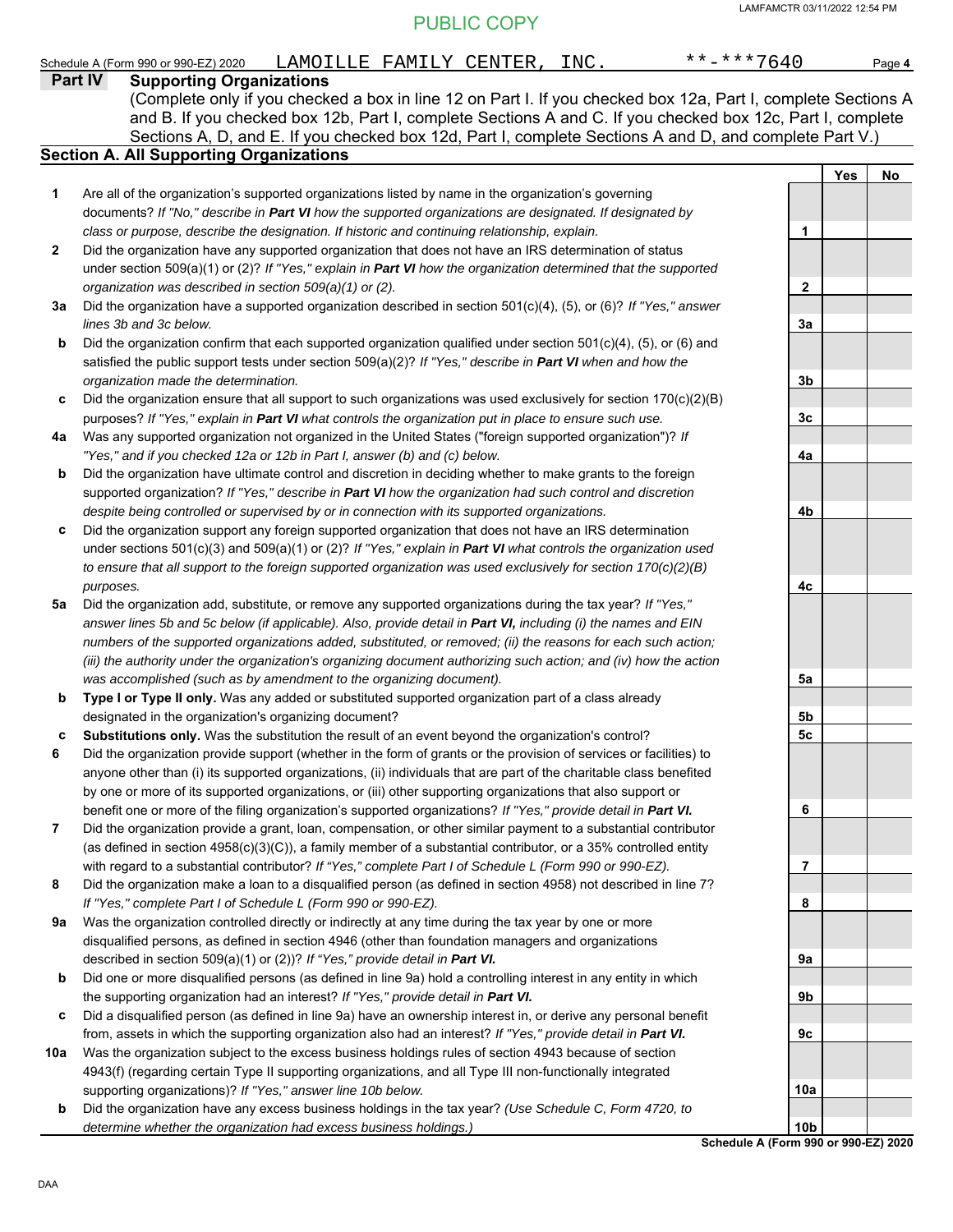PUBLIC COPY

Schedule A (Form 990 or 990-EZ) 2020 LAMOILLE FAMILY CENTER, INC. **-***7640

## Part IV Supporting Organizations

(Complete only if you checked a box in line 12 on Part I. If you checked box 12a, Part I, complete Sections A and B. If you checked box 12b, Part I, complete Sections A and C. If you checked box 12c, Part I, complete Sections A, D, and E. If you checked box 12d, Part I, complete Sections A and D, and complete Part V.)

### Section A. All Supporting Organizations

| | | | Yes | No |
|---|---|---|---|---|
| **1** | Are all of the organization's supported organizations listed by name in the organization's governing documents? *If "No," describe in **Part VI** how the supported organizations are designated. If designated by class or purpose, describe the designation. If historic and continuing relationship, explain.* | 1 | | |
| **2** | Did the organization have any supported organization that does not have an IRS determination of status under section 509(a)(1) or (2)? *If "Yes," explain in **Part VI** how the organization determined that the supported organization was described in section 509(a)(1) or (2).* | 2 | | |
| **3a** | Did the organization have a supported organization described in section 501(c)(4), (5), or (6)? *If "Yes," answer lines 3b and 3c below.* | 3a | | |
| **b** | Did the organization confirm that each supported organization qualified under section 501(c)(4), (5), or (6) and satisfied the public support tests under section 509(a)(2)? *If "Yes," describe in **Part VI** when and how the organization made the determination.* | 3b | | |
| **c** | Did the organization ensure that all support to such organizations was used exclusively for section 170(c)(2)(B) purposes? *If "Yes," explain in **Part VI** what controls the organization put in place to ensure such use.* | 3c | | |
| **4a** | Was any supported organization not organized in the United States ("foreign supported organization")? *If "Yes," and if you checked 12a or 12b in Part I, answer (b) and (c) below.* | 4a | | |
| **b** | Did the organization have ultimate control and discretion in deciding whether to make grants to the foreign supported organization? *If "Yes," describe in **Part VI** how the organization had such control and discretion despite being controlled or supervised by or in connection with its supported organizations.* | 4b | | |
| **c** | Did the organization support any foreign supported organization that does not have an IRS determination under sections 501(c)(3) and 509(a)(1) or (2)? *If "Yes," explain in **Part VI** what controls the organization used to ensure that all support to the foreign supported organization was used exclusively for section 170(c)(2)(B) purposes.* | 4c | | |
| **5a** | Did the organization add, substitute, or remove any supported organizations during the tax year? *If "Yes," answer lines 5b and 5c below (if applicable). Also, provide detail in **Part VI,** including (i) the names and EIN numbers of the supported organizations added, substituted, or removed; (ii) the reasons for each such action; (iii) the authority under the organization's organizing document authorizing such action; and (iv) how the action was accomplished (such as by amendment to the organizing document).* | 5a | | |
| **b** | **Type I or Type II only.** Was any added or substituted supported organization part of a class already designated in the organization's organizing document? | 5b | | |
| **c** | **Substitutions only.** Was the substitution the result of an event beyond the organization's control? | 5c | | |
| **6** | Did the organization provide support (whether in the form of grants or the provision of services or facilities) to anyone other than (i) its supported organizations, (ii) individuals that are part of the charitable class benefited by one or more of its supported organizations, or (iii) other supporting organizations that also support or benefit one or more of the filing organization's supported organizations? *If "Yes," provide detail in **Part VI.*** | 6 | | |
| **7** | Did the organization provide a grant, loan, compensation, or other similar payment to a substantial contributor (as defined in section 4958(c)(3)(C)), a family member of a substantial contributor, or a 35% controlled entity with regard to a substantial contributor? *If "Yes," complete Part I of Schedule L (Form 990 or 990-EZ).* | 7 | | |
| **8** | Did the organization make a loan to a disqualified person (as defined in section 4958) not described in line 7? *If "Yes," complete Part I of Schedule L (Form 990 or 990-EZ).* | 8 | | |
| **9a** | Was the organization controlled directly or indirectly at any time during the tax year by one or more disqualified persons, as defined in section 4946 (other than foundation managers and organizations described in section 509(a)(1) or (2))? *If "Yes," provide detail in **Part VI.*** | 9a | | |
| **b** | Did one or more disqualified persons (as defined in line 9a) hold a controlling interest in any entity in which the supporting organization had an interest? *If "Yes," provide detail in **Part VI.*** | 9b | | |
| **c** | Did a disqualified person (as defined in line 9a) have an ownership interest in, or derive any personal benefit from, assets in which the supporting organization also had an interest? *If "Yes," provide detail in **Part VI.*** | 9c | | |
| **10a** | Was the organization subject to the excess business holdings rules of section 4943 because of section 4943(f) (regarding certain Type II supporting organizations, and all Type III non-functionally integrated supporting organizations)? *If "Yes," answer line 10b below.* | 10a | | |
| **b** | Did the organization have any excess business holdings in the tax year? *(Use Schedule C, Form 4720, to determine whether the organization had excess business holdings.)* | 10b | | |

**Schedule A (Form 990 or 990-EZ) 2020**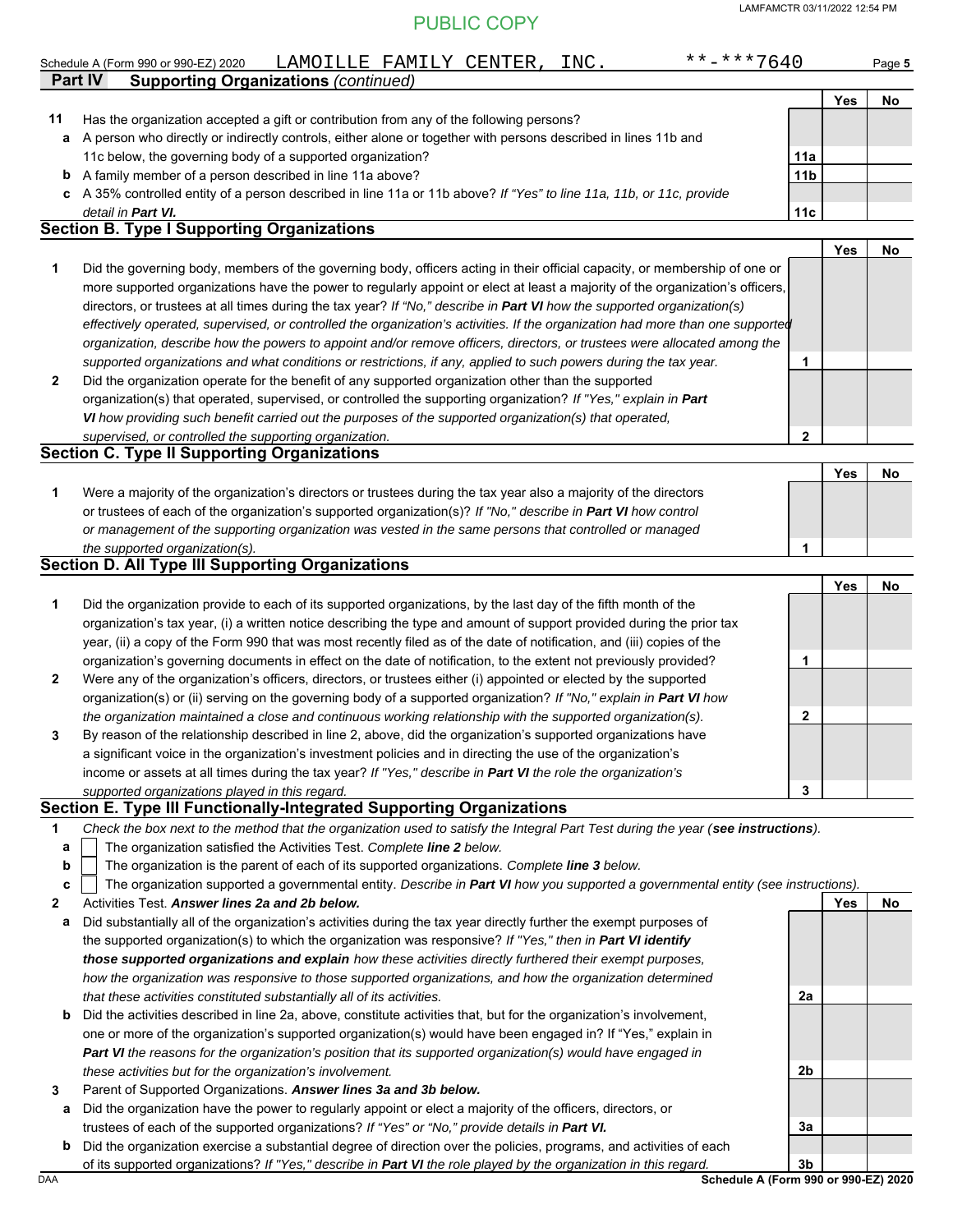PUBLIC COPY

Schedule A (Form 990 or 990-EZ) 2020 LAMOILLE FAMILY CENTER, INC. **-***7640

**Part IV Supporting Organizations** *(continued)*

| | | | Yes | No |
|---|---|---|---|---|
| **11** | Has the organization accepted a gift or contribution from any of the following persons? | | | |
| **a** | A person who directly or indirectly controls, either alone or together with persons described in lines 11b and 11c below, the governing body of a supported organization? | **11a** | | |
| **b** | A family member of a person described in line 11a above? | **11b** | | |
| **c** | A 35% controlled entity of a person described in line 11a or 11b above? *If "Yes" to line 11a, 11b, or 11c, provide detail in **Part VI.*** | **11c** | | |

## Section B. Type I Supporting Organizations

| | | | Yes | No |
|---|---|---|---|---|
| **1** | Did the governing body, members of the governing body, officers acting in their official capacity, or membership of one or more supported organizations have the power to regularly appoint or elect at least a majority of the organization's officers, directors, or trustees at all times during the tax year? *If "No," describe in **Part VI** how the supported organization(s) effectively operated, supervised, or controlled the organization's activities. If the organization had more than one supported organization, describe how the powers to appoint and/or remove officers, directors, or trustees were allocated among the supported organizations and what conditions or restrictions, if any, applied to such powers during the tax year.* | **1** | | |
| **2** | Did the organization operate for the benefit of any supported organization other than the supported organization(s) that operated, supervised, or controlled the supporting organization? *If "Yes," explain in **Part VI** how providing such benefit carried out the purposes of the supported organization(s) that operated, supervised, or controlled the supporting organization.* | **2** | | |

## Section C. Type II Supporting Organizations

| | | | Yes | No |
|---|---|---|---|---|
| **1** | Were a majority of the organization's directors or trustees during the tax year also a majority of the directors or trustees of each of the organization's supported organization(s)? *If "No," describe in **Part VI** how control or management of the supporting organization was vested in the same persons that controlled or managed the supported organization(s).* | **1** | | |

## Section D. All Type III Supporting Organizations

| | | | Yes | No |
|---|---|---|---|---|
| **1** | Did the organization provide to each of its supported organizations, by the last day of the fifth month of the organization's tax year, (i) a written notice describing the type and amount of support provided during the prior tax year, (ii) a copy of the Form 990 that was most recently filed as of the date of notification, and (iii) copies of the organization's governing documents in effect on the date of notification, to the extent not previously provided? | **1** | | |
| **2** | Were any of the organization's officers, directors, or trustees either (i) appointed or elected by the supported organization(s) or (ii) serving on the governing body of a supported organization? *If "No," explain in **Part VI** how the organization maintained a close and continuous working relationship with the supported organization(s).* | **2** | | |
| **3** | By reason of the relationship described in line 2, above, did the organization's supported organizations have a significant voice in the organization's investment policies and in directing the use of the organization's income or assets at all times during the tax year? *If "Yes," describe in **Part VI** the role the organization's supported organizations played in this regard.* | **3** | | |

## Section E. Type III Functionally-Integrated Supporting Organizations

**1** *Check the box next to the method that the organization used to satisfy the Integral Part Test during the year (**see instructions**).*

- **a** ☐ The organization satisfied the Activities Test. *Complete **line 2** below.*
- **b** ☐ The organization is the parent of each of its supported organizations. *Complete **line 3** below.*
- **c** ☐ The organization supported a governmental entity. *Describe in **Part VI** how you supported a governmental entity (see instructions).*

| | | | Yes | No |
|---|---|---|---|---|
| **2** | Activities Test. ***Answer lines 2a and 2b below.*** | | | |
| **a** | Did substantially all of the organization's activities during the tax year directly further the exempt purposes of the supported organization(s) to which the organization was responsive? *If "Yes," then in **Part VI identify those supported organizations and explain** how these activities directly furthered their exempt purposes, how the organization was responsive to those supported organizations, and how the organization determined that these activities constituted substantially all of its activities.* | **2a** | | |
| **b** | Did the activities described in line 2a, above, constitute activities that, but for the organization's involvement, one or more of the organization's supported organization(s) would have been engaged in? If "Yes," explain in ***Part VI** the reasons for the organization's position that its supported organization(s) would have engaged in these activities but for the organization's involvement.* | **2b** | | |
| **3** | Parent of Supported Organizations. ***Answer lines 3a and 3b below.*** | | | |
| **a** | Did the organization have the power to regularly appoint or elect a majority of the officers, directors, or trustees of each of the supported organizations? *If "Yes" or "No," provide details in **Part VI.*** | **3a** | | |
| **b** | Did the organization exercise a substantial degree of direction over the policies, programs, and activities of each of its supported organizations? *If "Yes," describe in **Part VI** the role played by the organization in this regard.* | **3b** | | |

DAA **Schedule A (Form 990 or 990-EZ) 2020**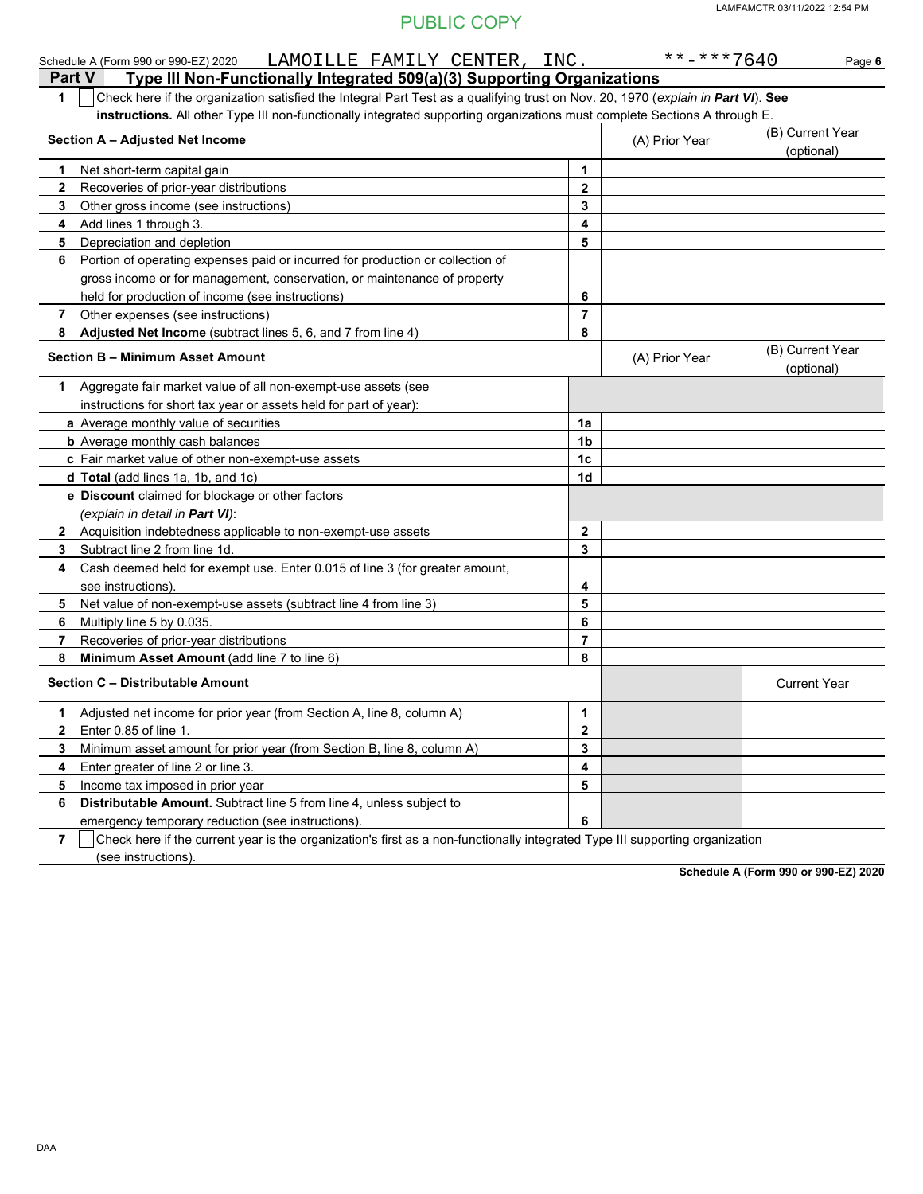PUBLIC COPY

Schedule A (Form 990 or 990-EZ) 2020 LAMOILLE FAMILY CENTER, INC. **-***7640 Page 6

## Part V Type III Non-Functionally Integrated 509(a)(3) Supporting Organizations

**1** ☐ Check here if the organization satisfied the Integral Part Test as a qualifying trust on Nov. 20, 1970 (*explain in **Part VI***). **See instructions.** All other Type III non-functionally integrated supporting organizations must complete Sections A through E.

| **Section A – Adjusted Net Income** | | (A) Prior Year | (B) Current Year (optional) |
|---|---|---|---|
| **1** Net short-term capital gain | **1** | | |
| **2** Recoveries of prior-year distributions | **2** | | |
| **3** Other gross income (see instructions) | **3** | | |
| **4** Add lines 1 through 3. | **4** | | |
| **5** Depreciation and depletion | **5** | | |
| **6** Portion of operating expenses paid or incurred for production or collection of gross income or for management, conservation, or maintenance of property held for production of income (see instructions) | **6** | | |
| **7** Other expenses (see instructions) | **7** | | |
| **8** **Adjusted Net Income** (subtract lines 5, 6, and 7 from line 4) | **8** | | |

| **Section B – Minimum Asset Amount** | | (A) Prior Year | (B) Current Year (optional) |
|---|---|---|---|
| **1** Aggregate fair market value of all non-exempt-use assets (see instructions for short tax year or assets held for part of year): | | | |
| **a** Average monthly value of securities | **1a** | | |
| **b** Average monthly cash balances | **1b** | | |
| **c** Fair market value of other non-exempt-use assets | **1c** | | |
| **d** **Total** (add lines 1a, 1b, and 1c) | **1d** | | |
| **e** **Discount** claimed for blockage or other factors (*explain in detail in **Part VI***): | | | |
| **2** Acquisition indebtedness applicable to non-exempt-use assets | **2** | | |
| **3** Subtract line 2 from line 1d. | **3** | | |
| **4** Cash deemed held for exempt use. Enter 0.015 of line 3 (for greater amount, see instructions). | **4** | | |
| **5** Net value of non-exempt-use assets (subtract line 4 from line 3) | **5** | | |
| **6** Multiply line 5 by 0.035. | **6** | | |
| **7** Recoveries of prior-year distributions | **7** | | |
| **8** **Minimum Asset Amount** (add line 7 to line 6) | **8** | | |

| **Section C – Distributable Amount** | | | Current Year |
|---|---|---|---|
| **1** Adjusted net income for prior year (from Section A, line 8, column A) | **1** | | |
| **2** Enter 0.85 of line 1. | **2** | | |
| **3** Minimum asset amount for prior year (from Section B, line 8, column A) | **3** | | |
| **4** Enter greater of line 2 or line 3. | **4** | | |
| **5** Income tax imposed in prior year | **5** | | |
| **6** **Distributable Amount.** Subtract line 5 from line 4, unless subject to emergency temporary reduction (see instructions). | **6** | | |

**7** ☐ Check here if the current year is the organization's first as a non-functionally integrated Type III supporting organization (see instructions).

**Schedule A (Form 990 or 990-EZ) 2020**

DAA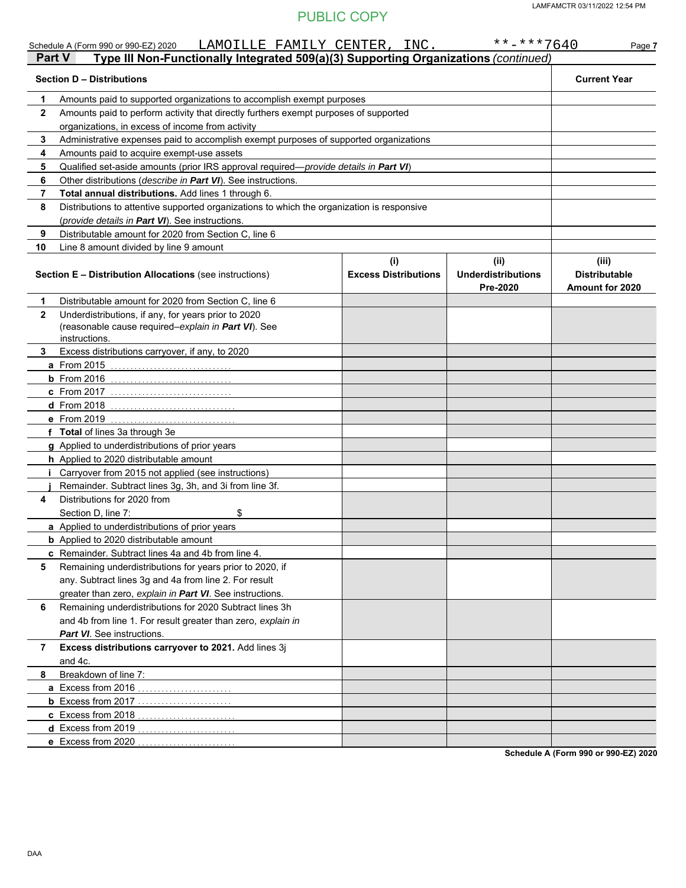PUBLIC COPY

Schedule A (Form 990 or 990-EZ) 2020 LAMOILLE FAMILY CENTER, INC. **-***7640

## Part V Type III Non-Functionally Integrated 509(a)(3) Supporting Organizations *(continued)*

| **Section D – Distributions** | | **Current Year** |
|---|---|---|
| **1** | Amounts paid to supported organizations to accomplish exempt purposes | |
| **2** | Amounts paid to perform activity that directly furthers exempt purposes of supported organizations, in excess of income from activity | |
| **3** | Administrative expenses paid to accomplish exempt purposes of supported organizations | |
| **4** | Amounts paid to acquire exempt-use assets | |
| **5** | Qualified set-aside amounts (prior IRS approval required—*provide details in* ***Part VI***) | |
| **6** | Other distributions (*describe in* ***Part VI***). See instructions. | |
| **7** | **Total annual distributions.** Add lines 1 through 6. | |
| **8** | Distributions to attentive supported organizations to which the organization is responsive (*provide details in* ***Part VI***). See instructions. | |
| **9** | Distributable amount for 2020 from Section C, line 6 | |
| **10** | Line 8 amount divided by line 9 amount | |

| **Section E – Distribution Allocations** (see instructions) | | **(i)** **Excess Distributions** | **(ii)** **Underdistributions Pre-2020** | **(iii)** **Distributable Amount for 2020** |
|---|---|---|---|---|
| **1** | Distributable amount for 2020 from Section C, line 6 | | | |
| **2** | Underdistributions, if any, for years prior to 2020 (reasonable cause required–*explain in* ***Part VI***). See instructions. | | | |
| **3** | Excess distributions carryover, if any, to 2020 | | | |
| **a** | From 2015 | | | |
| **b** | From 2016 | | | |
| **c** | From 2017 | | | |
| **d** | From 2018 | | | |
| **e** | From 2019 | | | |
| **f** | **Total** of lines 3a through 3e | | | |
| **g** | Applied to underdistributions of prior years | | | |
| **h** | Applied to 2020 distributable amount | | | |
| **i** | Carryover from 2015 not applied (see instructions) | | | |
| **j** | Remainder. Subtract lines 3g, 3h, and 3i from line 3f. | | | |
| **4** | Distributions for 2020 from Section D, line 7: $ | | | |
| **a** | Applied to underdistributions of prior years | | | |
| **b** | Applied to 2020 distributable amount | | | |
| **c** | Remainder. Subtract lines 4a and 4b from line 4. | | | |
| **5** | Remaining underdistributions for years prior to 2020, if any. Subtract lines 3g and 4a from line 2. For result greater than zero, *explain in* ***Part VI***. See instructions. | | | |
| **6** | Remaining underdistributions for 2020 Subtract lines 3h and 4b from line 1. For result greater than zero, *explain in* ***Part VI***. See instructions. | | | |
| **7** | **Excess distributions carryover to 2021.** Add lines 3j and 4c. | | | |
| **8** | Breakdown of line 7: | | | |
| **a** | Excess from 2016 | | | |
| **b** | Excess from 2017 | | | |
| **c** | Excess from 2018 | | | |
| **d** | Excess from 2019 | | | |
| **e** | Excess from 2020 | | | |

**Schedule A (Form 990 or 990-EZ) 2020**

DAA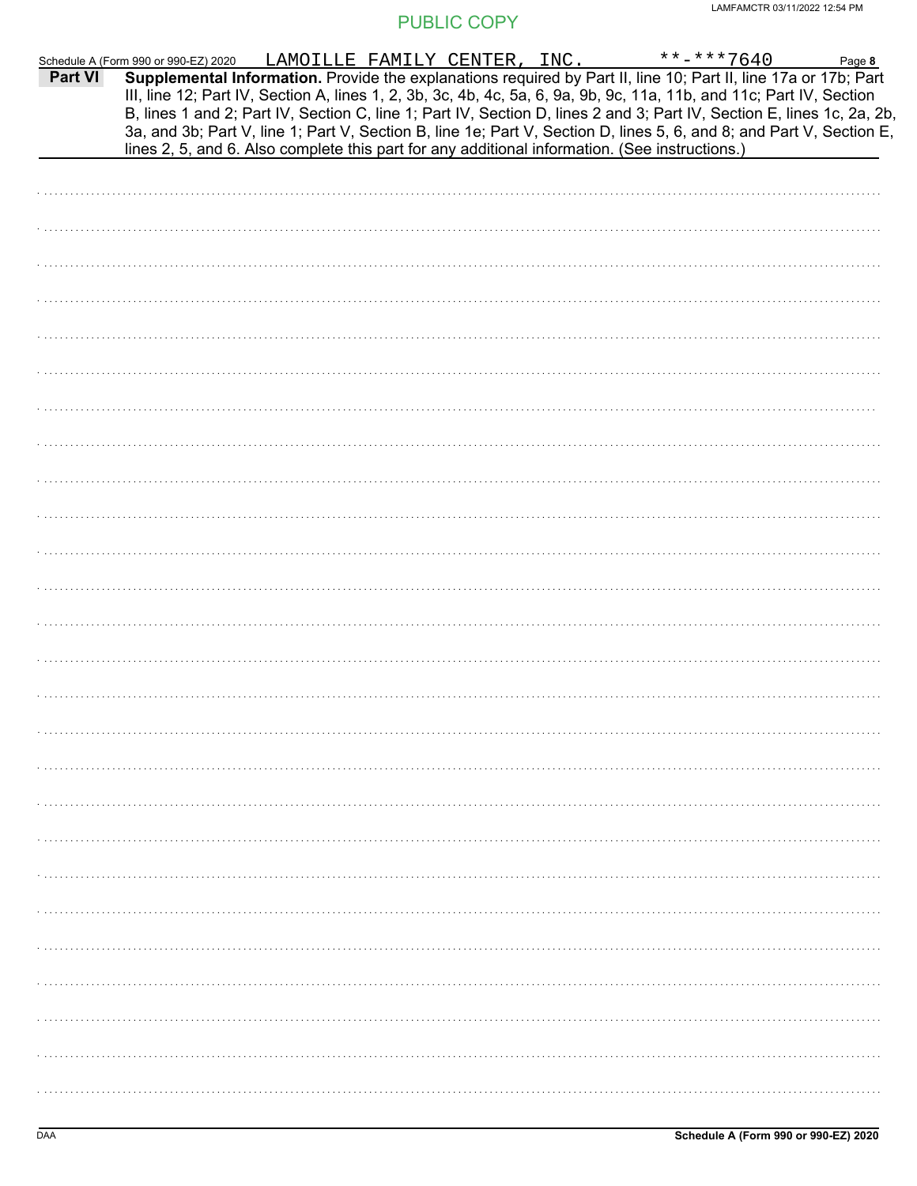PUBLIC COPY

Schedule A (Form 990 or 990-EZ) 2020 LAMOILLE FAMILY CENTER, INC. **-***7640 Page **8**

**Part VI** **Supplemental Information.** Provide the explanations required by Part II, line 10; Part II, line 17a or 17b; Part III, line 12; Part IV, Section A, lines 1, 2, 3b, 3c, 4b, 4c, 5a, 6, 9a, 9b, 9c, 11a, 11b, and 11c; Part IV, Section B, lines 1 and 2; Part IV, Section C, line 1; Part IV, Section D, lines 2 and 3; Part IV, Section E, lines 1c, 2a, 2b, 3a, and 3b; Part V, line 1; Part V, Section B, line 1e; Part V, Section D, lines 5, 6, and 8; and Part V, Section E, lines 2, 5, and 6. Also complete this part for any additional information. (See instructions.)

**Schedule A (Form 990 or 990-EZ) 2020**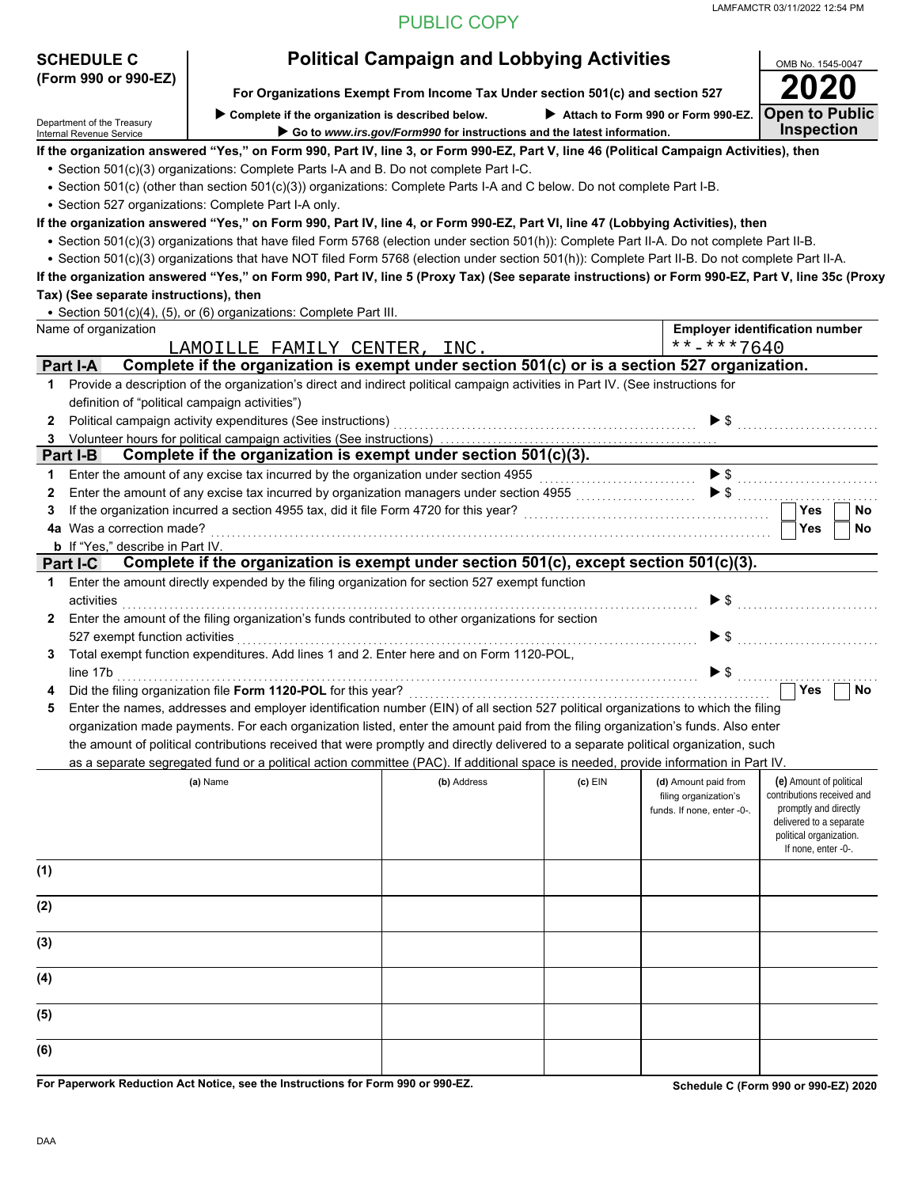PUBLIC COPY

LAMFAMCTR 03/11/2022 12:54 PM

# SCHEDULE C (Form 990 or 990-EZ)

Department of the Treasury
Internal Revenue Service

## Political Campaign and Lobbying Activities

**For Organizations Exempt From Income Tax Under section 501(c) and section 527**

▶ Complete if the organization is described below. ▶ Attach to Form 990 or Form 990-EZ.

▶ Go to *www.irs.gov/Form990* for instructions and the latest information.

OMB No. 1545-0047

**2020**

**Open to Public Inspection**

**If the organization answered "Yes," on Form 990, Part IV, line 3, or Form 990-EZ, Part V, line 46 (Political Campaign Activities), then**

- Section 501(c)(3) organizations: Complete Parts I-A and B. Do not complete Part I-C.
- Section 501(c) (other than section 501(c)(3)) organizations: Complete Parts I-A and C below. Do not complete Part I-B.
- Section 527 organizations: Complete Part I-A only.

**If the organization answered "Yes," on Form 990, Part IV, line 4, or Form 990-EZ, Part VI, line 47 (Lobbying Activities), then**

- Section 501(c)(3) organizations that have filed Form 5768 (election under section 501(h)): Complete Part II-A. Do not complete Part II-B.
- Section 501(c)(3) organizations that have NOT filed Form 5768 (election under section 501(h)): Complete Part II-B. Do not complete Part II-A.

**If the organization answered "Yes," on Form 990, Part IV, line 5 (Proxy Tax) (See separate instructions) or Form 990-EZ, Part V, line 35c (Proxy Tax) (See separate instructions), then**

- Section 501(c)(4), (5), or (6) organizations: Complete Part III.

| Name of organization | Employer identification number |
|---|---|
| LAMOILLE FAMILY CENTER, INC. | **-***7640 |

## Part I-A Complete if the organization is exempt under section 501(c) or is a section 527 organization.

1 Provide a description of the organization's direct and indirect political campaign activities in Part IV. (See instructions for definition of "political campaign activities")

2 Political campaign activity expenditures (See instructions) ▶ $

3 Volunteer hours for political campaign activities (See instructions)

## Part I-B Complete if the organization is exempt under section 501(c)(3).

1 Enter the amount of any excise tax incurred by the organization under section 4955 ▶ $

2 Enter the amount of any excise tax incurred by organization managers under section 4955 ▶ $

3 If the organization incurred a section 4955 tax, did it file Form 4720 for this year? ☐ Yes ☐ No

4a Was a correction made? ☐ Yes ☐ No

b If "Yes," describe in Part IV.

## Part I-C Complete if the organization is exempt under section 501(c), except section 501(c)(3).

1 Enter the amount directly expended by the filing organization for section 527 exempt function activities ▶ $

2 Enter the amount of the filing organization's funds contributed to other organizations for section 527 exempt function activities ▶ $

3 Total exempt function expenditures. Add lines 1 and 2. Enter here and on Form 1120-POL, line 17b ▶ $

4 Did the filing organization file **Form 1120-POL** for this year? ☐ Yes ☐ No

5 Enter the names, addresses and employer identification number (EIN) of all section 527 political organizations to which the filing organization made payments. For each organization listed, enter the amount paid from the filing organization's funds. Also enter the amount of political contributions received that were promptly and directly delivered to a separate political organization, such as a separate segregated fund or a political action committee (PAC). If additional space is needed, provide information in Part IV.

| | (a) Name | (b) Address | (c) EIN | (d) Amount paid from filing organization's funds. If none, enter -0-. | (e) Amount of political contributions received and promptly and directly delivered to a separate political organization. If none, enter -0-. |
|---|---|---|---|---|---|
| (1) | | | | | |
| (2) | | | | | |
| (3) | | | | | |
| (4) | | | | | |
| (5) | | | | | |
| (6) | | | | | |

**For Paperwork Reduction Act Notice, see the Instructions for Form 990 or 990-EZ.**

**Schedule C (Form 990 or 990-EZ) 2020**

DAA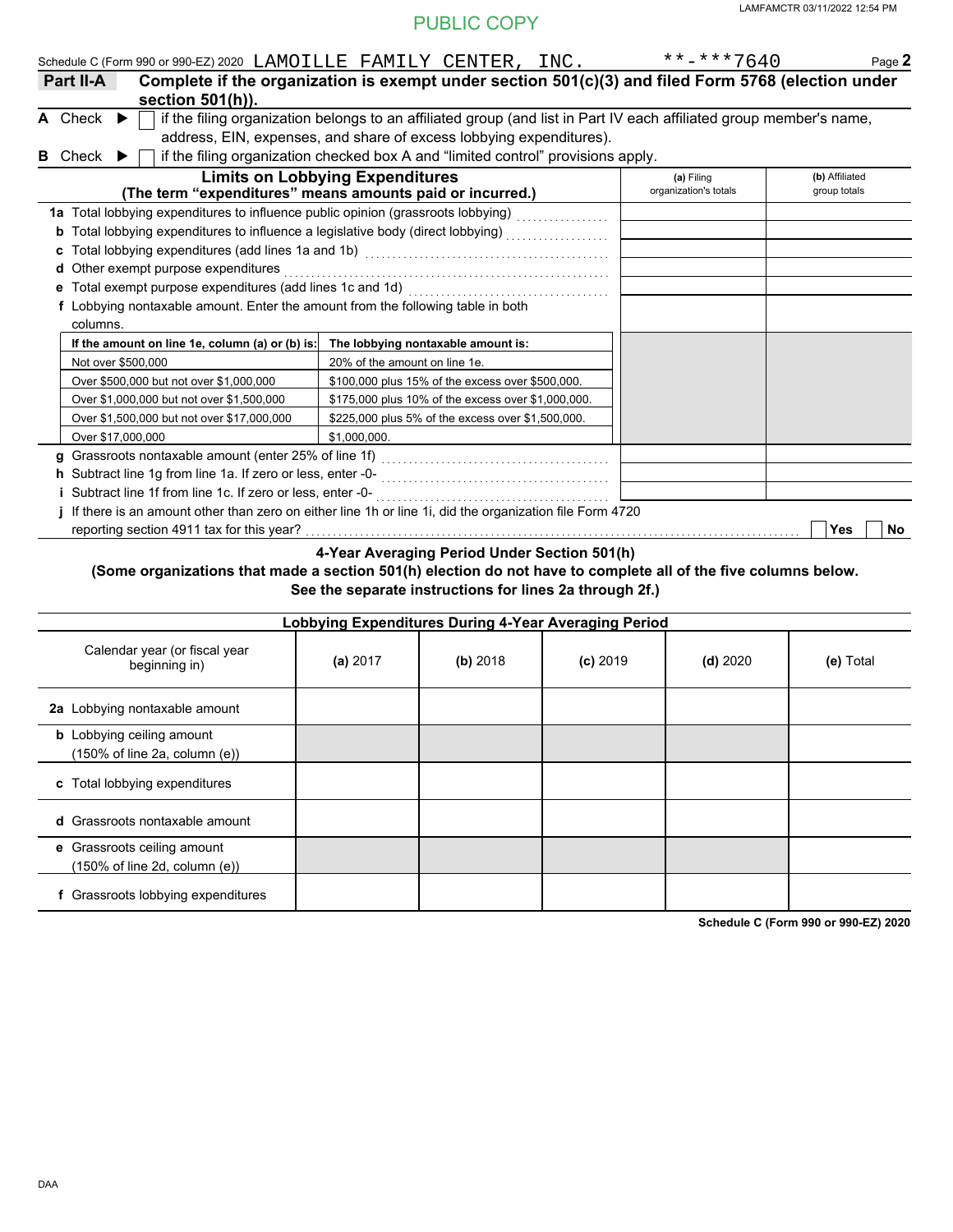PUBLIC COPY

Schedule C (Form 990 or 990-EZ) 2020 LAMOILLE FAMILY CENTER, INC. **-***7640 Page **2**

## Part II-A Complete if the organization is exempt under section 501(c)(3) and filed Form 5768 (election under section 501(h)).

**A** Check ▶ ☐ if the filing organization belongs to an affiliated group (and list in Part IV each affiliated group member's name, address, EIN, expenses, and share of excess lobbying expenditures).

**B** Check ▶ ☐ if the filing organization checked box A and "limited control" provisions apply.

| **Limits on Lobbying Expenditures** (The term "expenditures" means amounts paid or incurred.) | **(a)** Filing organization's totals | **(b)** Affiliated group totals |
|---|---|---|
| **1a** Total lobbying expenditures to influence public opinion (grassroots lobbying) | | |
| **b** Total lobbying expenditures to influence a legislative body (direct lobbying) | | |
| **c** Total lobbying expenditures (add lines 1a and 1b) | | |
| **d** Other exempt purpose expenditures | | |
| **e** Total exempt purpose expenditures (add lines 1c and 1d) | | |
| **f** Lobbying nontaxable amount. Enter the amount from the following table in both columns. | | |

| If the amount on line 1e, column (a) or (b) is: | The lobbying nontaxable amount is: |
|---|---|
| Not over $500,000 | 20% of the amount on line 1e. |
| Over $500,000 but not over $1,000,000 | $100,000 plus 15% of the excess over $500,000. |
| Over $1,000,000 but not over $1,500,000 | $175,000 plus 10% of the excess over $1,000,000. |
| Over $1,500,000 but not over $17,000,000 | $225,000 plus 5% of the excess over $1,500,000. |
| Over $17,000,000 | $1,000,000. |

| | (a) Filing organization's totals | (b) Affiliated group totals |
|---|---|---|
| **g** Grassroots nontaxable amount (enter 25% of line 1f) | | |
| **h** Subtract line 1g from line 1a. If zero or less, enter -0- | | |
| **i** Subtract line 1f from line 1c. If zero or less, enter -0- | | |

**j** If there is an amount other than zero on either line 1h or line 1i, did the organization file Form 4720 reporting section 4911 tax for this year? ☐ Yes ☐ No

### 4-Year Averaging Period Under Section 501(h)

**(Some organizations that made a section 501(h) election do not have to complete all of the five columns below. See the separate instructions for lines 2a through 2f.)**

| Lobbying Expenditures During 4-Year Averaging Period | | | | | |
|---|---|---|---|---|---|
| Calendar year (or fiscal year beginning in) | **(a)** 2017 | **(b)** 2018 | **(c)** 2019 | **(d)** 2020 | **(e)** Total |
| **2a** Lobbying nontaxable amount | | | | | |
| **b** Lobbying ceiling amount (150% of line 2a, column (e)) | | | | | |
| **c** Total lobbying expenditures | | | | | |
| **d** Grassroots nontaxable amount | | | | | |
| **e** Grassroots ceiling amount (150% of line 2d, column (e)) | | | | | |
| **f** Grassroots lobbying expenditures | | | | | |

**Schedule C (Form 990 or 990-EZ) 2020**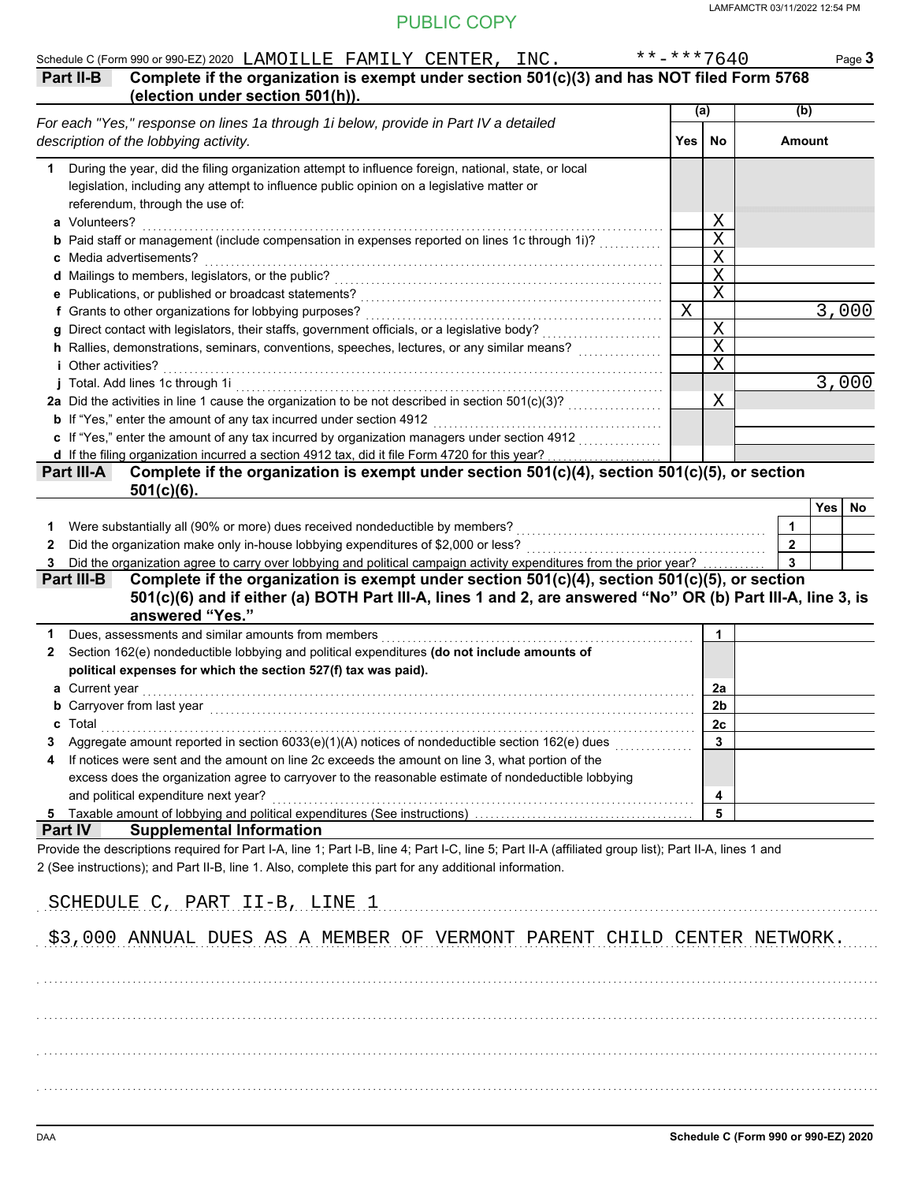PUBLIC COPY

Schedule C (Form 990 or 990-EZ) 2020 LAMOILLE FAMILY CENTER, INC. **-***7640 Page 3

**Part II-B Complete if the organization is exempt under section 501(c)(3) and has NOT filed Form 5768 (election under section 501(h)).**

| *For each "Yes," response on lines 1a through 1i below, provide in Part IV a detailed description of the lobbying activity.* | (a) Yes | (a) No | (b) Amount |
|---|---|---|---|
| **1** During the year, did the filing organization attempt to influence foreign, national, state, or local legislation, including any attempt to influence public opinion on a legislative matter or referendum, through the use of: | | | |
| **a** Volunteers? | | X | |
| **b** Paid staff or management (include compensation in expenses reported on lines 1c through 1i)? | | X | |
| **c** Media advertisements? | | X | |
| **d** Mailings to members, legislators, or the public? | | X | |
| **e** Publications, or published or broadcast statements? | | X | |
| **f** Grants to other organizations for lobbying purposes? | X | | 3,000 |
| **g** Direct contact with legislators, their staffs, government officials, or a legislative body? | | X | |
| **h** Rallies, demonstrations, seminars, conventions, speeches, lectures, or any similar means? | | X | |
| **i** Other activities? | | X | |
| **j** Total. Add lines 1c through 1i | | | 3,000 |
| **2a** Did the activities in line 1 cause the filing organization to be not described in section 501(c)(3)? | | X | |
| **b** If "Yes," enter the amount of any tax incurred under section 4912 | | | |
| **c** If "Yes," enter the amount of any tax incurred by organization managers under section 4912 | | | |
| **d** If the filing organization incurred a section 4912 tax, did it file Form 4720 for this year? | | | |

**Part III-A Complete if the organization is exempt under section 501(c)(4), section 501(c)(5), or section 501(c)(6).**

| | | Yes | No |
|---|---|---|---|
| **1** Were substantially all (90% or more) dues received nondeductible by members? | 1 | | |
| **2** Did the organization make only in-house lobbying expenditures of $2,000 or less? | 2 | | |
| **3** Did the organization agree to carry over lobbying and political campaign activity expenditures from the prior year? | 3 | | |

**Part III-B Complete if the organization is exempt under section 501(c)(4), section 501(c)(5), or section 501(c)(6) and if either (a) BOTH Part III-A, lines 1 and 2, are answered "No" OR (b) Part III-A, line 3, is answered "Yes."**

| | | |
|---|---|---|
| **1** Dues, assessments and similar amounts from members | 1 | |
| **2** Section 162(e) nondeductible lobbying and political expenditures **(do not include amounts of political expenses for which the section 527(f) tax was paid).** | | |
| **a** Current year | 2a | |
| **b** Carryover from last year | 2b | |
| **c** Total | 2c | |
| **3** Aggregate amount reported in section 6033(e)(1)(A) notices of nondeductible section 162(e) dues | 3 | |
| **4** If notices were sent and the amount on line 2c exceeds the amount on line 3, what portion of the excess does the organization agree to carryover to the reasonable estimate of nondeductible lobbying and political expenditure next year? | 4 | |
| **5** Taxable amount of lobbying and political expenditures (See instructions) | 5 | |

**Part IV Supplemental Information**

Provide the descriptions required for Part I-A, line 1; Part I-B, line 4; Part I-C, line 5; Part II-A (affiliated group list); Part II-A, lines 1 and 2 (See instructions); and Part II-B, line 1. Also, complete this part for any additional information.

SCHEDULE C, PART II-B, LINE 1

$3,000 ANNUAL DUES AS A MEMBER OF VERMONT PARENT CHILD CENTER NETWORK.

Schedule C (Form 990 or 990-EZ) 2020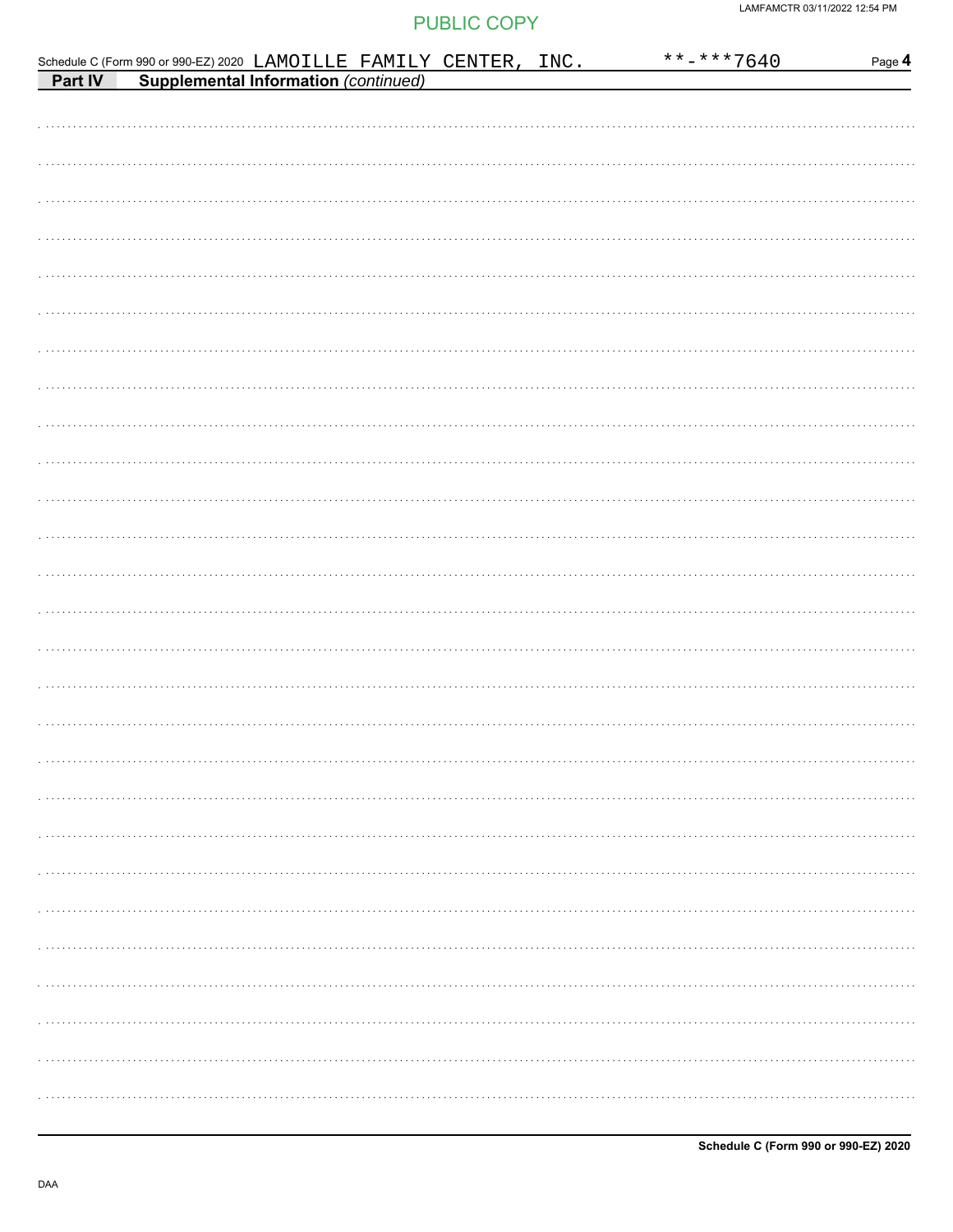Schedule C (Form 990 or 990-EZ) 2020 LAMOILLE FAMILY CENTER, INC. **-***7640 Page 4

**Part IV Supplemental Information** *(continued)*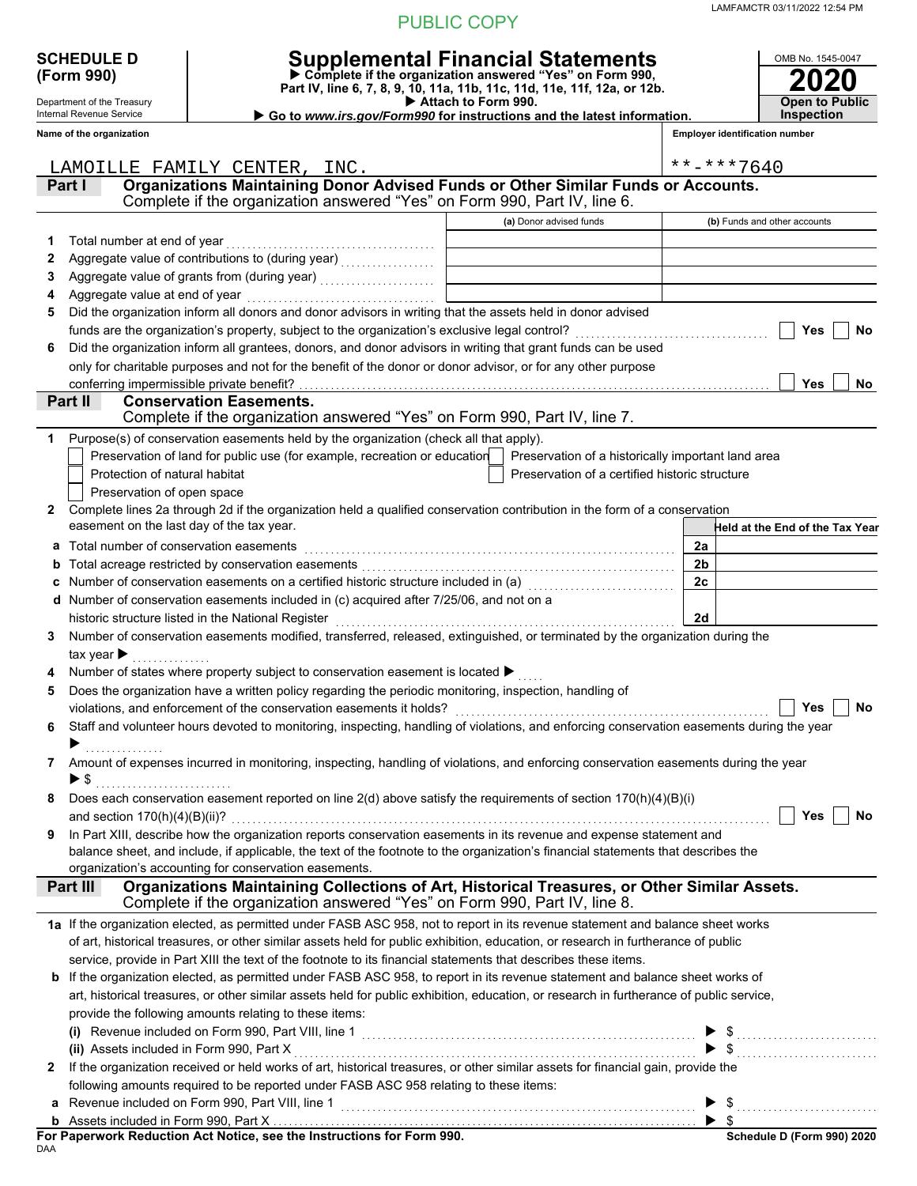PUBLIC COPY

LAMFAMCTR 03/11/2022 12:54 PM

**SCHEDULE D (Form 990)**

Department of the Treasury
Internal Revenue Service

# Supplemental Financial Statements

▶ Complete if the organization answered "Yes" on Form 990, Part IV, line 6, 7, 8, 9, 10, 11a, 11b, 11c, 11d, 11e, 11f, 12a, or 12b.
▶ Attach to Form 990.
▶ Go to *www.irs.gov/Form990* for instructions and the latest information.

OMB No. 1545-0047
**2020**
**Open to Public Inspection**

**Name of the organization:** LAMOILLE FAMILY CENTER, INC.
**Employer identification number:** **-***7640

## Part I Organizations Maintaining Donor Advised Funds or Other Similar Funds or Accounts.
Complete if the organization answered "Yes" on Form 990, Part IV, line 6.

| | | (a) Donor advised funds | (b) Funds and other accounts |
|---|---|---|---|
| 1 | Total number at end of year | | |
| 2 | Aggregate value of contributions to (during year) | | |
| 3 | Aggregate value of grants from (during year) | | |
| 4 | Aggregate value at end of year | | |

5 Did the organization inform all donors and donor advisors in writing that the assets held in donor advised funds are the organization's property, subject to the organization's exclusive legal control? ☐ Yes ☐ No

6 Did the organization inform all grantees, donors, and donor advisors in writing that grant funds can be used only for charitable purposes and not for the benefit of the donor or donor advisor, or for any other purpose conferring impermissible private benefit? ☐ Yes ☐ No

## Part II Conservation Easements.
Complete if the organization answered "Yes" on Form 990, Part IV, line 7.

1 Purpose(s) of conservation easements held by the organization (check all that apply).
- ☐ Preservation of land for public use (for example, recreation or education)
- ☐ Protection of natural habitat
- ☐ Preservation of open space
- ☐ Preservation of a historically important land area
- ☐ Preservation of a certified historic structure

2 Complete lines 2a through 2d if the organization held a qualified conservation contribution in the form of a conservation easement on the last day of the tax year.

| | | | Held at the End of the Tax Year |
|---|---|---|---|
| a | Total number of conservation easements | 2a | |
| b | Total acreage restricted by conservation easements | 2b | |
| c | Number of conservation easements on a certified historic structure included in (a) | 2c | |
| d | Number of conservation easements included in (c) acquired after 7/25/06, and not on a historic structure listed in the National Register | 2d | |

3 Number of conservation easements modified, transferred, released, extinguished, or terminated by the organization during the tax year ▶

4 Number of states where property subject to conservation easement is located ▶

5 Does the organization have a written policy regarding the periodic monitoring, inspection, handling of violations, and enforcement of the conservation easements it holds? ☐ Yes ☐ No

6 Staff and volunteer hours devoted to monitoring, inspecting, handling of violations, and enforcing conservation easements during the year ▶

7 Amount of expenses incurred in monitoring, inspecting, handling of violations, and enforcing conservation easements during the year ▶ $

8 Does each conservation easement reported on line 2(d) above satisfy the requirements of section 170(h)(4)(B)(i) and section 170(h)(4)(B)(ii)? ☐ Yes ☐ No

9 In Part XIII, describe how the organization reports conservation easements in its revenue and expense statement and balance sheet, and include, if applicable, the text of the footnote to the organization's financial statements that describes the organization's accounting for conservation easements.

## Part III Organizations Maintaining Collections of Art, Historical Treasures, or Other Similar Assets.
Complete if the organization answered "Yes" on Form 990, Part IV, line 8.

1a If the organization elected, as permitted under FASB ASC 958, not to report in its revenue statement and balance sheet works of art, historical treasures, or other similar assets held for public exhibition, education, or research in furtherance of public service, provide in Part XIII the text of the footnote to its financial statements that describes these items.

b If the organization elected, as permitted under FASB ASC 958, to report in its revenue statement and balance sheet works of art, historical treasures, or other similar assets held for public exhibition, education, or research in furtherance of public service, provide the following amounts relating to these items:

(i) Revenue included on Form 990, Part VIII, line 1 ▶ $

(ii) Assets included in Form 990, Part X ▶ $

2 If the organization received or held works of art, historical treasures, or other similar assets for financial gain, provide the following amounts required to be reported under FASB ASC 958 relating to these items:

a Revenue included on Form 990, Part VIII, line 1 ▶ $

b Assets included in Form 990, Part X ▶ $

**For Paperwork Reduction Act Notice, see the Instructions for Form 990.**
DAA
**Schedule D (Form 990) 2020**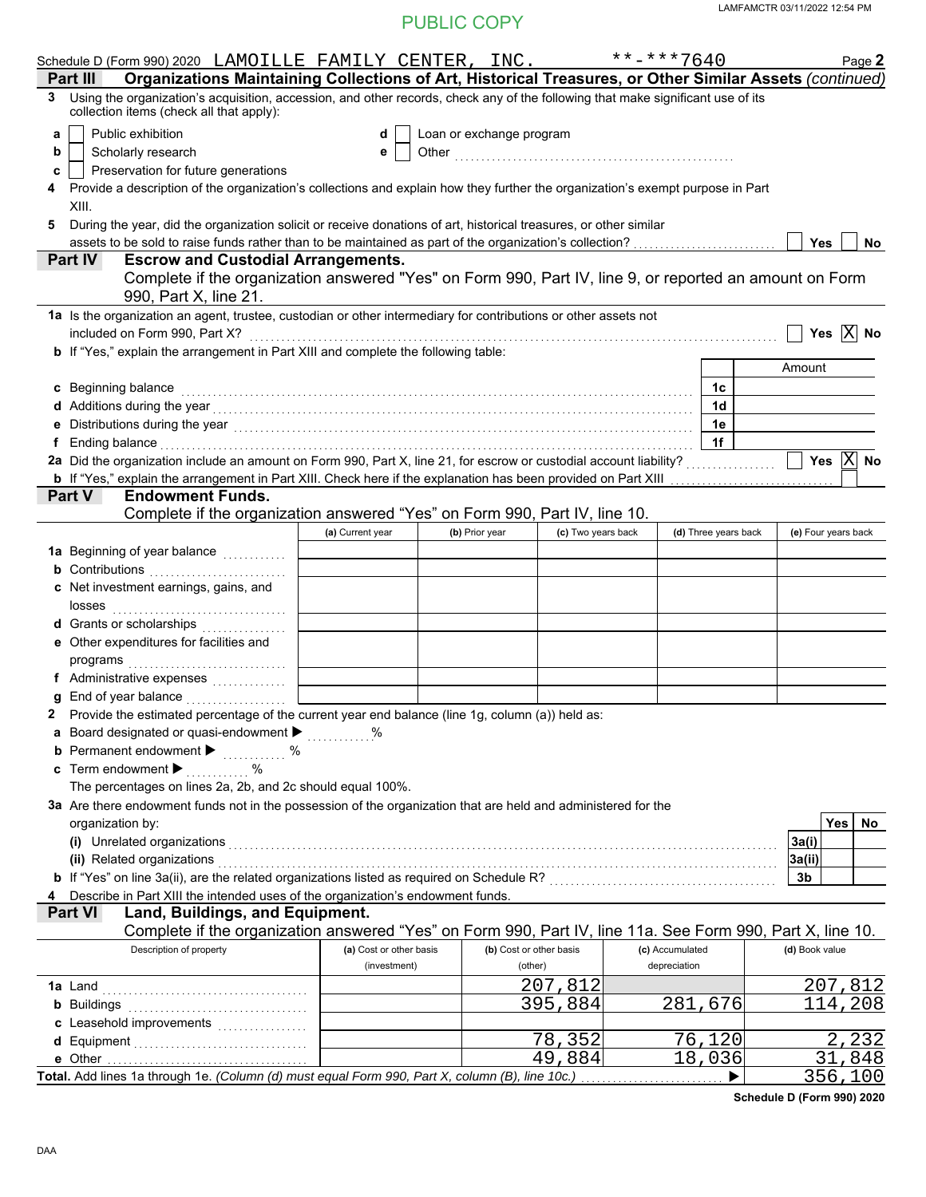PUBLIC COPY

Schedule D (Form 990) 2020 LAMOILLE FAMILY CENTER, INC. **-***7640 Page 2

**Part III Organizations Maintaining Collections of Art, Historical Treasures, or Other Similar Assets** *(continued)*

3 Using the organization's acquisition, accession, and other records, check any of the following that make significant use of its collection items (check all that apply):

- a ☐ Public exhibition
- b ☐ Scholarly research
- c ☐ Preservation for future generations
- d ☐ Loan or exchange program
- e ☐ Other

4 Provide a description of the organization's collections and explain how they further the organization's exempt purpose in Part XIII.

5 During the year, did the organization solicit or receive donations of art, historical treasures, or other similar assets to be sold to raise funds rather than to be maintained as part of the organization's collection? ☐ Yes ☐ No

**Part IV Escrow and Custodial Arrangements.**

Complete if the organization answered "Yes" on Form 990, Part IV, line 9, or reported an amount on Form 990, Part X, line 21.

1a Is the organization an agent, trustee, custodian or other intermediary for contributions or other assets not included on Form 990, Part X? ☐ Yes ☒ No

b If "Yes," explain the arrangement in Part XIII and complete the following table:

| | | Amount |
|---|---|---|
| c Beginning balance | 1c | |
| d Additions during the year | 1d | |
| e Distributions during the year | 1e | |
| f Ending balance | 1f | |

2a Did the organization include an amount on Form 990, Part X, line 21, for escrow or custodial account liability? ☐ Yes ☒ No

b If "Yes," explain the arrangement in Part XIII. Check here if the explanation has been provided on Part XIII ☐

**Part V Endowment Funds.**

Complete if the organization answered "Yes" on Form 990, Part IV, line 10.

| | (a) Current year | (b) Prior year | (c) Two years back | (d) Three years back | (e) Four years back |
|---|---|---|---|---|---|
| 1a Beginning of year balance | | | | | |
| b Contributions | | | | | |
| c Net investment earnings, gains, and losses | | | | | |
| d Grants or scholarships | | | | | |
| e Other expenditures for facilities and programs | | | | | |
| f Administrative expenses | | | | | |
| g End of year balance | | | | | |

2 Provide the estimated percentage of the current year end balance (line 1g, column (a)) held as:

a Board designated or quasi-endowment ▶ %

b Permanent endowment ▶ %

c Term endowment ▶ %

The percentages on lines 2a, 2b, and 2c should equal 100%.

3a Are there endowment funds not in the possession of the organization that are held and administered for the organization by:

| | | Yes | No |
|---|---|---|---|
| (i) Unrelated organizations | 3a(i) | | |
| (ii) Related organizations | 3a(ii) | | |
| b If "Yes" on line 3a(ii), are the related organizations listed as required on Schedule R? | 3b | | |

4 Describe in Part XIII the intended uses of the organization's endowment funds.

**Part VI Land, Buildings, and Equipment.**

Complete if the organization answered "Yes" on Form 990, Part IV, line 11a. See Form 990, Part X, line 10.

| Description of property | (a) Cost or other basis (investment) | (b) Cost or other basis (other) | (c) Accumulated depreciation | (d) Book value |
|---|---|---|---|---|
| 1a Land | | 207,812 | | 207,812 |
| b Buildings | | 395,884 | 281,676 | 114,208 |
| c Leasehold improvements | | | | |
| d Equipment | | 78,352 | 76,120 | 2,232 |
| e Other | | 49,884 | 18,036 | 31,848 |
| **Total.** Add lines 1a through 1e. *(Column (d) must equal Form 990, Part X, column (B), line 10c.)* ▶ | | | | 356,100 |

**Schedule D (Form 990) 2020**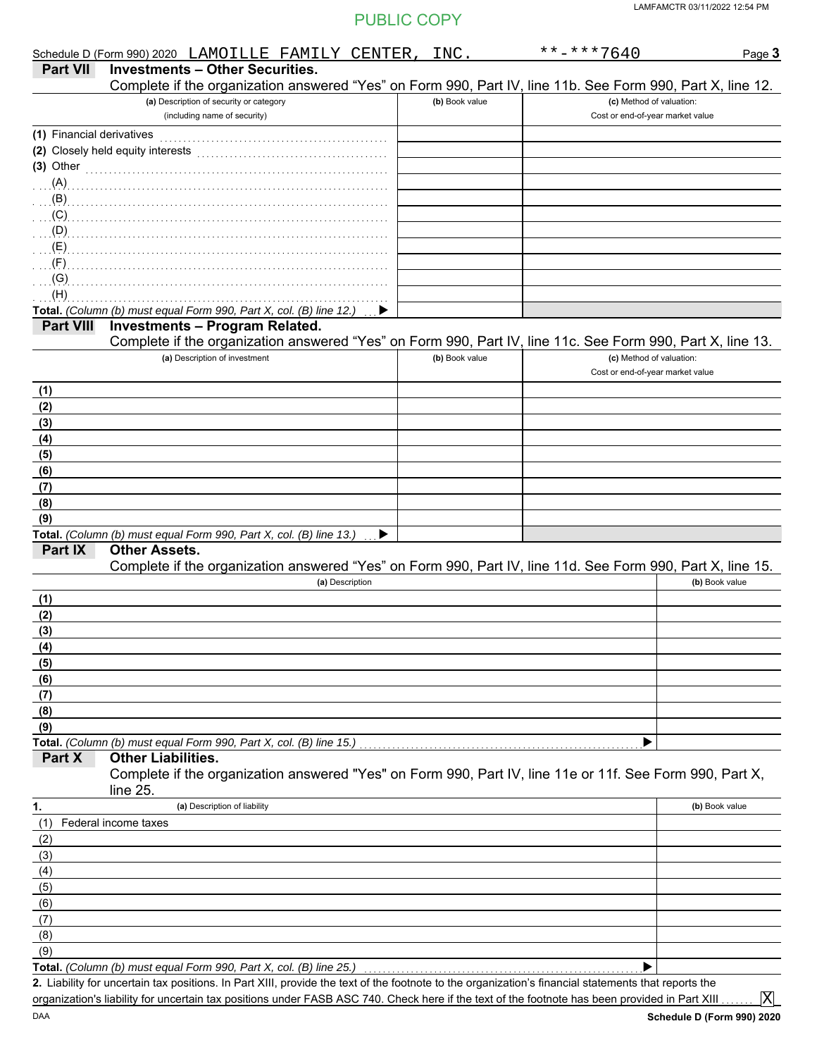PUBLIC COPY

Schedule D (Form 990) 2020 LAMOILLE FAMILY CENTER, INC. **-***7640 Page **3**

## Part VII Investments – Other Securities.

Complete if the organization answered "Yes" on Form 990, Part IV, line 11b. See Form 990, Part X, line 12.

| (a) Description of security or category (including name of security) | (b) Book value | (c) Method of valuation: Cost or end-of-year market value |
|---|---|---|
| (1) Financial derivatives | | |
| (2) Closely held equity interests | | |
| (3) Other | | |
| (A) | | |
| (B) | | |
| (C) | | |
| (D) | | |
| (E) | | |
| (F) | | |
| (G) | | |
| (H) | | |
| **Total.** *(Column (b) must equal Form 990, Part X, col. (B) line 12.)* ▶ | | |

## Part VIII Investments – Program Related.

Complete if the organization answered "Yes" on Form 990, Part IV, line 11c. See Form 990, Part X, line 13.

| (a) Description of investment | (b) Book value | (c) Method of valuation: Cost or end-of-year market value |
|---|---|---|
| (1) | | |
| (2) | | |
| (3) | | |
| (4) | | |
| (5) | | |
| (6) | | |
| (7) | | |
| (8) | | |
| (9) | | |
| **Total.** *(Column (b) must equal Form 990, Part X, col. (B) line 13.)* ▶ | | |

## Part IX Other Assets.

Complete if the organization answered "Yes" on Form 990, Part IV, line 11d. See Form 990, Part X, line 15.

| (a) Description | (b) Book value |
|---|---|
| (1) | |
| (2) | |
| (3) | |
| (4) | |
| (5) | |
| (6) | |
| (7) | |
| (8) | |
| (9) | |
| **Total.** *(Column (b) must equal Form 990, Part X, col. (B) line 15.)* ▶ | |

## Part X Other Liabilities.

Complete if the organization answered "Yes" on Form 990, Part IV, line 11e or 11f. See Form 990, Part X, line 25.

| 1. (a) Description of liability | (b) Book value |
|---|---|
| (1) Federal income taxes | |
| (2) | |
| (3) | |
| (4) | |
| (5) | |
| (6) | |
| (7) | |
| (8) | |
| (9) | |
| **Total.** *(Column (b) must equal Form 990, Part X, col. (B) line 25.)* ▶ | |

**2.** Liability for uncertain tax positions. In Part XIII, provide the text of the footnote to the organization's financial statements that reports the organization's liability for uncertain tax positions under FASB ASC 740. Check here if the text of the footnote has been provided in Part XIII ....... [X]

DAA **Schedule D (Form 990) 2020**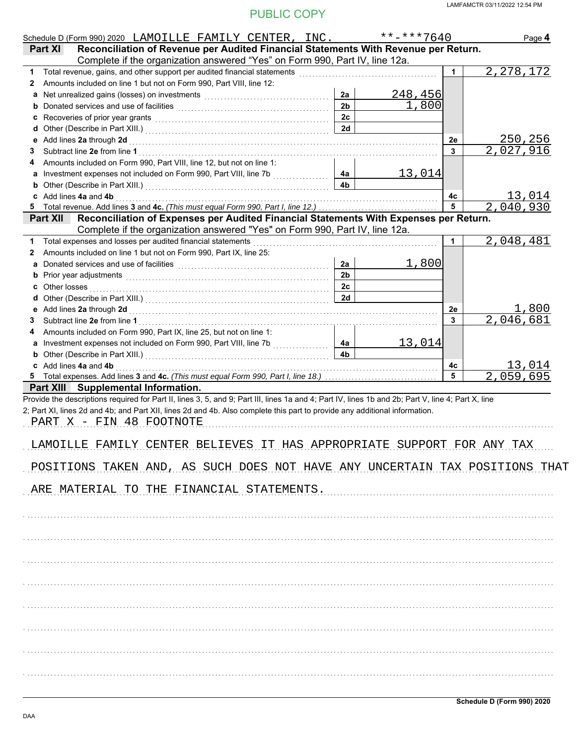PUBLIC COPY

Schedule D (Form 990) 2020 LAMOILLE FAMILY CENTER, INC. **-***7640 Page **4**

## Part XI Reconciliation of Revenue per Audited Financial Statements With Revenue per Return.

Complete if the organization answered "Yes" on Form 990, Part IV, line 12a.

| | | | | | |
|---|---|---|---|---|---|
| **1** | Total revenue, gains, and other support per audited financial statements | | | 1 | 2,278,172 |
| **2** | Amounts included on line 1 but not on Form 990, Part VIII, line 12: | | | | |
| **a** | Net unrealized gains (losses) on investments | 2a | 248,456 | | |
| **b** | Donated services and use of facilities | 2b | 1,800 | | |
| **c** | Recoveries of prior year grants | 2c | | | |
| **d** | Other (Describe in Part XIII.) | 2d | | | |
| **e** | Add lines **2a** through **2d** | | | 2e | 250,256 |
| **3** | Subtract line **2e** from line **1** | | | 3 | 2,027,916 |
| **4** | Amounts included on Form 990, Part VIII, line 12, but not on line 1: | | | | |
| **a** | Investment expenses not included on Form 990, Part VIII, line 7b | 4a | 13,014 | | |
| **b** | Other (Describe in Part XIII.) | 4b | | | |
| **c** | Add lines **4a** and **4b** | | | 4c | 13,014 |
| **5** | Total revenue. Add lines **3** and **4c.** *(This must equal Form 990, Part I, line 12.)* | | | 5 | 2,040,930 |

## Part XII Reconciliation of Expenses per Audited Financial Statements With Expenses per Return.

Complete if the organization answered "Yes" on Form 990, Part IV, line 12a.

| | | | | | |
|---|---|---|---|---|---|
| **1** | Total expenses and losses per audited financial statements | | | 1 | 2,048,481 |
| **2** | Amounts included on line 1 but not on Form 990, Part IX, line 25: | | | | |
| **a** | Donated services and use of facilities | 2a | 1,800 | | |
| **b** | Prior year adjustments | 2b | | | |
| **c** | Other losses | 2c | | | |
| **d** | Other (Describe in Part XIII.) | 2d | | | |
| **e** | Add lines **2a** through **2d** | | | 2e | 1,800 |
| **3** | Subtract line **2e** from line **1** | | | 3 | 2,046,681 |
| **4** | Amounts included on Form 990, Part IX, line 25, but not on line 1: | | | | |
| **a** | Investment expenses not included on Form 990, Part VIII, line 7b | 4a | 13,014 | | |
| **b** | Other (Describe in Part XIII.) | 4b | | | |
| **c** | Add lines **4a** and **4b** | | | 4c | 13,014 |
| **5** | Total expenses. Add lines **3** and **4c.** *(This must equal Form 990, Part I, line 18.)* | | | 5 | 2,059,695 |

## Part XIII Supplemental Information.

Provide the descriptions required for Part II, lines 3, 5, and 9; Part III, lines 1a and 4; Part IV, lines 1b and 2b; Part V, line 4; Part X, line 2; Part XI, lines 2d and 4b; and Part XII, lines 2d and 4b. Also complete this part to provide any additional information.

PART X - FIN 48 FOOTNOTE

LAMOILLE FAMILY CENTER BELIEVES IT HAS APPROPRIATE SUPPORT FOR ANY TAX POSITIONS TAKEN AND, AS SUCH DOES NOT HAVE ANY UNCERTAIN TAX POSITIONS THAT ARE MATERIAL TO THE FINANCIAL STATEMENTS.

Schedule D (Form 990) 2020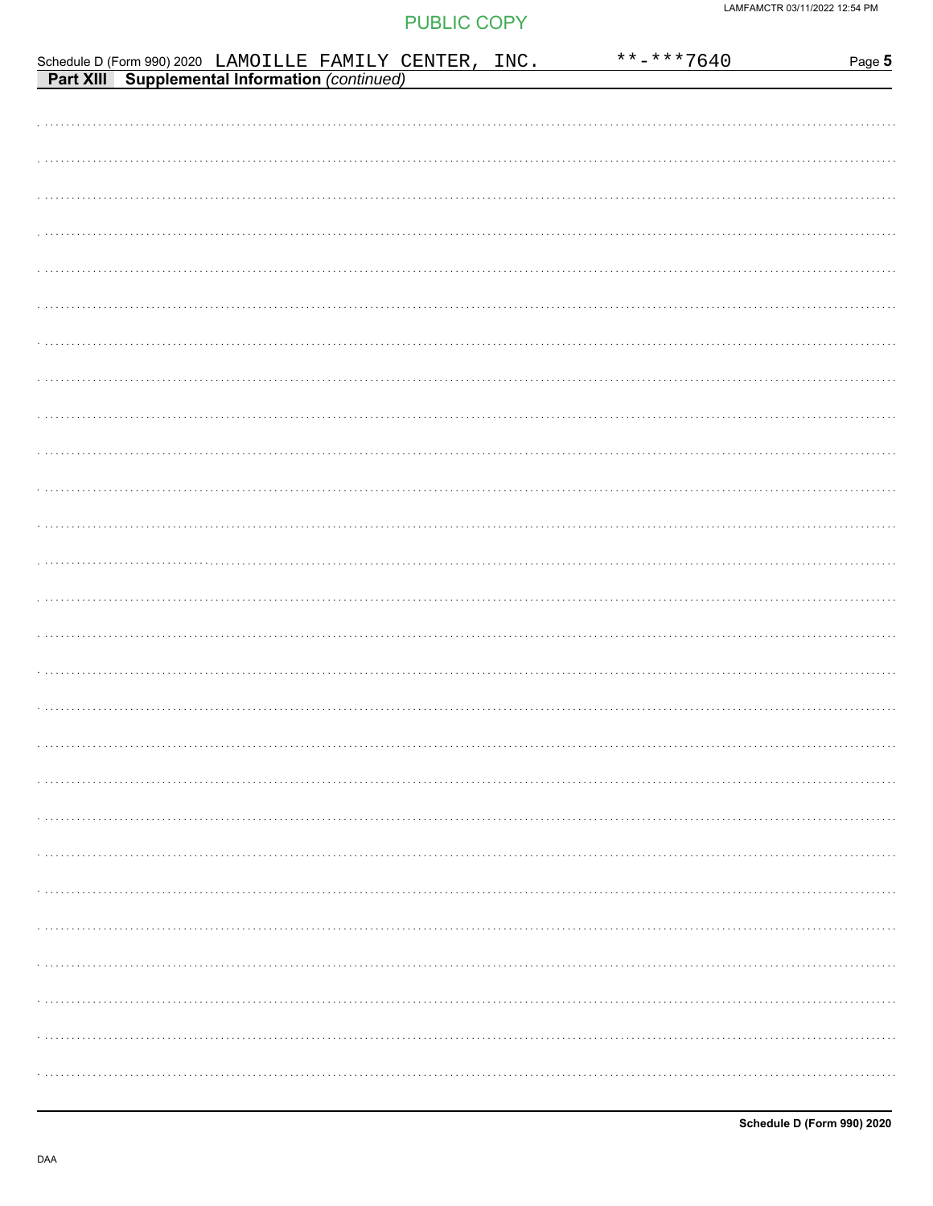PUBLIC COPY

Schedule D (Form 990) 2020 LAMOILLE FAMILY CENTER, INC. **-***7640

**Part XIII Supplemental Information** *(continued)*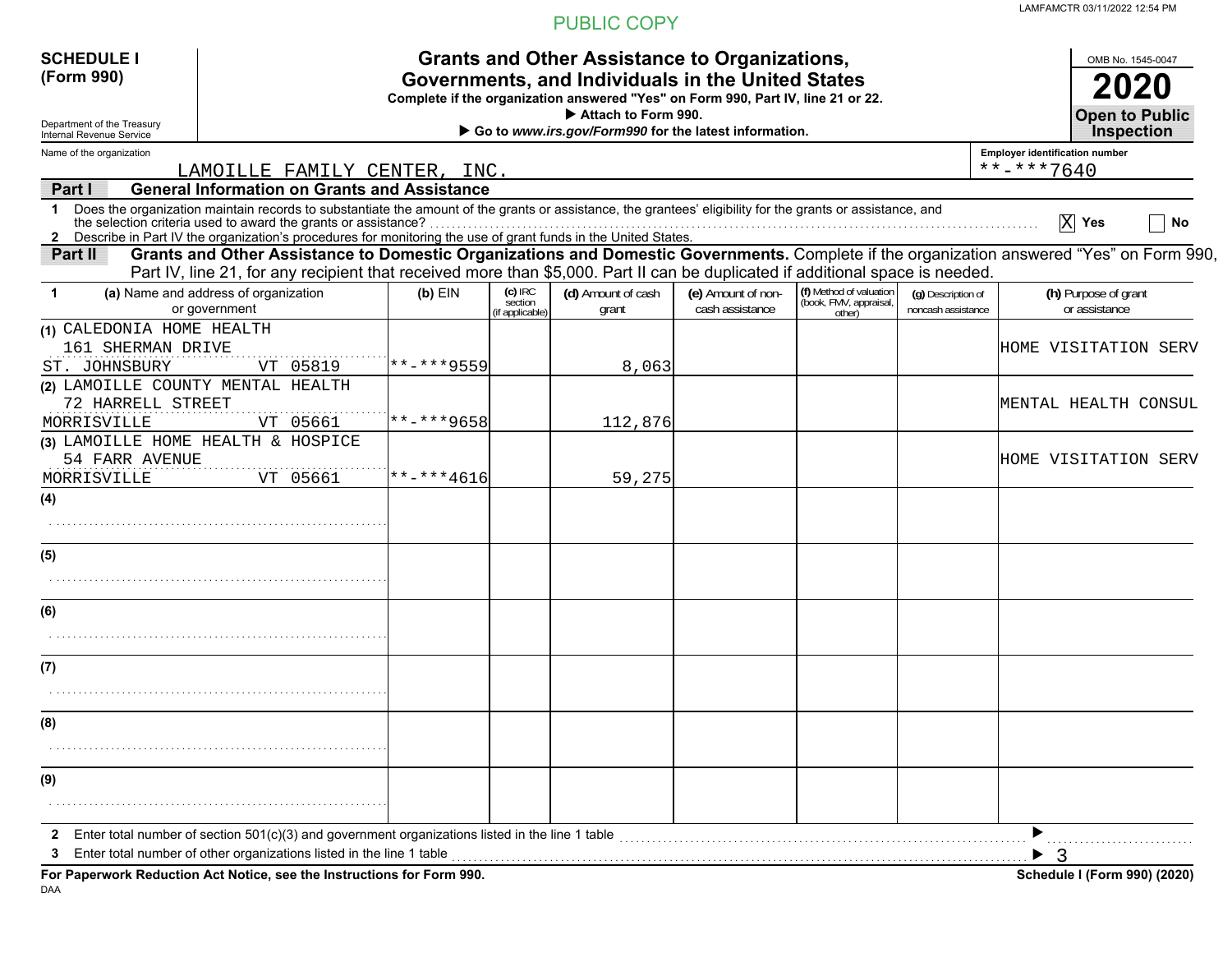PUBLIC COPY

**SCHEDULE I (Form 990)**

Department of the Treasury
Internal Revenue Service

# Grants and Other Assistance to Organizations, Governments, and Individuals in the United States

**Complete if the organization answered "Yes" on Form 990, Part IV, line 21 or 22.**
**▶ Attach to Form 990.**
**▶ Go to *www.irs.gov/Form990* for the latest information.**

OMB No. 1545-0047
**2020**
**Open to Public Inspection**

Name of the organization: LAMOILLE FAMILY CENTER, INC.

Employer identification number: **-***7640

## Part I General Information on Grants and Assistance

1 Does the organization maintain records to substantiate the amount of the grants or assistance, the grantees' eligibility for the grants or assistance, and the selection criteria used to award the grants or assistance? [X] Yes [ ] No

2 Describe in Part IV the organization's procedures for monitoring the use of grant funds in the United States.

## Part II Grants and Other Assistance to Domestic Organizations and Domestic Governments.

Complete if the organization answered "Yes" on Form 990, Part IV, line 21, for any recipient that received more than $5,000. Part II can be duplicated if additional space is needed.

| 1 | (a) Name and address of organization or government | (b) EIN | (c) IRC section (if applicable) | (d) Amount of cash grant | (e) Amount of non-cash assistance | (f) Method of valuation (book, FMV, appraisal, other) | (g) Description of noncash assistance | (h) Purpose of grant or assistance |
|---|---|---|---|---|---|---|---|---|
| (1) | CALEDONIA HOME HEALTH<br>161 SHERMAN DRIVE<br>ST. JOHNSBURY VT 05819 | **-***9559 | | 8,063 | | | | HOME VISITATION SERV |
| (2) | LAMOILLE COUNTY MENTAL HEALTH<br>72 HARRELL STREET<br>MORRISVILLE VT 05661 | **-***9658 | | 112,876 | | | | MENTAL HEALTH CONSUL |
| (3) | LAMOILLE HOME HEALTH & HOSPICE<br>54 FARR AVENUE<br>MORRISVILLE VT 05661 | **-***4616 | | 59,275 | | | | HOME VISITATION SERV |
| (4) | | | | | | | | |
| (5) | | | | | | | | |
| (6) | | | | | | | | |
| (7) | | | | | | | | |
| (8) | | | | | | | | |
| (9) | | | | | | | | |

2 Enter total number of section 501(c)(3) and government organizations listed in the line 1 table ▶

3 Enter total number of other organizations listed in the line 1 table ▶ 3

**For Paperwork Reduction Act Notice, see the Instructions for Form 990.**

**Schedule I (Form 990) (2020)**

DAA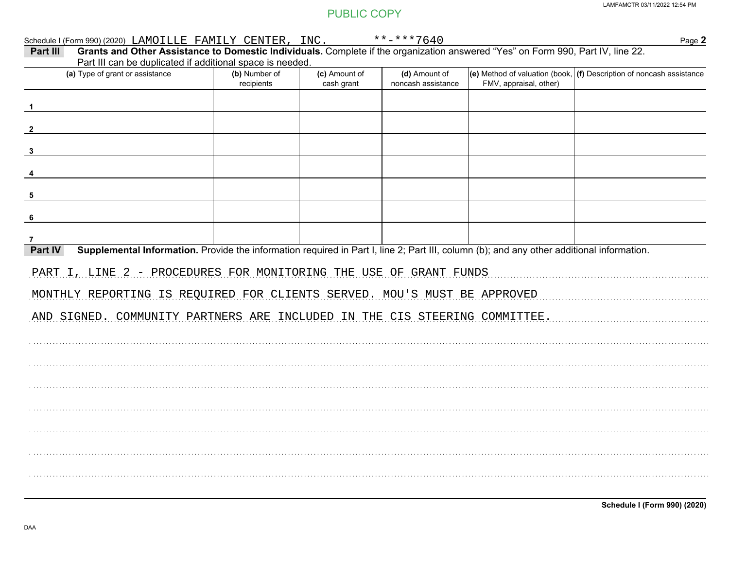Schedule I (Form 990) (2020) LAMOILLE FAMILY CENTER, INC. **-***7640

## Part III Grants and Other Assistance to Domestic Individuals.

Complete if the organization answered "Yes" on Form 990, Part IV, line 22. Part III can be duplicated if additional space is needed.

| (a) Type of grant or assistance | (b) Number of recipients | (c) Amount of cash grant | (d) Amount of noncash assistance | (e) Method of valuation (book, FMV, appraisal, other) | (f) Description of noncash assistance |
|---|---|---|---|---|---|
| 1 | | | | | |
| 2 | | | | | |
| 3 | | | | | |
| 4 | | | | | |
| 5 | | | | | |
| 6 | | | | | |
| 7 | | | | | |

## Part IV Supplemental Information.

Provide the information required in Part I, line 2; Part III, column (b); and any other additional information.

PART I, LINE 2 - PROCEDURES FOR MONITORING THE USE OF GRANT FUNDS

MONTHLY REPORTING IS REQUIRED FOR CLIENTS SERVED. MOU'S MUST BE APPROVED AND SIGNED. COMMUNITY PARTNERS ARE INCLUDED IN THE CIS STEERING COMMITTEE.

Schedule I (Form 990) (2020)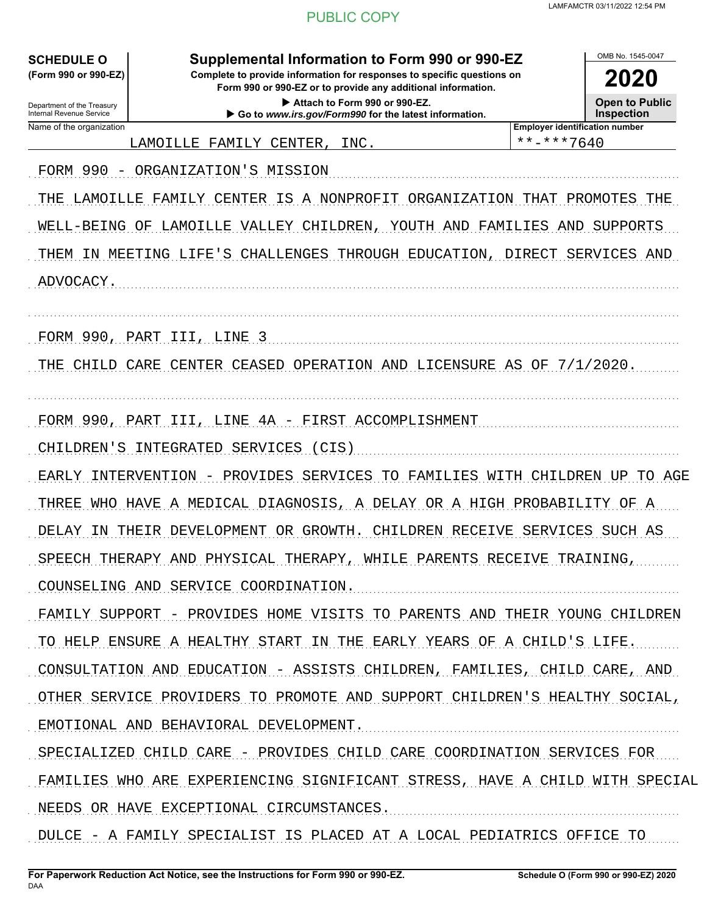PUBLIC COPY

LAMFAMCTR 03/11/2022 12:54 PM

**SCHEDULE O (Form 990 or 990-EZ)**

Department of the Treasury
Internal Revenue Service

# Supplemental Information to Form 990 or 990-EZ

**Complete to provide information for responses to specific questions on Form 990 or 990-EZ or to provide any additional information.**

▶ Attach to Form 990 or 990-EZ.

▶ Go to *www.irs.gov/Form990* for the latest information.

OMB No. 1545-0047

**2020**

**Open to Public Inspection**

| Name of the organization | Employer identification number |
| --- | --- |
| LAMOILLE FAMILY CENTER, INC. | **-***7640 |

FORM 990 - ORGANIZATION'S MISSION

THE LAMOILLE FAMILY CENTER IS A NONPROFIT ORGANIZATION THAT PROMOTES THE WELL-BEING OF LAMOILLE VALLEY CHILDREN, YOUTH AND FAMILIES AND SUPPORTS THEM IN MEETING LIFE'S CHALLENGES THROUGH EDUCATION, DIRECT SERVICES AND ADVOCACY.

FORM 990, PART III, LINE 3

THE CHILD CARE CENTER CEASED OPERATION AND LICENSURE AS OF 7/1/2020.

FORM 990, PART III, LINE 4A - FIRST ACCOMPLISHMENT

CHILDREN'S INTEGRATED SERVICES (CIS)

EARLY INTERVENTION - PROVIDES SERVICES TO FAMILIES WITH CHILDREN UP TO AGE THREE WHO HAVE A MEDICAL DIAGNOSIS, A DELAY OR A HIGH PROBABILITY OF A DELAY IN THEIR DEVELOPMENT OR GROWTH. CHILDREN RECEIVE SERVICES SUCH AS SPEECH THERAPY AND PHYSICAL THERAPY, WHILE PARENTS RECEIVE TRAINING, COUNSELING AND SERVICE COORDINATION.

FAMILY SUPPORT - PROVIDES HOME VISITS TO PARENTS AND THEIR YOUNG CHILDREN TO HELP ENSURE A HEALTHY START IN THE EARLY YEARS OF A CHILD'S LIFE.

CONSULTATION AND EDUCATION - ASSISTS CHILDREN, FAMILIES, CHILD CARE, AND OTHER SERVICE PROVIDERS TO PROMOTE AND SUPPORT CHILDREN'S HEALTHY SOCIAL, EMOTIONAL AND BEHAVIORAL DEVELOPMENT.

SPECIALIZED CHILD CARE - PROVIDES CHILD CARE COORDINATION SERVICES FOR FAMILIES WHO ARE EXPERIENCING SIGNIFICANT STRESS, HAVE A CHILD WITH SPECIAL NEEDS OR HAVE EXCEPTIONAL CIRCUMSTANCES.

DULCE - A FAMILY SPECIALIST IS PLACED AT A LOCAL PEDIATRICS OFFICE TO

For Paperwork Reduction Act Notice, see the Instructions for Form 990 or 990-EZ.

DAA

Schedule O (Form 990 or 990-EZ) 2020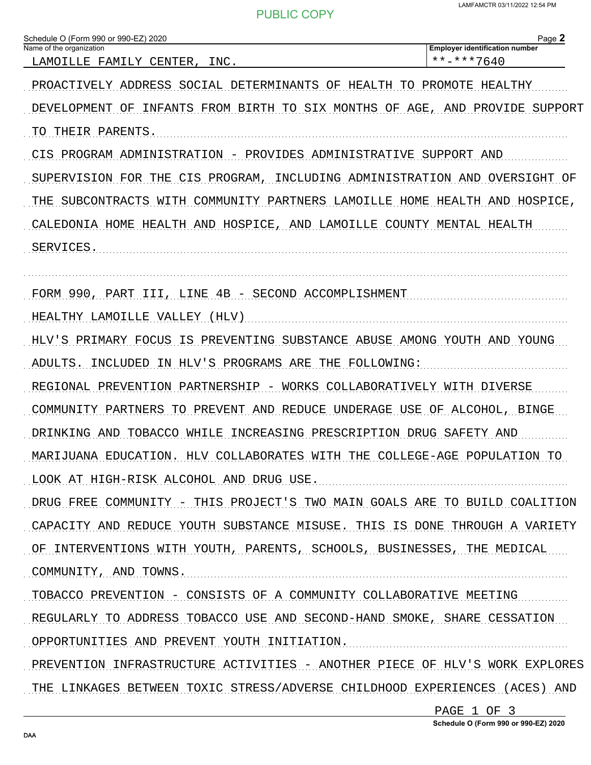Schedule O (Form 990 or 990-EZ) 2020

Name of the organization: LAMOILLE FAMILY CENTER, INC.

Employer identification number: **-***7640

PROACTIVELY ADDRESS SOCIAL DETERMINANTS OF HEALTH TO PROMOTE HEALTHY DEVELOPMENT OF INFANTS FROM BIRTH TO SIX MONTHS OF AGE, AND PROVIDE SUPPORT TO THEIR PARENTS.

CIS PROGRAM ADMINISTRATION - PROVIDES ADMINISTRATIVE SUPPORT AND SUPERVISION FOR THE CIS PROGRAM, INCLUDING ADMINISTRATION AND OVERSIGHT OF THE SUBCONTRACTS WITH COMMUNITY PARTNERS LAMOILLE HOME HEALTH AND HOSPICE, CALEDONIA HOME HEALTH AND HOSPICE, AND LAMOILLE COUNTY MENTAL HEALTH SERVICES.

FORM 990, PART III, LINE 4B - SECOND ACCOMPLISHMENT

HEALTHY LAMOILLE VALLEY (HLV)

HLV'S PRIMARY FOCUS IS PREVENTING SUBSTANCE ABUSE AMONG YOUTH AND YOUNG ADULTS. INCLUDED IN HLV'S PROGRAMS ARE THE FOLLOWING:

REGIONAL PREVENTION PARTNERSHIP - WORKS COLLABORATIVELY WITH DIVERSE COMMUNITY PARTNERS TO PREVENT AND REDUCE UNDERAGE USE OF ALCOHOL, BINGE DRINKING AND TOBACCO WHILE INCREASING PRESCRIPTION DRUG SAFETY AND MARIJUANA EDUCATION. HLV COLLABORATES WITH THE COLLEGE-AGE POPULATION TO LOOK AT HIGH-RISK ALCOHOL AND DRUG USE.

DRUG FREE COMMUNITY - THIS PROJECT'S TWO MAIN GOALS ARE TO BUILD COALITION CAPACITY AND REDUCE YOUTH SUBSTANCE MISUSE. THIS IS DONE THROUGH A VARIETY OF INTERVENTIONS WITH YOUTH, PARENTS, SCHOOLS, BUSINESSES, THE MEDICAL COMMUNITY, AND TOWNS.

TOBACCO PREVENTION - CONSISTS OF A COMMUNITY COLLABORATIVE MEETING REGULARLY TO ADDRESS TOBACCO USE AND SECOND-HAND SMOKE, SHARE CESSATION OPPORTUNITIES AND PREVENT YOUTH INITIATION.

PREVENTION INFRASTRUCTURE ACTIVITIES - ANOTHER PIECE OF HLV'S WORK EXPLORES THE LINKAGES BETWEEN TOXIC STRESS/ADVERSE CHILDHOOD EXPERIENCES (ACES) AND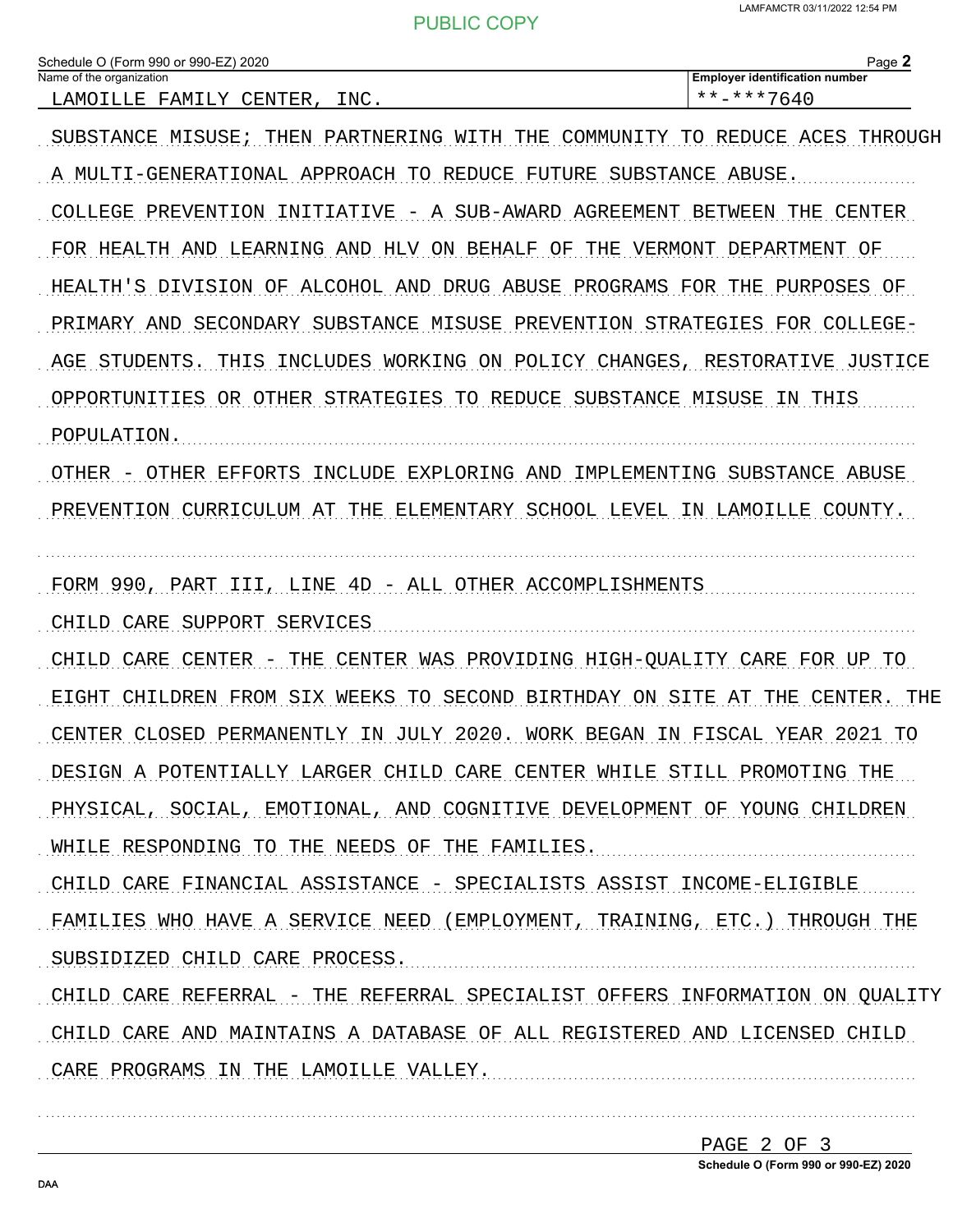Schedule O (Form 990 or 990-EZ) 2020

Name of the organization: LAMOILLE FAMILY CENTER, INC.

Employer identification number: **-***7640

SUBSTANCE MISUSE; THEN PARTNERING WITH THE COMMUNITY TO REDUCE ACES THROUGH A MULTI-GENERATIONAL APPROACH TO REDUCE FUTURE SUBSTANCE ABUSE.

COLLEGE PREVENTION INITIATIVE - A SUB-AWARD AGREEMENT BETWEEN THE CENTER FOR HEALTH AND LEARNING AND HLV ON BEHALF OF THE VERMONT DEPARTMENT OF HEALTH'S DIVISION OF ALCOHOL AND DRUG ABUSE PROGRAMS FOR THE PURPOSES OF PRIMARY AND SECONDARY SUBSTANCE MISUSE PREVENTION STRATEGIES FOR COLLEGE-AGE STUDENTS. THIS INCLUDES WORKING ON POLICY CHANGES, RESTORATIVE JUSTICE OPPORTUNITIES OR OTHER STRATEGIES TO REDUCE SUBSTANCE MISUSE IN THIS POPULATION.

OTHER - OTHER EFFORTS INCLUDE EXPLORING AND IMPLEMENTING SUBSTANCE ABUSE PREVENTION CURRICULUM AT THE ELEMENTARY SCHOOL LEVEL IN LAMOILLE COUNTY.

FORM 990, PART III, LINE 4D - ALL OTHER ACCOMPLISHMENTS

CHILD CARE SUPPORT SERVICES

CHILD CARE CENTER - THE CENTER WAS PROVIDING HIGH-QUALITY CARE FOR UP TO EIGHT CHILDREN FROM SIX WEEKS TO SECOND BIRTHDAY ON SITE AT THE CENTER. THE CENTER CLOSED PERMANENTLY IN JULY 2020. WORK BEGAN IN FISCAL YEAR 2021 TO DESIGN A POTENTIALLY LARGER CHILD CARE CENTER WHILE STILL PROMOTING THE PHYSICAL, SOCIAL, EMOTIONAL, AND COGNITIVE DEVELOPMENT OF YOUNG CHILDREN WHILE RESPONDING TO THE NEEDS OF THE FAMILIES.

CHILD CARE FINANCIAL ASSISTANCE - SPECIALISTS ASSIST INCOME-ELIGIBLE FAMILIES WHO HAVE A SERVICE NEED (EMPLOYMENT, TRAINING, ETC.) THROUGH THE SUBSIDIZED CHILD CARE PROCESS.

CHILD CARE REFERRAL - THE REFERRAL SPECIALIST OFFERS INFORMATION ON QUALITY CHILD CARE AND MAINTAINS A DATABASE OF ALL REGISTERED AND LICENSED CHILD CARE PROGRAMS IN THE LAMOILLE VALLEY.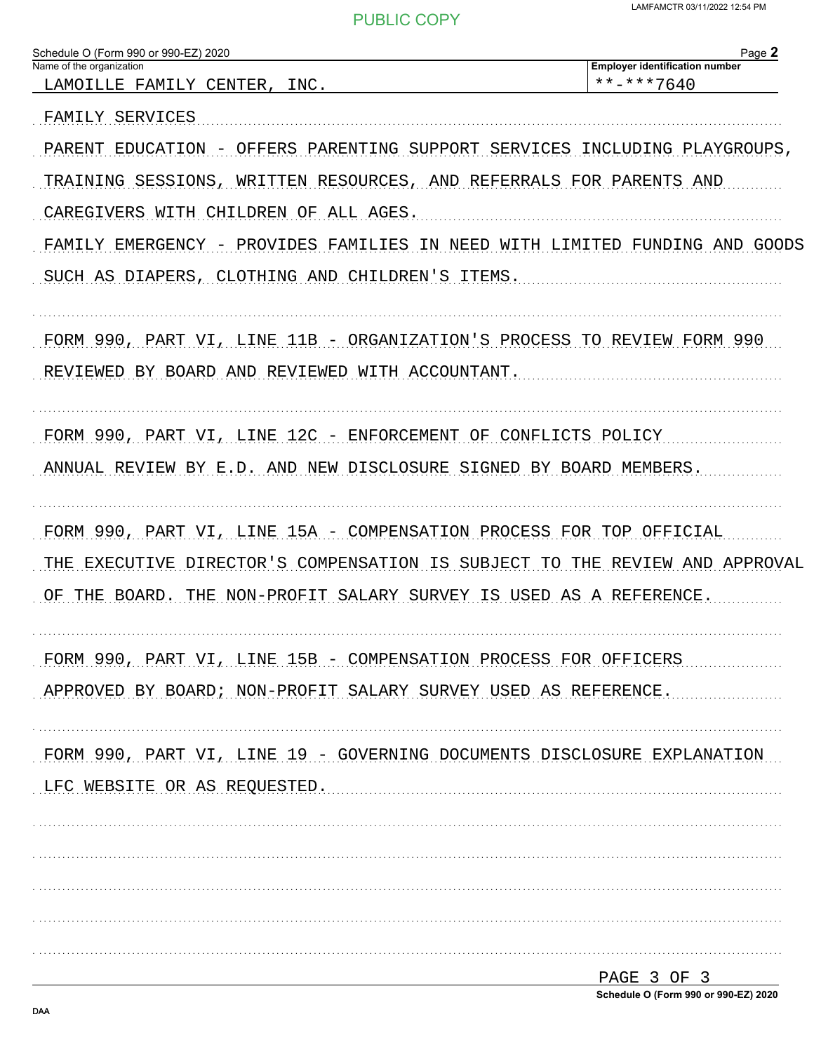Schedule O (Form 990 or 990-EZ) 2020

Name of the organization: LAMOILLE FAMILY CENTER, INC.

Employer identification number: **-***7640

FAMILY SERVICES

PARENT EDUCATION - OFFERS PARENTING SUPPORT SERVICES INCLUDING PLAYGROUPS, TRAINING SESSIONS, WRITTEN RESOURCES, AND REFERRALS FOR PARENTS AND CAREGIVERS WITH CHILDREN OF ALL AGES.

FAMILY EMERGENCY - PROVIDES FAMILIES IN NEED WITH LIMITED FUNDING AND GOODS SUCH AS DIAPERS, CLOTHING AND CHILDREN'S ITEMS.

FORM 990, PART VI, LINE 11B - ORGANIZATION'S PROCESS TO REVIEW FORM 990

REVIEWED BY BOARD AND REVIEWED WITH ACCOUNTANT.

FORM 990, PART VI, LINE 12C - ENFORCEMENT OF CONFLICTS POLICY

ANNUAL REVIEW BY E.D. AND NEW DISCLOSURE SIGNED BY BOARD MEMBERS.

FORM 990, PART VI, LINE 15A - COMPENSATION PROCESS FOR TOP OFFICIAL

THE EXECUTIVE DIRECTOR'S COMPENSATION IS SUBJECT TO THE REVIEW AND APPROVAL OF THE BOARD. THE NON-PROFIT SALARY SURVEY IS USED AS A REFERENCE.

FORM 990, PART VI, LINE 15B - COMPENSATION PROCESS FOR OFFICERS

APPROVED BY BOARD; NON-PROFIT SALARY SURVEY USED AS REFERENCE.

FORM 990, PART VI, LINE 19 - GOVERNING DOCUMENTS DISCLOSURE EXPLANATION

LFC WEBSITE OR AS REQUESTED.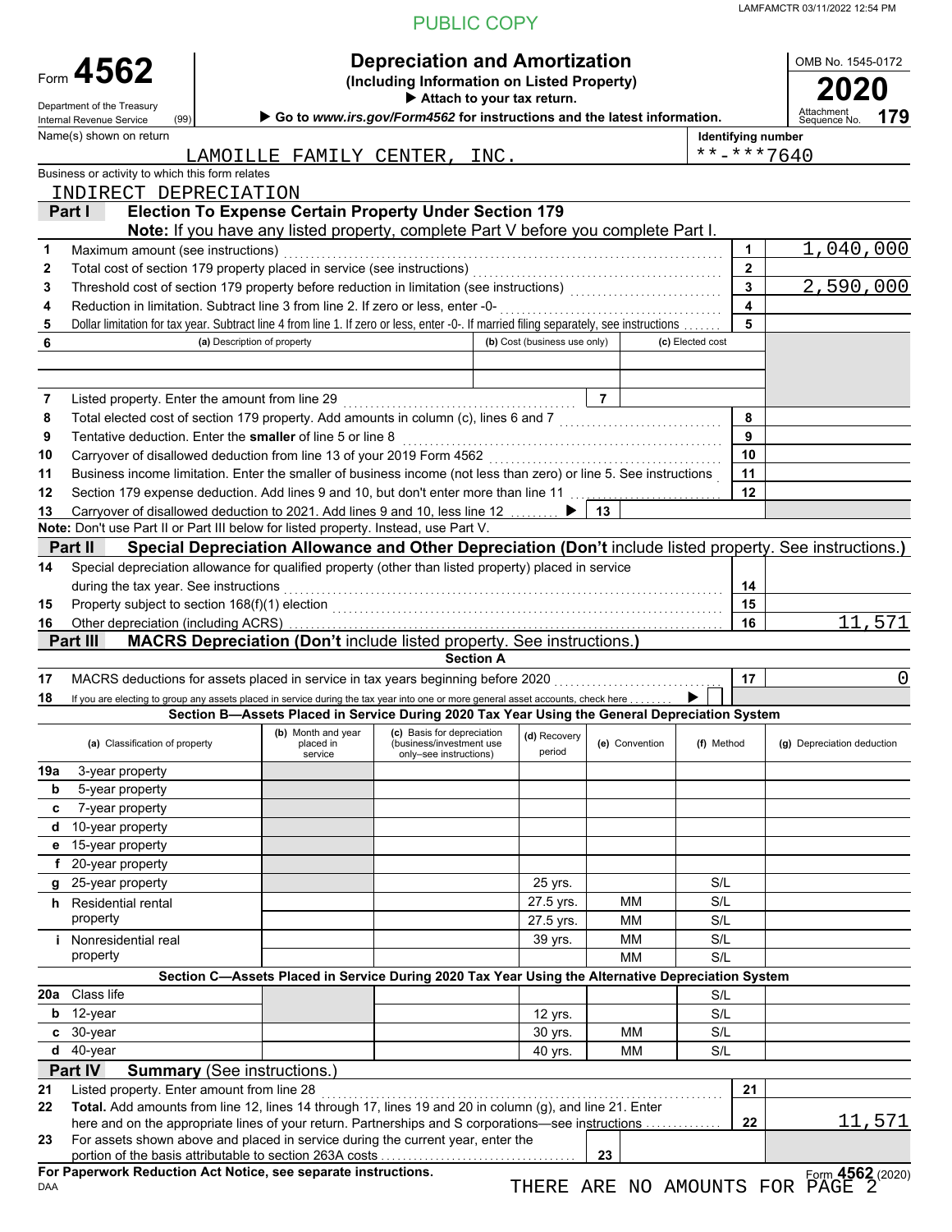PUBLIC COPY

LAMFAMCTR 03/11/2022 12:54 PM

# Form 4562 — Depreciation and Amortization

**(Including Information on Listed Property)**

▶ Attach to your tax return.

▶ Go to *www.irs.gov/Form4562* for instructions and the latest information.

Department of the Treasury, Internal Revenue Service (99)

OMB No. 1545-0172 | **2020** | Attachment Sequence No. **179**

Name(s) shown on return: LAMOILLE FAMILY CENTER, INC.

Identifying number: **-***7640

Business or activity to which this form relates: INDIRECT DEPRECIATION

## Part I — Election To Expense Certain Property Under Section 179

**Note:** If you have any listed property, complete Part V before you complete Part I.

| Line | Description | No. | Amount |
|---|---|---|---|
| 1 | Maximum amount (see instructions) | 1 | 1,040,000 |
| 2 | Total cost of section 179 property placed in service (see instructions) | 2 | |
| 3 | Threshold cost of section 179 property before reduction in limitation (see instructions) | 3 | 2,590,000 |
| 4 | Reduction in limitation. Subtract line 3 from line 2. If zero or less, enter -0- | 4 | |
| 5 | Dollar limitation for tax year. Subtract line 4 from line 1. If zero or less, enter -0-. If married filing separately, see instructions | 5 | |

| 6 (a) Description of property | (b) Cost (business use only) | (c) Elected cost |
|---|---|---|
| | | |

| Line | Description | No. | Amount |
|---|---|---|---|
| 7 | Listed property. Enter the amount from line 29 | 7 | |
| 8 | Total elected cost of section 179 property. Add amounts in column (c), lines 6 and 7 | 8 | |
| 9 | Tentative deduction. Enter the **smaller** of line 5 or line 8 | 9 | |
| 10 | Carryover of disallowed deduction from line 13 of your 2019 Form 4562 | 10 | |
| 11 | Business income limitation. Enter the smaller of business income (not less than zero) or line 5. See instructions | 11 | |
| 12 | Section 179 expense deduction. Add lines 9 and 10, but don't enter more than line 11 | 12 | |
| 13 | Carryover of disallowed deduction to 2021. Add lines 9 and 10, less line 12 ▶ | 13 | |

**Note:** Don't use Part II or Part III below for listed property. Instead, use Part V.

## Part II — Special Depreciation Allowance and Other Depreciation (Don't include listed property. See instructions.)

| Line | Description | No. | Amount |
|---|---|---|---|
| 14 | Special depreciation allowance for qualified property (other than listed property) placed in service during the tax year. See instructions | 14 | |
| 15 | Property subject to section 168(f)(1) election | 15 | |
| 16 | Other depreciation (including ACRS) | 16 | 11,571 |

## Part III — MACRS Depreciation (Don't include listed property. See instructions.)

### Section A

| Line | Description | No. | Amount |
|---|---|---|---|
| 17 | MACRS deductions for assets placed in service in tax years beginning before 2020 | 17 | 0 |
| 18 | If you are electing to group any assets placed in service during the tax year into one or more general asset accounts, check here ▶ ☐ | | |

### Section B—Assets Placed in Service During 2020 Tax Year Using the General Depreciation System

| (a) Classification of property | (b) Month and year placed in service | (c) Basis for depreciation (business/investment use only–see instructions) | (d) Recovery period | (e) Convention | (f) Method | (g) Depreciation deduction |
|---|---|---|---|---|---|---|
| 19a 3-year property | | | | | | |
| b 5-year property | | | | | | |
| c 7-year property | | | | | | |
| d 10-year property | | | | | | |
| e 15-year property | | | | | | |
| f 20-year property | | | | | | |
| g 25-year property | | | 25 yrs. | | S/L | |
| h Residential rental property | | | 27.5 yrs. | MM | S/L | |
| | | | 27.5 yrs. | MM | S/L | |
| i Nonresidential real property | | | 39 yrs. | MM | S/L | |
| | | | | MM | S/L | |

### Section C—Assets Placed in Service During 2020 Tax Year Using the Alternative Depreciation System

| (a) Classification of property | (b) Month and year placed in service | (c) Basis for depreciation | (d) Recovery period | (e) Convention | (f) Method | (g) Depreciation deduction |
|---|---|---|---|---|---|---|
| 20a Class life | | | | | S/L | |
| b 12-year | | | 12 yrs. | | S/L | |
| c 30-year | | | 30 yrs. | MM | S/L | |
| d 40-year | | | 40 yrs. | MM | S/L | |

## Part IV — Summary (See instructions.)

| Line | Description | No. | Amount |
|---|---|---|---|
| 21 | Listed property. Enter amount from line 28 | 21 | |
| 22 | **Total.** Add amounts from line 12, lines 14 through 17, lines 19 and 20 in column (g), and line 21. Enter here and on the appropriate lines of your return. Partnerships and S corporations—see instructions | 22 | 11,571 |
| 23 | For assets shown above and placed in service during the current year, enter the portion of the basis attributable to section 263A costs | 23 | |

**For Paperwork Reduction Act Notice, see separate instructions.**

DAA

THERE ARE NO AMOUNTS FOR PAGE 2

Form **4562** (2020)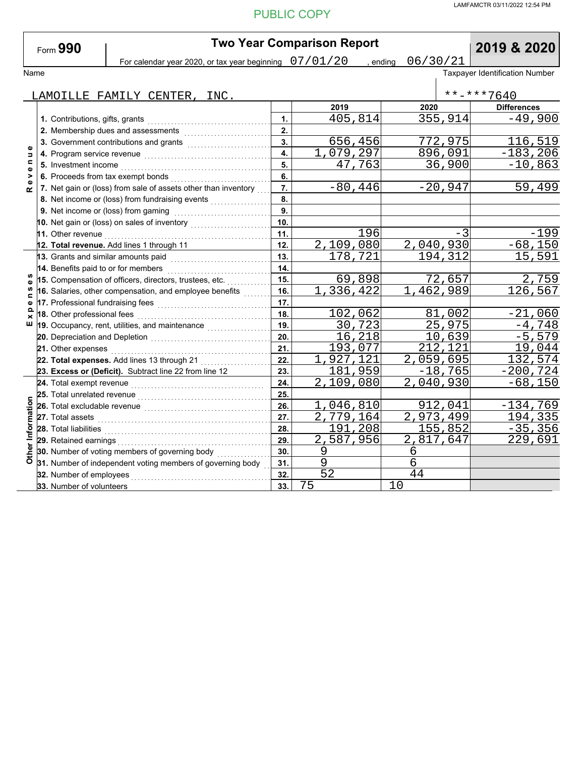PUBLIC COPY

Form **990**

# Two Year Comparison Report

**2019 & 2020**

For calendar year 2020, or tax year beginning 07/01/20 , ending 06/30/21

Name: LAMOILLE FAMILY CENTER, INC.

Taxpayer Identification Number: **-***7640

| Section | Line | | 2019 | 2020 | Differences |
|---|---|---|---|---|---|
| Revenue | 1. Contributions, gifts, grants | 1. | 405,814 | 355,914 | -49,900 |
| | 2. Membership dues and assessments | 2. | | | |
| | 3. Government contributions and grants | 3. | 656,456 | 772,975 | 116,519 |
| | 4. Program service revenue | 4. | 1,079,297 | 896,091 | -183,206 |
| | 5. Investment income | 5. | 47,763 | 36,900 | -10,863 |
| | 6. Proceeds from tax exempt bonds | 6. | | | |
| | 7. Net gain or (loss) from sale of assets other than inventory | 7. | -80,446 | -20,947 | 59,499 |
| | 8. Net income or (loss) from fundraising events | 8. | | | |
| | 9. Net income or (loss) from gaming | 9. | | | |
| | 10. Net gain or (loss) on sales of inventory | 10. | | | |
| | 11. Other revenue | 11. | 196 | -3 | -199 |
| | **12. Total revenue.** Add lines 1 through 11 | 12. | 2,109,080 | 2,040,930 | -68,150 |
| Expenses | 13. Grants and similar amounts paid | 13. | 178,721 | 194,312 | 15,591 |
| | 14. Benefits paid to or for members | 14. | | | |
| | 15. Compensation of officers, directors, trustees, etc. | 15. | 69,898 | 72,657 | 2,759 |
| | 16. Salaries, other compensation, and employee benefits | 16. | 1,336,422 | 1,462,989 | 126,567 |
| | 17. Professional fundraising fees | 17. | | | |
| | 18. Other professional fees | 18. | 102,062 | 81,002 | -21,060 |
| | 19. Occupancy, rent, utilities, and maintenance | 19. | 30,723 | 25,975 | -4,748 |
| | 20. Depreciation and Depletion | 20. | 16,218 | 10,639 | -5,579 |
| | 21. Other expenses | 21. | 193,077 | 212,121 | 19,044 |
| | **22. Total expenses.** Add lines 13 through 21 | 22. | 1,927,121 | 2,059,695 | 132,574 |
| | **23. Excess or (Deficit).** Subtract line 22 from line 12 | 23. | 181,959 | -18,765 | -200,724 |
| Other Information | 24. Total exempt revenue | 24. | 2,109,080 | 2,040,930 | -68,150 |
| | 25. Total unrelated revenue | 25. | | | |
| | 26. Total excludable revenue | 26. | 1,046,810 | 912,041 | -134,769 |
| | 27. Total assets | 27. | 2,779,164 | 2,973,499 | 194,335 |
| | 28. Total liabilities | 28. | 191,208 | 155,852 | -35,356 |
| | 29. Retained earnings | 29. | 2,587,956 | 2,817,647 | 229,691 |
| | 30. Number of voting members of governing body | 30. | 9 | 6 | |
| | 31. Number of independent voting members of governing body | 31. | 9 | 6 | |
| | 32. Number of employees | 32. | 52 | 44 | |
| | 33. Number of volunteers | 33. | 75 | 10 | |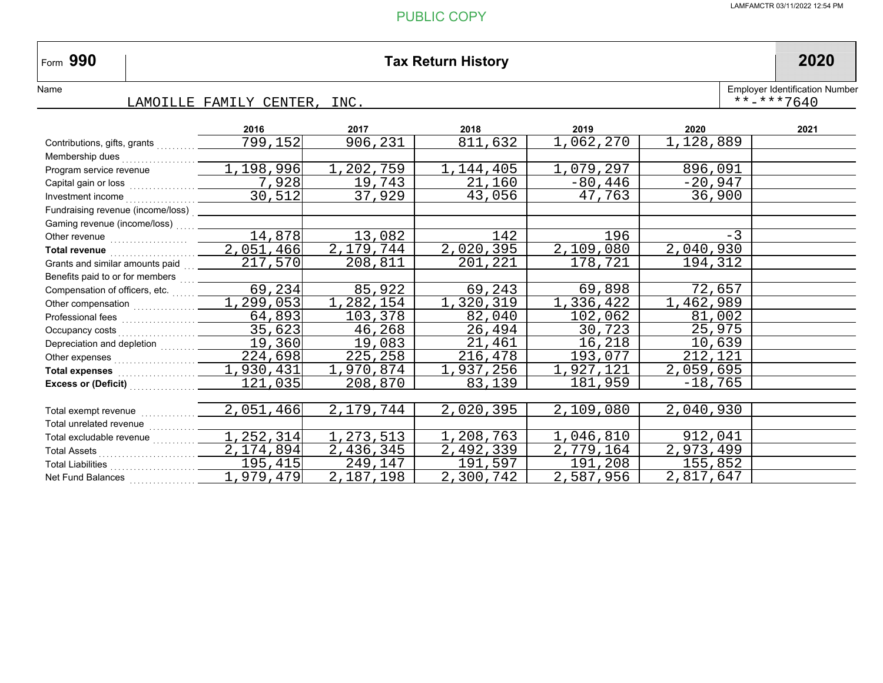PUBLIC COPY

LAMFAMCTR 03/11/2022 12:54 PM

# Form 990 — Tax Return History — 2020

Name: LAMOILLE FAMILY CENTER, INC.

Employer Identification Number: **-***7640

| | 2016 | 2017 | 2018 | 2019 | 2020 | 2021 |
|---|---|---|---|---|---|---|
| Contributions, gifts, grants | 799,152 | 906,231 | 811,632 | 1,062,270 | 1,128,889 | |
| Membership dues | | | | | | |
| Program service revenue | 1,198,996 | 1,202,759 | 1,144,405 | 1,079,297 | 896,091 | |
| Capital gain or loss | 7,928 | 19,743 | 21,160 | -80,446 | -20,947 | |
| Investment income | 30,512 | 37,929 | 43,056 | 47,763 | 36,900 | |
| Fundraising revenue (income/loss) | | | | | | |
| Gaming revenue (income/loss) | | | | | | |
| Other revenue | 14,878 | 13,082 | 142 | 196 | -3 | |
| **Total revenue** | 2,051,466 | 2,179,744 | 2,020,395 | 2,109,080 | 2,040,930 | |
| Grants and similar amounts paid | 217,570 | 208,811 | 201,221 | 178,721 | 194,312 | |
| Benefits paid to or for members | | | | | | |
| Compensation of officers, etc. | 69,234 | 85,922 | 69,243 | 69,898 | 72,657 | |
| Other compensation | 1,299,053 | 1,282,154 | 1,320,319 | 1,336,422 | 1,462,989 | |
| Professional fees | 64,893 | 103,378 | 82,040 | 102,062 | 81,002 | |
| Occupancy costs | 35,623 | 46,268 | 26,494 | 30,723 | 25,975 | |
| Depreciation and depletion | 19,360 | 19,083 | 21,461 | 16,218 | 10,639 | |
| Other expenses | 224,698 | 225,258 | 216,478 | 193,077 | 212,121 | |
| **Total expenses** | 1,930,431 | 1,970,874 | 1,937,256 | 1,927,121 | 2,059,695 | |
| **Excess or (Deficit)** | 121,035 | 208,870 | 83,139 | 181,959 | -18,765 | |
| | | | | | | |
| Total exempt revenue | 2,051,466 | 2,179,744 | 2,020,395 | 2,109,080 | 2,040,930 | |
| Total unrelated revenue | | | | | | |
| Total excludable revenue | 1,252,314 | 1,273,513 | 1,208,763 | 1,046,810 | 912,041 | |
| Total Assets | 2,174,894 | 2,436,345 | 2,492,339 | 2,779,164 | 2,973,499 | |
| Total Liabilities | 195,415 | 249,147 | 191,597 | 191,208 | 155,852 | |
| Net Fund Balances | 1,979,479 | 2,187,198 | 2,300,742 | 2,587,956 | 2,817,647 | |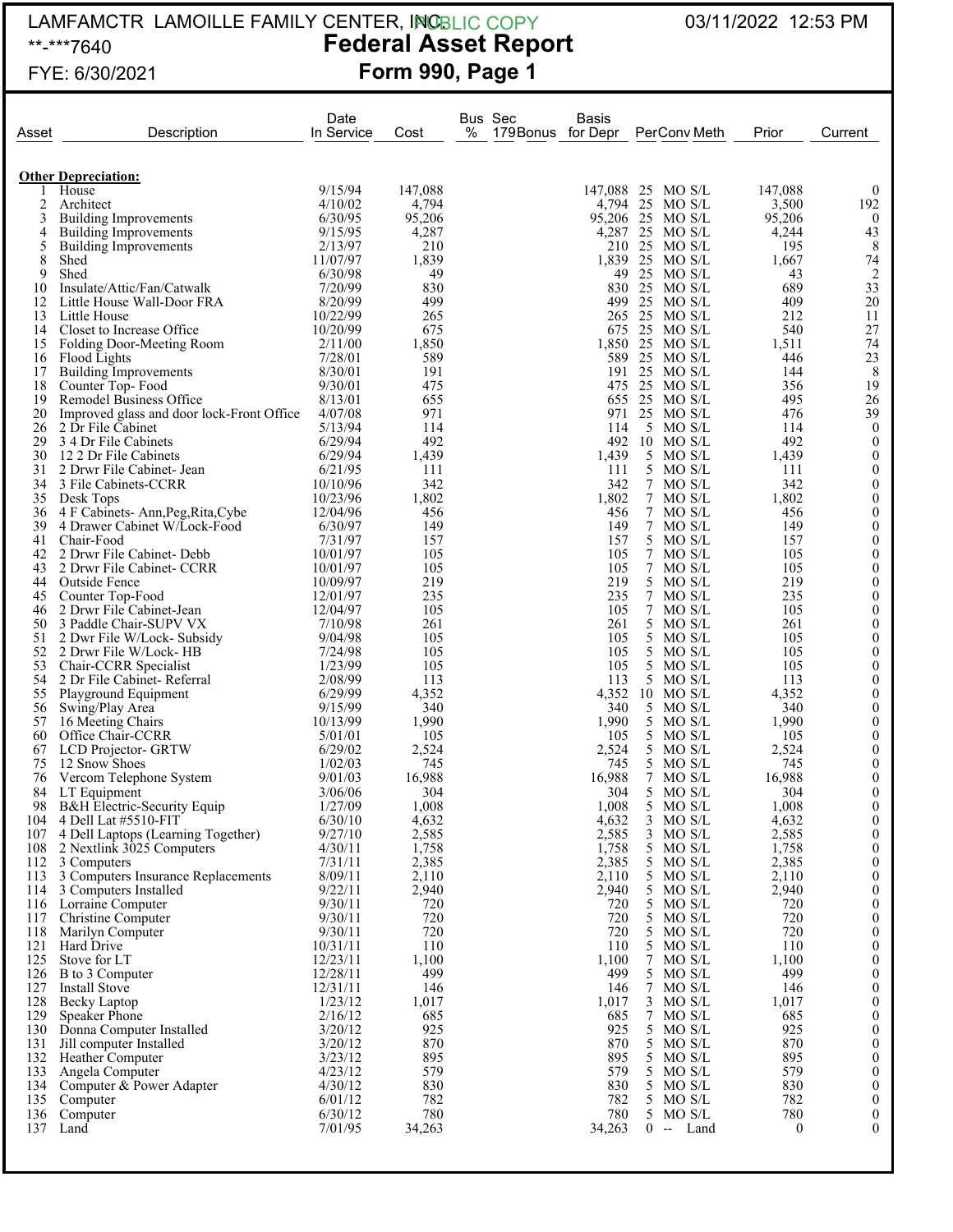LAMFAMCTR LAMOILLE FAMILY CENTER, INC. PUBLIC COPY 03/11/2022 12:53 PM

**-***7640

FYE: 6/30/2021

# Federal Asset Report

## Form 990, Page 1

| Asset | Description | Date In Service | Cost | Bus % | Sec 179Bonus | Basis for Depr | Per | Conv | Meth | Prior | Current |
|---|---|---|---|---|---|---|---|---|---|---|---|
| **Other Depreciation:** | | | | | | | | | | | |
| 1 | House | 9/15/94 | 147,088 | | | 147,088 | 25 | MO | S/L | 147,088 | 0 |
| 2 | Architect | 4/10/02 | 4,794 | | | 4,794 | 25 | MO | S/L | 3,500 | 192 |
| 3 | Building Improvements | 6/30/95 | 95,206 | | | 95,206 | 25 | MO | S/L | 95,206 | 0 |
| 4 | Building Improvements | 9/15/95 | 4,287 | | | 4,287 | 25 | MO | S/L | 4,244 | 43 |
| 5 | Building Improvements | 2/13/97 | 210 | | | 210 | 25 | MO | S/L | 195 | 8 |
| 8 | Shed | 11/07/97 | 1,839 | | | 1,839 | 25 | MO | S/L | 1,667 | 74 |
| 9 | Shed | 6/30/98 | 49 | | | 49 | 25 | MO | S/L | 43 | 2 |
| 10 | Insulate/Attic/Fan/Catwalk | 7/20/99 | 830 | | | 830 | 25 | MO | S/L | 689 | 33 |
| 12 | Little House Wall-Door FRA | 8/20/99 | 499 | | | 499 | 25 | MO | S/L | 409 | 20 |
| 13 | Little House | 10/22/99 | 265 | | | 265 | 25 | MO | S/L | 212 | 11 |
| 14 | Closet to Increase Office | 10/20/99 | 675 | | | 675 | 25 | MO | S/L | 540 | 27 |
| 15 | Folding Door-Meeting Room | 2/11/00 | 1,850 | | | 1,850 | 25 | MO | S/L | 1,511 | 74 |
| 16 | Flood Lights | 7/28/01 | 589 | | | 589 | 25 | MO | S/L | 446 | 23 |
| 17 | Building Improvements | 8/30/01 | 191 | | | 191 | 25 | MO | S/L | 144 | 8 |
| 18 | Counter Top- Food | 9/30/01 | 475 | | | 475 | 25 | MO | S/L | 356 | 19 |
| 19 | Remodel Business Office | 8/13/01 | 655 | | | 655 | 25 | MO | S/L | 495 | 26 |
| 20 | Improved glass and door lock-Front Office | 4/07/08 | 971 | | | 971 | 25 | MO | S/L | 476 | 39 |
| 26 | 2 Dr File Cabinet | 5/13/94 | 114 | | | 114 | 5 | MO | S/L | 114 | 0 |
| 29 | 3 4 Dr File Cabinets | 6/29/94 | 492 | | | 492 | 10 | MO | S/L | 492 | 0 |
| 30 | 12 2 Dr File Cabinets | 6/29/94 | 1,439 | | | 1,439 | 5 | MO | S/L | 1,439 | 0 |
| 31 | 2 Drwr File Cabinet- Jean | 6/21/95 | 111 | | | 111 | 5 | MO | S/L | 111 | 0 |
| 34 | 3 File Cabinets-CCRR | 10/10/96 | 342 | | | 342 | 7 | MO | S/L | 342 | 0 |
| 35 | Desk Tops | 10/23/96 | 1,802 | | | 1,802 | 7 | MO | S/L | 1,802 | 0 |
| 36 | 4 F Cabinets- Ann,Peg,Rita,Cybe | 12/04/96 | 456 | | | 456 | 7 | MO | S/L | 456 | 0 |
| 39 | 4 Drawer Cabinet W/Lock-Food | 6/30/97 | 149 | | | 149 | 7 | MO | S/L | 149 | 0 |
| 41 | Chair-Food | 7/31/97 | 157 | | | 157 | 5 | MO | S/L | 157 | 0 |
| 42 | 2 Drwr File Cabinet- Debb | 10/01/97 | 105 | | | 105 | 7 | MO | S/L | 105 | 0 |
| 43 | 2 Drwr File Cabinet- CCRR | 10/01/97 | 105 | | | 105 | 7 | MO | S/L | 105 | 0 |
| 44 | Outside Fence | 10/09/97 | 219 | | | 219 | 5 | MO | S/L | 219 | 0 |
| 45 | Counter Top-Food | 12/01/97 | 235 | | | 235 | 7 | MO | S/L | 235 | 0 |
| 46 | 2 Drwr File Cabinet-Jean | 12/04/97 | 105 | | | 105 | 7 | MO | S/L | 105 | 0 |
| 50 | 3 Paddle Chair-SUPV VX | 7/10/98 | 261 | | | 261 | 5 | MO | S/L | 261 | 0 |
| 51 | 2 Dwr File W/Lock- Subsidy | 9/04/98 | 105 | | | 105 | 5 | MO | S/L | 105 | 0 |
| 52 | 2 Drwr File W/Lock- HB | 7/24/98 | 105 | | | 105 | 5 | MO | S/L | 105 | 0 |
| 53 | Chair-CCRR Specialist | 1/23/99 | 105 | | | 105 | 5 | MO | S/L | 105 | 0 |
| 54 | 2 Dr File Cabinet- Referral | 2/08/99 | 113 | | | 113 | 5 | MO | S/L | 113 | 0 |
| 55 | Playground Equipment | 6/29/99 | 4,352 | | | 4,352 | 10 | MO | S/L | 4,352 | 0 |
| 56 | Swing/Play Area | 9/15/99 | 340 | | | 340 | 5 | MO | S/L | 340 | 0 |
| 57 | 16 Meeting Chairs | 10/13/99 | 1,990 | | | 1,990 | 5 | MO | S/L | 1,990 | 0 |
| 60 | Office Chair-CCRR | 5/01/01 | 105 | | | 105 | 5 | MO | S/L | 105 | 0 |
| 67 | LCD Projector- GRTW | 6/29/02 | 2,524 | | | 2,524 | 5 | MO | S/L | 2,524 | 0 |
| 75 | 12 Snow Shoes | 1/02/03 | 745 | | | 745 | 5 | MO | S/L | 745 | 0 |
| 76 | Vercom Telephone System | 9/01/03 | 16,988 | | | 16,988 | 7 | MO | S/L | 16,988 | 0 |
| 84 | LT Equipment | 3/06/06 | 304 | | | 304 | 5 | MO | S/L | 304 | 0 |
| 98 | B&H Electric-Security Equip | 1/27/09 | 1,008 | | | 1,008 | 5 | MO | S/L | 1,008 | 0 |
| 104 | 4 Dell Lat #5510-FIT | 6/30/10 | 4,632 | | | 4,632 | 3 | MO | S/L | 4,632 | 0 |
| 107 | 4 Dell Laptops (Learning Together) | 9/27/10 | 2,585 | | | 2,585 | 3 | MO | S/L | 2,585 | 0 |
| 108 | 2 Nextlink 3025 Computers | 4/30/11 | 1,758 | | | 1,758 | 5 | MO | S/L | 1,758 | 0 |
| 112 | 3 Computers | 7/31/11 | 2,385 | | | 2,385 | 5 | MO | S/L | 2,385 | 0 |
| 113 | 3 Computers Insurance Replacements | 8/09/11 | 2,110 | | | 2,110 | 5 | MO | S/L | 2,110 | 0 |
| 114 | 3 Computers Installed | 9/22/11 | 2,940 | | | 2,940 | 5 | MO | S/L | 2,940 | 0 |
| 116 | Lorraine Computer | 9/30/11 | 720 | | | 720 | 5 | MO | S/L | 720 | 0 |
| 117 | Christine Computer | 9/30/11 | 720 | | | 720 | 5 | MO | S/L | 720 | 0 |
| 118 | Marilyn Computer | 9/30/11 | 720 | | | 720 | 5 | MO | S/L | 720 | 0 |
| 121 | Hard Drive | 10/31/11 | 110 | | | 110 | 5 | MO | S/L | 110 | 0 |
| 125 | Stove for LT | 12/23/11 | 1,100 | | | 1,100 | 7 | MO | S/L | 1,100 | 0 |
| 126 | B to 3 Computer | 12/28/11 | 499 | | | 499 | 5 | MO | S/L | 499 | 0 |
| 127 | Install Stove | 12/31/11 | 146 | | | 146 | 7 | MO | S/L | 146 | 0 |
| 128 | Becky Laptop | 1/23/12 | 1,017 | | | 1,017 | 3 | MO | S/L | 1,017 | 0 |
| 129 | Speaker Phone | 2/16/12 | 685 | | | 685 | 7 | MO | S/L | 685 | 0 |
| 130 | Donna Computer Installed | 3/20/12 | 925 | | | 925 | 5 | MO | S/L | 925 | 0 |
| 131 | Jill computer Installed | 3/20/12 | 870 | | | 870 | 5 | MO | S/L | 870 | 0 |
| 132 | Heather Computer | 3/23/12 | 895 | | | 895 | 5 | MO | S/L | 895 | 0 |
| 133 | Angela Computer | 4/23/12 | 579 | | | 579 | 5 | MO | S/L | 579 | 0 |
| 134 | Computer & Power Adapter | 4/30/12 | 830 | | | 830 | 5 | MO | S/L | 830 | 0 |
| 135 | Computer | 6/01/12 | 782 | | | 782 | 5 | MO | S/L | 782 | 0 |
| 136 | Computer | 6/30/12 | 780 | | | 780 | 5 | MO | S/L | 780 | 0 |
| 137 | Land | 7/01/95 | 34,263 | | | 34,263 | 0 | -- | Land | 0 | 0 |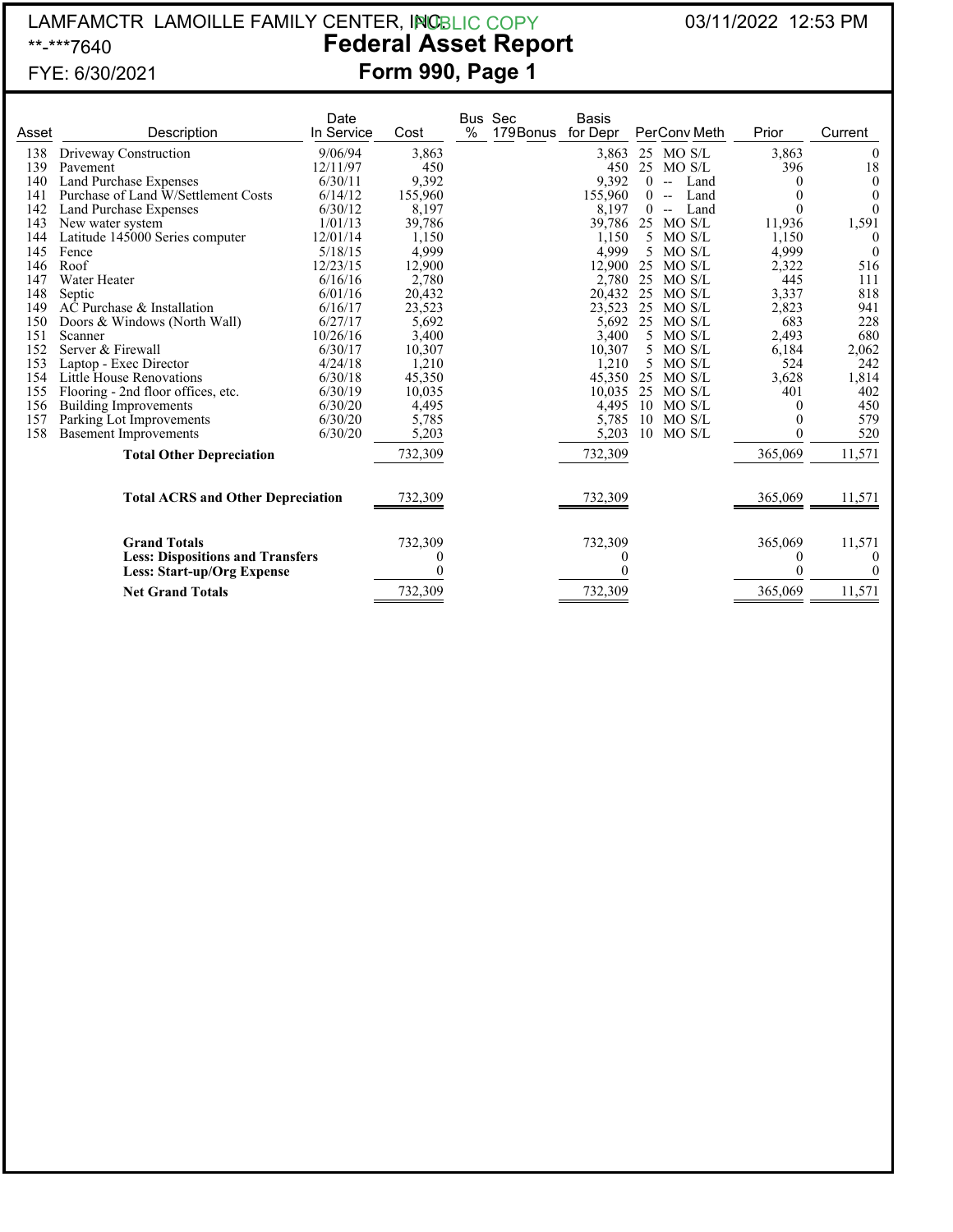LAMFAMCTR LAMOILLE FAMILY CENTER, INC. PUBLIC COPY 03/11/2022 12:53 PM

**-***7640

FYE: 6/30/2021

# Federal Asset Report

## Form 990, Page 1

| Asset | Description | Date In Service | Cost | Bus % | Sec 179Bonus | Basis for Depr | Per | Conv | Meth | Prior | Current |
|---|---|---|---|---|---|---|---|---|---|---|---|
| 138 | Driveway Construction | 9/06/94 | 3,863 | | | 3,863 | 25 | MO | S/L | 3,863 | 0 |
| 139 | Pavement | 12/11/97 | 450 | | | 450 | 25 | MO | S/L | 396 | 18 |
| 140 | Land Purchase Expenses | 6/30/11 | 9,392 | | | 9,392 | 0 | -- | Land | 0 | 0 |
| 141 | Purchase of Land W/Settlement Costs | 6/14/12 | 155,960 | | | 155,960 | 0 | -- | Land | 0 | 0 |
| 142 | Land Purchase Expenses | 6/30/12 | 8,197 | | | 8,197 | 0 | -- | Land | 0 | 0 |
| 143 | New water system | 1/01/13 | 39,786 | | | 39,786 | 25 | MO | S/L | 11,936 | 1,591 |
| 144 | Latitude 145000 Series computer | 12/01/14 | 1,150 | | | 1,150 | 5 | MO | S/L | 1,150 | 0 |
| 145 | Fence | 5/18/15 | 4,999 | | | 4,999 | 5 | MO | S/L | 4,999 | 0 |
| 146 | Roof | 12/23/15 | 12,900 | | | 12,900 | 25 | MO | S/L | 2,322 | 516 |
| 147 | Water Heater | 6/16/16 | 2,780 | | | 2,780 | 25 | MO | S/L | 445 | 111 |
| 148 | Septic | 6/01/16 | 20,432 | | | 20,432 | 25 | MO | S/L | 3,337 | 818 |
| 149 | AC Purchase & Installation | 6/16/17 | 23,523 | | | 23,523 | 25 | MO | S/L | 2,823 | 941 |
| 150 | Doors & Windows (North Wall) | 6/27/17 | 5,692 | | | 5,692 | 25 | MO | S/L | 683 | 228 |
| 151 | Scanner | 10/26/16 | 3,400 | | | 3,400 | 5 | MO | S/L | 2,493 | 680 |
| 152 | Server & Firewall | 6/30/17 | 10,307 | | | 10,307 | 5 | MO | S/L | 6,184 | 2,062 |
| 153 | Laptop - Exec Director | 4/24/18 | 1,210 | | | 1,210 | 5 | MO | S/L | 524 | 242 |
| 154 | Little House Renovations | 6/30/18 | 45,350 | | | 45,350 | 25 | MO | S/L | 3,628 | 1,814 |
| 155 | Flooring - 2nd floor offices, etc. | 6/30/19 | 10,035 | | | 10,035 | 25 | MO | S/L | 401 | 402 |
| 156 | Building Improvements | 6/30/20 | 4,495 | | | 4,495 | 10 | MO | S/L | 0 | 450 |
| 157 | Parking Lot Improvements | 6/30/20 | 5,785 | | | 5,785 | 10 | MO | S/L | 0 | 579 |
| 158 | Basement Improvements | 6/30/20 | 5,203 | | | 5,203 | 10 | MO | S/L | 0 | 520 |
| | **Total Other Depreciation** | | 732,309 | | | 732,309 | | | | 365,069 | 11,571 |
| | **Total ACRS and Other Depreciation** | | 732,309 | | | 732,309 | | | | 365,069 | 11,571 |
| | **Grand Totals** | | 732,309 | | | 732,309 | | | | 365,069 | 11,571 |
| | **Less: Dispositions and Transfers** | | 0 | | | 0 | | | | 0 | 0 |
| | **Less: Start-up/Org Expense** | | 0 | | | 0 | | | | 0 | 0 |
| | **Net Grand Totals** | | 732,309 | | | 732,309 | | | | 365,069 | 11,571 |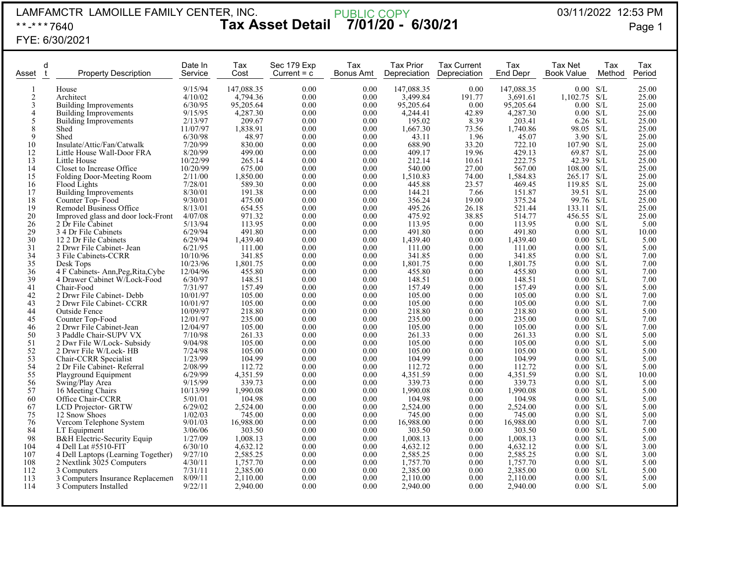LAMFAMCTR LAMOILLE FAMILY CENTER, INC.
**-***7640
FYE: 6/30/2021

PUBLIC COPY

# Tax Asset Detail 7/01/20 - 6/30/21

03/11/2022 12:53 PM

| Asset | d t | Property Description | Date In Service | Tax Cost | Sec 179 Exp Current = c | Tax Bonus Amt | Tax Prior Depreciation | Tax Current Depreciation | Tax End Depr | Tax Net Book Value | Tax Method | Tax Period |
|---|---|---|---|---|---|---|---|---|---|---|---|---|
| 1 | | House | 9/15/94 | 147,088.35 | 0.00 | 0.00 | 147,088.35 | 0.00 | 147,088.35 | 0.00 | S/L | 25.00 |
| 2 | | Architect | 4/10/02 | 4,794.36 | 0.00 | 0.00 | 3,499.84 | 191.77 | 3,691.61 | 1,102.75 | S/L | 25.00 |
| 3 | | Building Improvements | 6/30/95 | 95,205.64 | 0.00 | 0.00 | 95,205.64 | 0.00 | 95,205.64 | 0.00 | S/L | 25.00 |
| 4 | | Building Improvements | 9/15/95 | 4,287.30 | 0.00 | 0.00 | 4,244.41 | 42.89 | 4,287.30 | 0.00 | S/L | 25.00 |
| 5 | | Building Improvements | 2/13/97 | 209.67 | 0.00 | 0.00 | 195.02 | 8.39 | 203.41 | 6.26 | S/L | 25.00 |
| 8 | | Shed | 11/07/97 | 1,838.91 | 0.00 | 0.00 | 1,667.30 | 73.56 | 1,740.86 | 98.05 | S/L | 25.00 |
| 9 | | Shed | 6/30/98 | 48.97 | 0.00 | 0.00 | 43.11 | 1.96 | 45.07 | 3.90 | S/L | 25.00 |
| 10 | | Insulate/Attic/Fan/Catwalk | 7/20/99 | 830.00 | 0.00 | 0.00 | 688.90 | 33.20 | 722.10 | 107.90 | S/L | 25.00 |
| 12 | | Little House Wall-Door FRA | 8/20/99 | 499.00 | 0.00 | 0.00 | 409.17 | 19.96 | 429.13 | 69.87 | S/L | 25.00 |
| 13 | | Little House | 10/22/99 | 265.14 | 0.00 | 0.00 | 212.14 | 10.61 | 222.75 | 42.39 | S/L | 25.00 |
| 14 | | Closet to Increase Office | 10/20/99 | 675.00 | 0.00 | 0.00 | 540.00 | 27.00 | 567.00 | 108.00 | S/L | 25.00 |
| 15 | | Folding Door-Meeting Room | 2/11/00 | 1,850.00 | 0.00 | 0.00 | 1,510.83 | 74.00 | 1,584.83 | 265.17 | S/L | 25.00 |
| 16 | | Flood Lights | 7/28/01 | 589.30 | 0.00 | 0.00 | 445.88 | 23.57 | 469.45 | 119.85 | S/L | 25.00 |
| 17 | | Building Improvements | 8/30/01 | 191.38 | 0.00 | 0.00 | 144.21 | 7.66 | 151.87 | 39.51 | S/L | 25.00 |
| 18 | | Counter Top- Food | 9/30/01 | 475.00 | 0.00 | 0.00 | 356.24 | 19.00 | 375.24 | 99.76 | S/L | 25.00 |
| 19 | | Remodel Business Office | 8/13/01 | 654.55 | 0.00 | 0.00 | 495.26 | 26.18 | 521.44 | 133.11 | S/L | 25.00 |
| 20 | | Improved glass and door lock-Front | 4/07/08 | 971.32 | 0.00 | 0.00 | 475.92 | 38.85 | 514.77 | 456.55 | S/L | 25.00 |
| 26 | | 2 Dr File Cabinet | 5/13/94 | 113.95 | 0.00 | 0.00 | 113.95 | 0.00 | 113.95 | 0.00 | S/L | 5.00 |
| 29 | | 3 4 Dr File Cabinets | 6/29/94 | 491.80 | 0.00 | 0.00 | 491.80 | 0.00 | 491.80 | 0.00 | S/L | 10.00 |
| 30 | | 12 2 Dr File Cabinets | 6/29/94 | 1,439.40 | 0.00 | 0.00 | 1,439.40 | 0.00 | 1,439.40 | 0.00 | S/L | 5.00 |
| 31 | | 2 Drwr File Cabinet- Jean | 6/21/95 | 111.00 | 0.00 | 0.00 | 111.00 | 0.00 | 111.00 | 0.00 | S/L | 5.00 |
| 34 | | 3 File Cabinets-CCRR | 10/10/96 | 341.85 | 0.00 | 0.00 | 341.85 | 0.00 | 341.85 | 0.00 | S/L | 7.00 |
| 35 | | Desk Tops | 10/23/96 | 1,801.75 | 0.00 | 0.00 | 1,801.75 | 0.00 | 1,801.75 | 0.00 | S/L | 7.00 |
| 36 | | 4 F Cabinets- Ann,Peg,Rita,Cybe | 12/04/96 | 455.80 | 0.00 | 0.00 | 455.80 | 0.00 | 455.80 | 0.00 | S/L | 7.00 |
| 39 | | 4 Drawer Cabinet W/Lock-Food | 6/30/97 | 148.51 | 0.00 | 0.00 | 148.51 | 0.00 | 148.51 | 0.00 | S/L | 7.00 |
| 41 | | Chair-Food | 7/31/97 | 157.49 | 0.00 | 0.00 | 157.49 | 0.00 | 157.49 | 0.00 | S/L | 5.00 |
| 42 | | 2 Drwr File Cabinet- Debb | 10/01/97 | 105.00 | 0.00 | 0.00 | 105.00 | 0.00 | 105.00 | 0.00 | S/L | 7.00 |
| 43 | | 2 Drwr File Cabinet- CCRR | 10/01/97 | 105.00 | 0.00 | 0.00 | 105.00 | 0.00 | 105.00 | 0.00 | S/L | 7.00 |
| 44 | | Outside Fence | 10/09/97 | 218.80 | 0.00 | 0.00 | 218.80 | 0.00 | 218.80 | 0.00 | S/L | 5.00 |
| 45 | | Counter Top-Food | 12/01/97 | 235.00 | 0.00 | 0.00 | 235.00 | 0.00 | 235.00 | 0.00 | S/L | 7.00 |
| 46 | | 2 Drwr File Cabinet-Jean | 12/04/97 | 105.00 | 0.00 | 0.00 | 105.00 | 0.00 | 105.00 | 0.00 | S/L | 7.00 |
| 50 | | 3 Paddle Chair-SUPV VX | 7/10/98 | 261.33 | 0.00 | 0.00 | 261.33 | 0.00 | 261.33 | 0.00 | S/L | 5.00 |
| 51 | | 2 Dwr File W/Lock- Subsidy | 9/04/98 | 105.00 | 0.00 | 0.00 | 105.00 | 0.00 | 105.00 | 0.00 | S/L | 5.00 |
| 52 | | 2 Drwr File W/Lock- HB | 7/24/98 | 105.00 | 0.00 | 0.00 | 105.00 | 0.00 | 105.00 | 0.00 | S/L | 5.00 |
| 53 | | Chair-CCRR Specialist | 1/23/99 | 104.99 | 0.00 | 0.00 | 104.99 | 0.00 | 104.99 | 0.00 | S/L | 5.00 |
| 54 | | 2 Dr File Cabinet- Referral | 2/08/99 | 112.72 | 0.00 | 0.00 | 112.72 | 0.00 | 112.72 | 0.00 | S/L | 5.00 |
| 55 | | Playground Equipment | 6/29/99 | 4,351.59 | 0.00 | 0.00 | 4,351.59 | 0.00 | 4,351.59 | 0.00 | S/L | 10.00 |
| 56 | | Swing/Play Area | 9/15/99 | 339.73 | 0.00 | 0.00 | 339.73 | 0.00 | 339.73 | 0.00 | S/L | 5.00 |
| 57 | | 16 Meeting Chairs | 10/13/99 | 1,990.08 | 0.00 | 0.00 | 1,990.08 | 0.00 | 1,990.08 | 0.00 | S/L | 5.00 |
| 60 | | Office Chair-CCRR | 5/01/01 | 104.98 | 0.00 | 0.00 | 104.98 | 0.00 | 104.98 | 0.00 | S/L | 5.00 |
| 67 | | LCD Projector- GRTW | 6/29/02 | 2,524.00 | 0.00 | 0.00 | 2,524.00 | 0.00 | 2,524.00 | 0.00 | S/L | 5.00 |
| 75 | | 12 Snow Shoes | 1/02/03 | 745.00 | 0.00 | 0.00 | 745.00 | 0.00 | 745.00 | 0.00 | S/L | 5.00 |
| 76 | | Vercom Telephone System | 9/01/03 | 16,988.00 | 0.00 | 0.00 | 16,988.00 | 0.00 | 16,988.00 | 0.00 | S/L | 7.00 |
| 84 | | LT Equipment | 3/06/06 | 303.50 | 0.00 | 0.00 | 303.50 | 0.00 | 303.50 | 0.00 | S/L | 5.00 |
| 98 | | B&H Electric-Security Equip | 1/27/09 | 1,008.13 | 0.00 | 0.00 | 1,008.13 | 0.00 | 1,008.13 | 0.00 | S/L | 5.00 |
| 104 | | 4 Dell Lat #5510-FIT | 6/30/10 | 4,632.12 | 0.00 | 0.00 | 4,632.12 | 0.00 | 4,632.12 | 0.00 | S/L | 3.00 |
| 107 | | 4 Dell Laptops (Learning Together) | 9/27/10 | 2,585.25 | 0.00 | 0.00 | 2,585.25 | 0.00 | 2,585.25 | 0.00 | S/L | 3.00 |
| 108 | | 2 Nextlink 3025 Computers | 4/30/11 | 1,757.70 | 0.00 | 0.00 | 1,757.70 | 0.00 | 1,757.70 | 0.00 | S/L | 5.00 |
| 112 | | 3 Computers | 7/31/11 | 2,385.00 | 0.00 | 0.00 | 2,385.00 | 0.00 | 2,385.00 | 0.00 | S/L | 5.00 |
| 113 | | 3 Computers Insurance Replacemen | 8/09/11 | 2,110.00 | 0.00 | 0.00 | 2,110.00 | 0.00 | 2,110.00 | 0.00 | S/L | 5.00 |
| 114 | | 3 Computers Installed | 9/22/11 | 2,940.00 | 0.00 | 0.00 | 2,940.00 | 0.00 | 2,940.00 | 0.00 | S/L | 5.00 |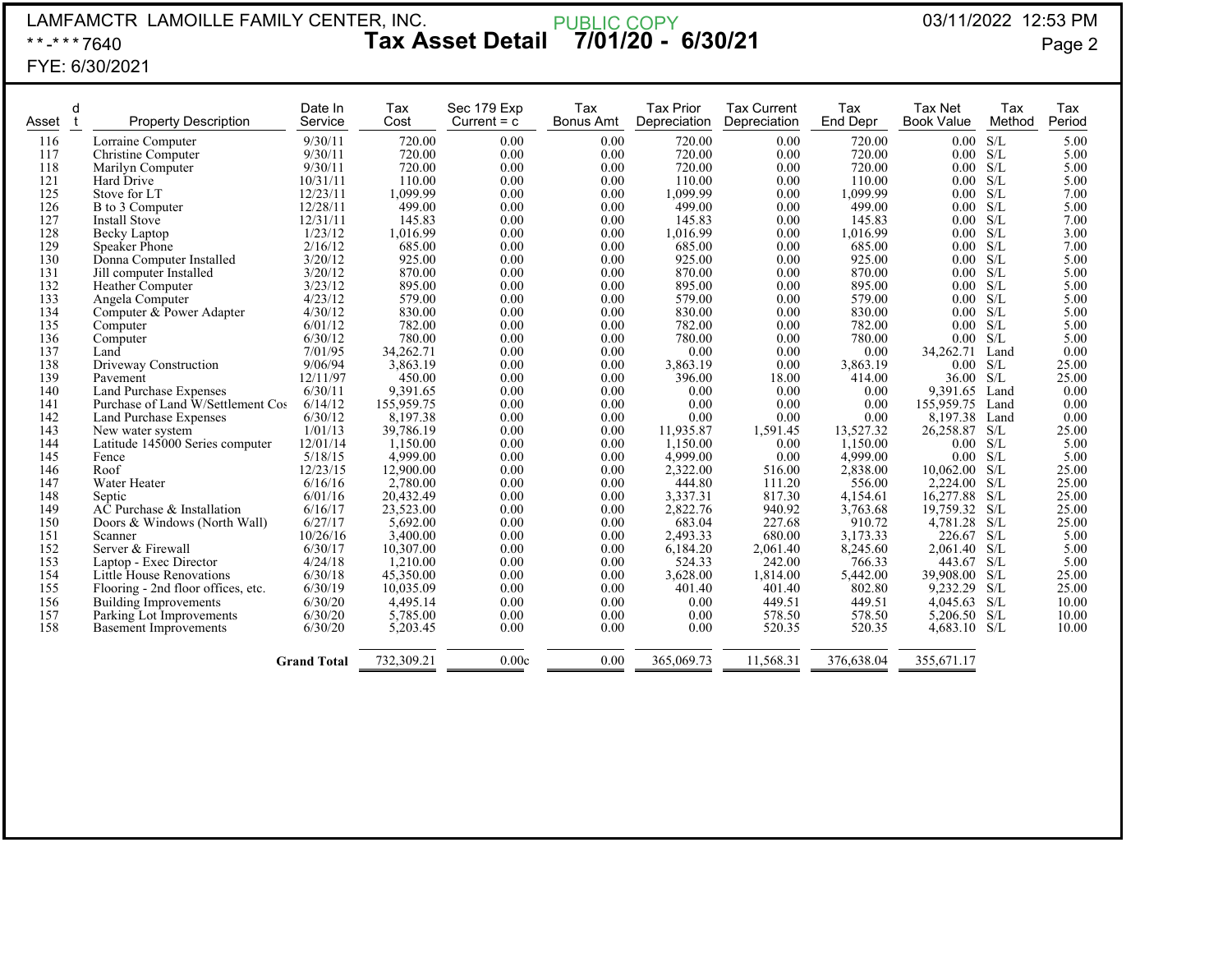LAMFAMCTR LAMOILLE FAMILY CENTER, INC.
**-***7640
FYE: 6/30/2021

PUBLIC COPY

# Tax Asset Detail 7/01/20 - 6/30/21

03/11/2022 12:53 PM

| Asset | dt | Property Description | Date In Service | Tax Cost | Sec 179 Exp Current = c | Tax Bonus Amt | Tax Prior Depreciation | Tax Current Depreciation | Tax End Depr | Tax Net Book Value | Tax Method | Tax Period |
|---|---|---|---|---|---|---|---|---|---|---|---|---|
| 116 | | Lorraine Computer | 9/30/11 | 720.00 | 0.00 | 0.00 | 720.00 | 0.00 | 720.00 | 0.00 | S/L | 5.00 |
| 117 | | Christine Computer | 9/30/11 | 720.00 | 0.00 | 0.00 | 720.00 | 0.00 | 720.00 | 0.00 | S/L | 5.00 |
| 118 | | Marilyn Computer | 9/30/11 | 720.00 | 0.00 | 0.00 | 720.00 | 0.00 | 720.00 | 0.00 | S/L | 5.00 |
| 121 | | Hard Drive | 10/31/11 | 110.00 | 0.00 | 0.00 | 110.00 | 0.00 | 110.00 | 0.00 | S/L | 5.00 |
| 125 | | Stove for LT | 12/23/11 | 1,099.99 | 0.00 | 0.00 | 1,099.99 | 0.00 | 1,099.99 | 0.00 | S/L | 7.00 |
| 126 | | B to 3 Computer | 12/28/11 | 499.00 | 0.00 | 0.00 | 499.00 | 0.00 | 499.00 | 0.00 | S/L | 5.00 |
| 127 | | Install Stove | 12/31/11 | 145.83 | 0.00 | 0.00 | 145.83 | 0.00 | 145.83 | 0.00 | S/L | 7.00 |
| 128 | | Becky Laptop | 1/23/12 | 1,016.99 | 0.00 | 0.00 | 1,016.99 | 0.00 | 1,016.99 | 0.00 | S/L | 3.00 |
| 129 | | Speaker Phone | 2/16/12 | 685.00 | 0.00 | 0.00 | 685.00 | 0.00 | 685.00 | 0.00 | S/L | 7.00 |
| 130 | | Donna Computer Installed | 3/20/12 | 925.00 | 0.00 | 0.00 | 925.00 | 0.00 | 925.00 | 0.00 | S/L | 5.00 |
| 131 | | Jill computer Installed | 3/20/12 | 870.00 | 0.00 | 0.00 | 870.00 | 0.00 | 870.00 | 0.00 | S/L | 5.00 |
| 132 | | Heather Computer | 3/23/12 | 895.00 | 0.00 | 0.00 | 895.00 | 0.00 | 895.00 | 0.00 | S/L | 5.00 |
| 133 | | Angela Computer | 4/23/12 | 579.00 | 0.00 | 0.00 | 579.00 | 0.00 | 579.00 | 0.00 | S/L | 5.00 |
| 134 | | Computer & Power Adapter | 4/30/12 | 830.00 | 0.00 | 0.00 | 830.00 | 0.00 | 830.00 | 0.00 | S/L | 5.00 |
| 135 | | Computer | 6/01/12 | 782.00 | 0.00 | 0.00 | 782.00 | 0.00 | 782.00 | 0.00 | S/L | 5.00 |
| 136 | | Computer | 6/30/12 | 780.00 | 0.00 | 0.00 | 780.00 | 0.00 | 780.00 | 0.00 | S/L | 5.00 |
| 137 | | Land | 7/01/95 | 34,262.71 | 0.00 | 0.00 | 0.00 | 0.00 | 0.00 | 34,262.71 | Land | 0.00 |
| 138 | | Driveway Construction | 9/06/94 | 3,863.19 | 0.00 | 0.00 | 3,863.19 | 0.00 | 3,863.19 | 0.00 | S/L | 25.00 |
| 139 | | Pavement | 12/11/97 | 450.00 | 0.00 | 0.00 | 396.00 | 18.00 | 414.00 | 36.00 | S/L | 25.00 |
| 140 | | Land Purchase Expenses | 6/30/11 | 9,391.65 | 0.00 | 0.00 | 0.00 | 0.00 | 0.00 | 9,391.65 | Land | 0.00 |
| 141 | | Purchase of Land W/Settlement Cos | 6/14/12 | 155,959.75 | 0.00 | 0.00 | 0.00 | 0.00 | 0.00 | 155,959.75 | Land | 0.00 |
| 142 | | Land Purchase Expenses | 6/30/12 | 8,197.38 | 0.00 | 0.00 | 0.00 | 0.00 | 0.00 | 8,197.38 | Land | 0.00 |
| 143 | | New water system | 1/01/13 | 39,786.19 | 0.00 | 0.00 | 11,935.87 | 1,591.45 | 13,527.32 | 26,258.87 | S/L | 25.00 |
| 144 | | Latitude 145000 Series computer | 12/01/14 | 1,150.00 | 0.00 | 0.00 | 1,150.00 | 0.00 | 1,150.00 | 0.00 | S/L | 5.00 |
| 145 | | Fence | 5/18/15 | 4,999.00 | 0.00 | 0.00 | 4,999.00 | 0.00 | 4,999.00 | 0.00 | S/L | 5.00 |
| 146 | | Roof | 12/23/15 | 12,900.00 | 0.00 | 0.00 | 2,322.00 | 516.00 | 2,838.00 | 10,062.00 | S/L | 25.00 |
| 147 | | Water Heater | 6/16/16 | 2,780.00 | 0.00 | 0.00 | 444.80 | 111.20 | 556.00 | 2,224.00 | S/L | 25.00 |
| 148 | | Septic | 6/01/16 | 20,432.49 | 0.00 | 0.00 | 3,337.31 | 817.30 | 4,154.61 | 16,277.88 | S/L | 25.00 |
| 149 | | AC Purchase & Installation | 6/16/17 | 23,523.00 | 0.00 | 0.00 | 2,822.76 | 940.92 | 3,763.68 | 19,759.32 | S/L | 25.00 |
| 150 | | Doors & Windows (North Wall) | 6/27/17 | 5,692.00 | 0.00 | 0.00 | 683.04 | 227.68 | 910.72 | 4,781.28 | S/L | 25.00 |
| 151 | | Scanner | 10/26/16 | 3,400.00 | 0.00 | 0.00 | 2,493.33 | 680.00 | 3,173.33 | 226.67 | S/L | 5.00 |
| 152 | | Server & Firewall | 6/30/17 | 10,307.00 | 0.00 | 0.00 | 6,184.20 | 2,061.40 | 8,245.60 | 2,061.40 | S/L | 5.00 |
| 153 | | Laptop - Exec Director | 4/24/18 | 1,210.00 | 0.00 | 0.00 | 524.33 | 242.00 | 766.33 | 443.67 | S/L | 5.00 |
| 154 | | Little House Renovations | 6/30/18 | 45,350.00 | 0.00 | 0.00 | 3,628.00 | 1,814.00 | 5,442.00 | 39,908.00 | S/L | 25.00 |
| 155 | | Flooring - 2nd floor offices, etc. | 6/30/19 | 10,035.09 | 0.00 | 0.00 | 401.40 | 401.40 | 802.80 | 9,232.29 | S/L | 25.00 |
| 156 | | Building Improvements | 6/30/20 | 4,495.14 | 0.00 | 0.00 | 0.00 | 449.51 | 449.51 | 4,045.63 | S/L | 10.00 |
| 157 | | Parking Lot Improvements | 6/30/20 | 5,785.00 | 0.00 | 0.00 | 0.00 | 578.50 | 578.50 | 5,206.50 | S/L | 10.00 |
| 158 | | Basement Improvements | 6/30/20 | 5,203.45 | 0.00 | 0.00 | 0.00 | 520.35 | 520.35 | 4,683.10 | S/L | 10.00 |
| | | | **Grand Total** | 732,309.21 | 0.00c | 0.00 | 365,069.73 | 11,568.31 | 376,638.04 | 355,671.17 | | |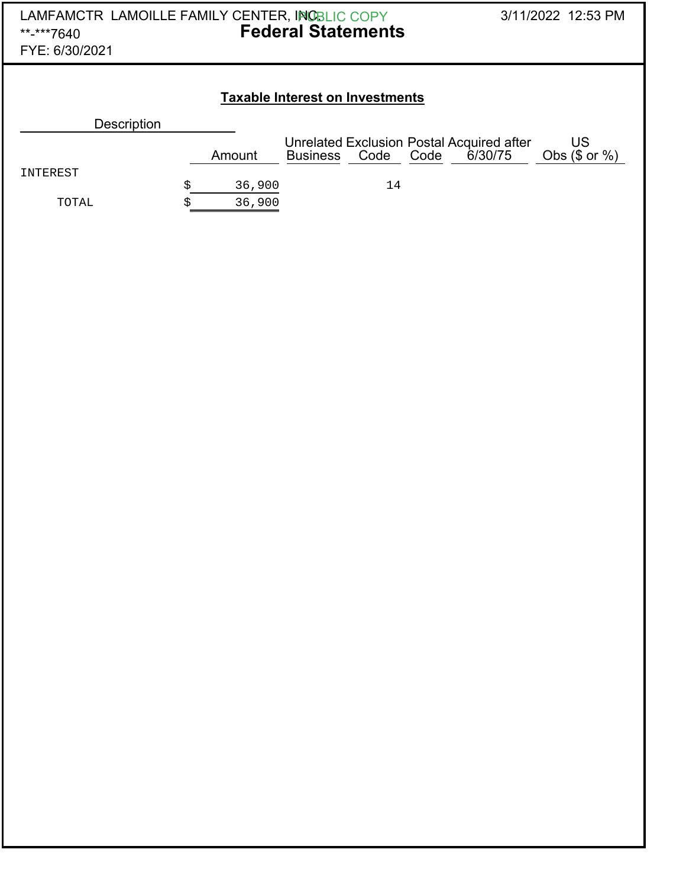LAMFAMCTR LAMOILLE FAMILY CENTER, INC.
**-***7640
FYE: 6/30/2021

PUBLIC COPY

# Federal Statements

3/11/2022 12:53 PM

## Taxable Interest on Investments

| Description | Amount | Unrelated Business | Exclusion Code | Postal Code | Acquired after 6/30/75 | US Obs ($ or %) |
|---|---|---|---|---|---|---|
| INTEREST | $ 36,900 | | 14 | | | |
| TOTAL | $ 36,900 | | | | | |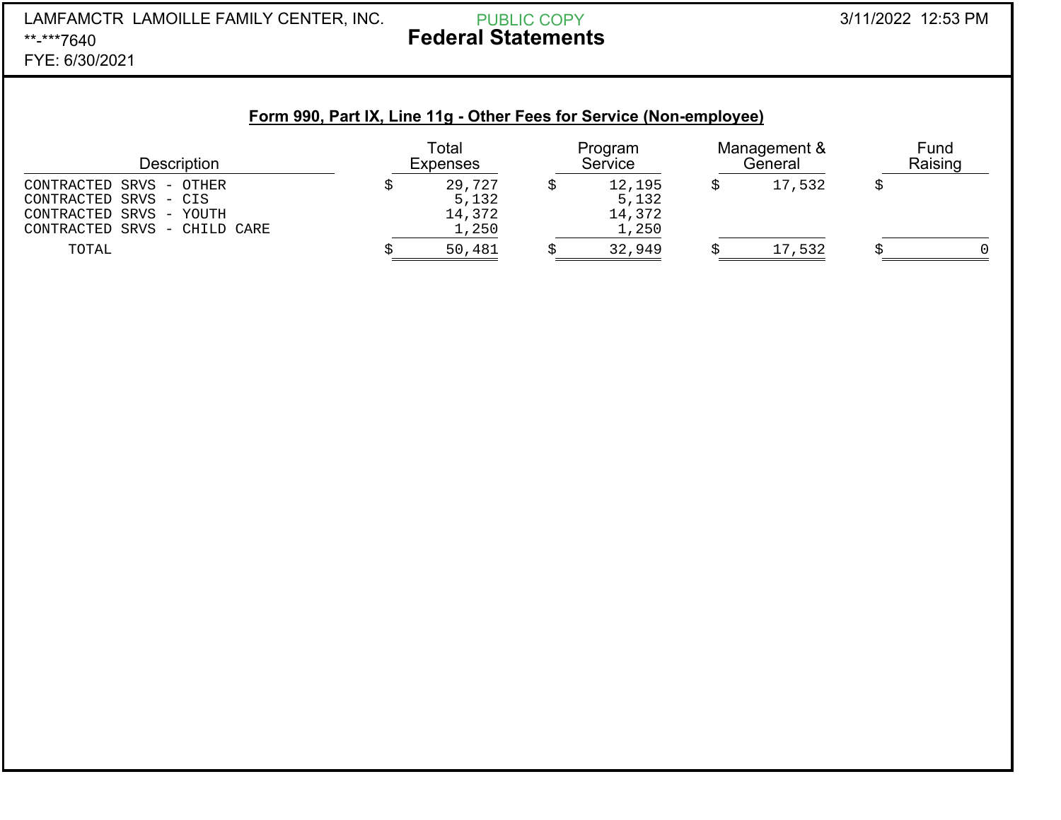LAMFAMCTR LAMOILLE FAMILY CENTER, INC.
**-***7640
FYE: 6/30/2021

PUBLIC COPY

# Federal Statements

3/11/2022 12:53 PM

## Form 990, Part IX, Line 11g - Other Fees for Service (Non-employee)

| Description | Total Expenses | Program Service | Management & General | Fund Raising |
|---|---|---|---|---|
| CONTRACTED SRVS - OTHER | $ 29,727 | $ 12,195 | $ 17,532 | $ |
| CONTRACTED SRVS - CIS | 5,132 | 5,132 | | |
| CONTRACTED SRVS - YOUTH | 14,372 | 14,372 | | |
| CONTRACTED SRVS - CHILD CARE | 1,250 | 1,250 | | |
| TOTAL | $ 50,481 | $ 32,949 | $ 17,532 | $ 0 |